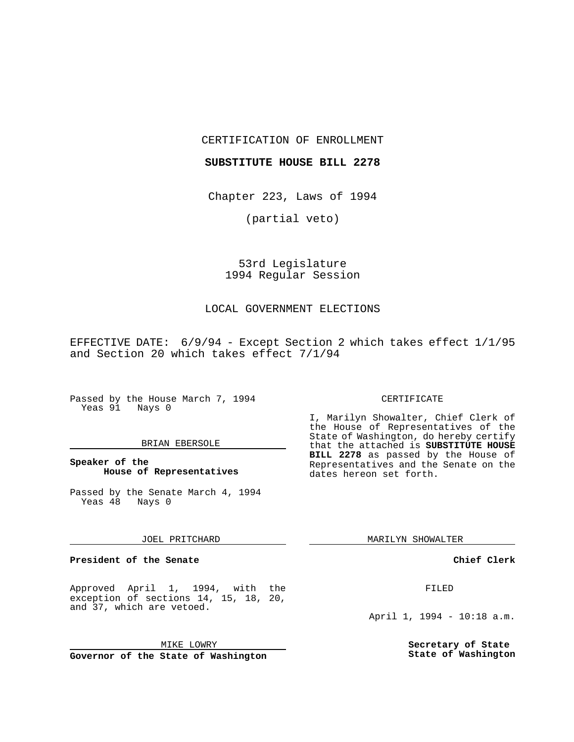CERTIFICATION OF ENROLLMENT

**SUBSTITUTE HOUSE BILL 2278**

Chapter 223, Laws of 1994

(partial veto)

53rd Legislature
1994 Regular Session

LOCAL GOVERNMENT ELECTIONS

EFFECTIVE DATE: 6/9/94 - Except Section 2 which takes effect 1/1/95 and Section 20 which takes effect 7/1/94

Passed by the House March 7, 1994
Yeas 91 Nays 0

BRIAN EBERSOLE

**Speaker of the House of Representatives**

Passed by the Senate March 4, 1994
Yeas 48 Nays 0

JOEL PRITCHARD

**President of the Senate**

Approved April 1, 1994, with the exception of sections 14, 15, 18, 20, and 37, which are vetoed.

MIKE LOWRY

**Governor of the State of Washington**

CERTIFICATE

I, Marilyn Showalter, Chief Clerk of the House of Representatives of the State of Washington, do hereby certify that the attached is **SUBSTITUTE HOUSE BILL 2278** as passed by the House of Representatives and the Senate on the dates hereon set forth.

MARILYN SHOWALTER

**Chief Clerk**

FILED

April 1, 1994 - 10:18 a.m.

**Secretary of State**
**State of Washington**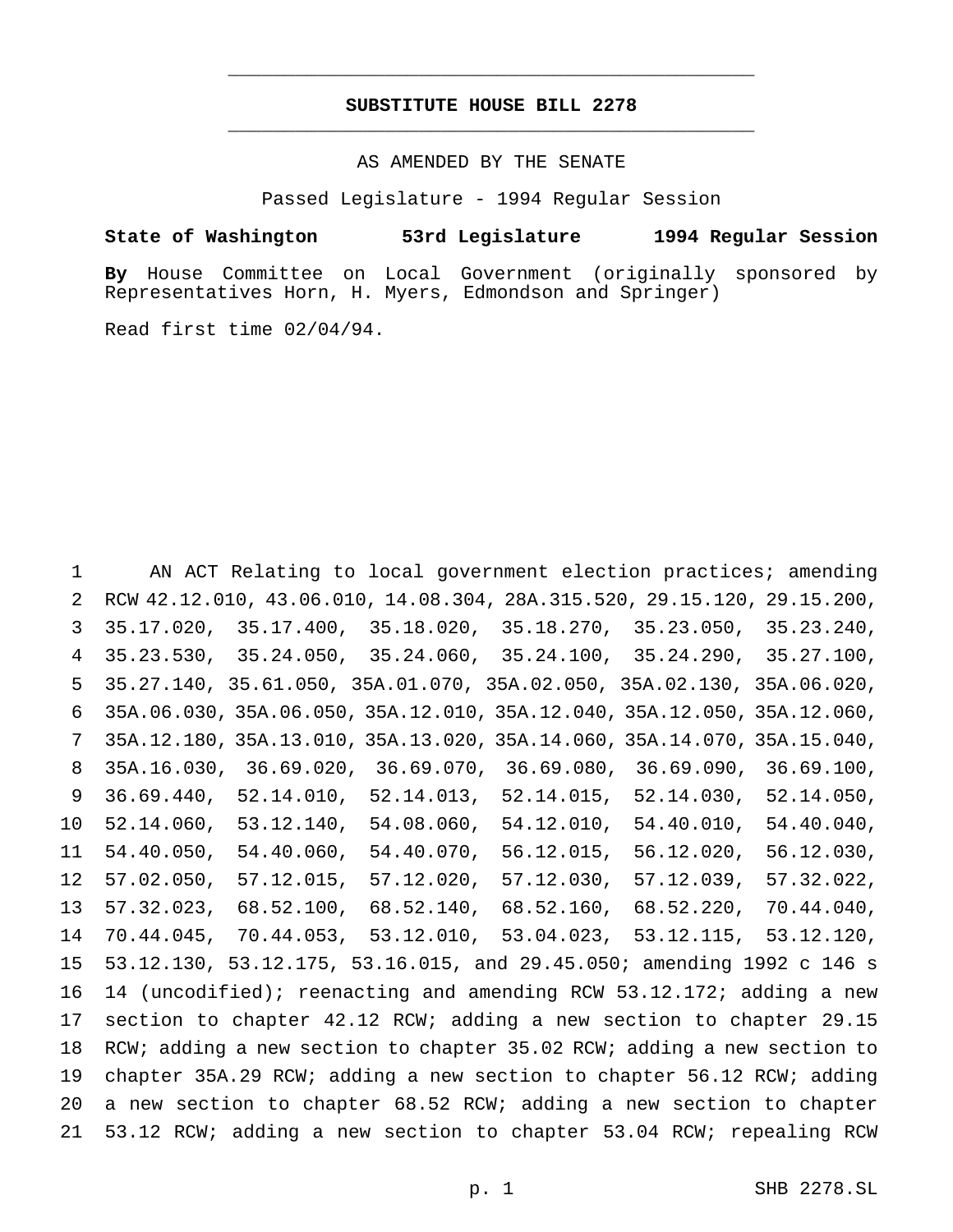# SUBSTITUTE HOUSE BILL 2278

AS AMENDED BY THE SENATE

Passed Legislature - 1994 Regular Session

**State of Washington 53rd Legislature 1994 Regular Session**

**By** House Committee on Local Government (originally sponsored by Representatives Horn, H. Myers, Edmondson and Springer)

Read first time 02/04/94.

AN ACT Relating to local government election practices; amending RCW 42.12.010, 43.06.010, 14.08.304, 28A.315.520, 29.15.120, 29.15.200, 35.17.020, 35.17.400, 35.18.020, 35.18.270, 35.23.050, 35.23.240, 35.23.530, 35.24.050, 35.24.060, 35.24.100, 35.24.290, 35.27.100, 35.27.140, 35.61.050, 35A.01.070, 35A.02.050, 35A.02.130, 35A.06.020, 35A.06.030, 35A.06.050, 35A.12.010, 35A.12.040, 35A.12.050, 35A.12.060, 35A.12.180, 35A.13.010, 35A.13.020, 35A.14.060, 35A.14.070, 35A.15.040, 35A.16.030, 36.69.020, 36.69.070, 36.69.080, 36.69.090, 36.69.100, 36.69.440, 52.14.010, 52.14.013, 52.14.015, 52.14.030, 52.14.050, 52.14.060, 53.12.140, 54.08.060, 54.12.010, 54.40.010, 54.40.040, 54.40.050, 54.40.060, 54.40.070, 56.12.015, 56.12.020, 56.12.030, 57.02.050, 57.12.015, 57.12.020, 57.12.030, 57.12.039, 57.32.022, 57.32.023, 68.52.100, 68.52.140, 68.52.160, 68.52.220, 70.44.040, 70.44.045, 70.44.053, 53.12.010, 53.04.023, 53.12.115, 53.12.120, 53.12.130, 53.12.175, 53.16.015, and 29.45.050; amending 1992 c 146 s 14 (uncodified); reenacting and amending RCW 53.12.172; adding a new section to chapter 42.12 RCW; adding a new section to chapter 29.15 RCW; adding a new section to chapter 35.02 RCW; adding a new section to chapter 35A.29 RCW; adding a new section to chapter 56.12 RCW; adding a new section to chapter 68.52 RCW; adding a new section to chapter 53.12 RCW; adding a new section to chapter 53.04 RCW; repealing RCW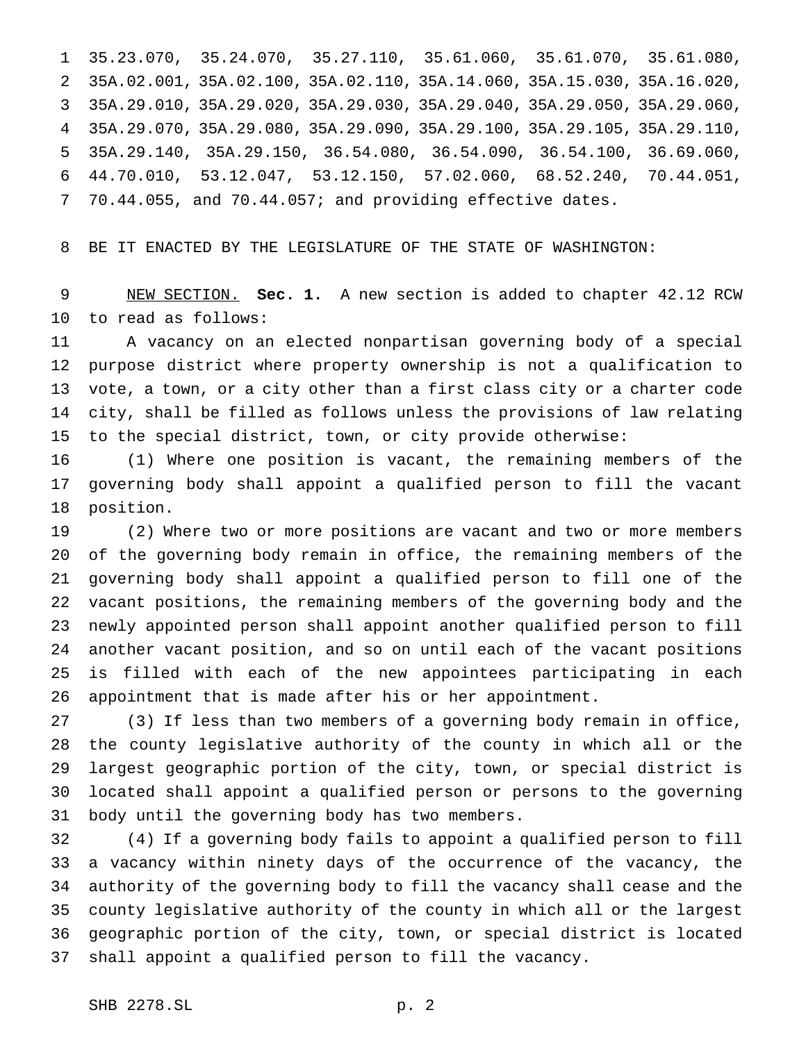35.23.070, 35.24.070, 35.27.110, 35.61.060, 35.61.070, 35.61.080, 35A.02.001, 35A.02.100, 35A.02.110, 35A.14.060, 35A.15.030, 35A.16.020, 35A.29.010, 35A.29.020, 35A.29.030, 35A.29.040, 35A.29.050, 35A.29.060, 35A.29.070, 35A.29.080, 35A.29.090, 35A.29.100, 35A.29.105, 35A.29.110, 35A.29.140, 35A.29.150, 36.54.080, 36.54.090, 36.54.100, 36.69.060, 44.70.010, 53.12.047, 53.12.150, 57.02.060, 68.52.240, 70.44.051, 70.44.055, and 70.44.057; and providing effective dates.

BE IT ENACTED BY THE LEGISLATURE OF THE STATE OF WASHINGTON:

NEW SECTION. **Sec. 1.** A new section is added to chapter 42.12 RCW to read as follows:

A vacancy on an elected nonpartisan governing body of a special purpose district where property ownership is not a qualification to vote, a town, or a city other than a first class city or a charter code city, shall be filled as follows unless the provisions of law relating to the special district, town, or city provide otherwise:

(1) Where one position is vacant, the remaining members of the governing body shall appoint a qualified person to fill the vacant position.

(2) Where two or more positions are vacant and two or more members of the governing body remain in office, the remaining members of the governing body shall appoint a qualified person to fill one of the vacant positions, the remaining members of the governing body and the newly appointed person shall appoint another qualified person to fill another vacant position, and so on until each of the vacant positions is filled with each of the new appointees participating in each appointment that is made after his or her appointment.

(3) If less than two members of a governing body remain in office, the county legislative authority of the county in which all or the largest geographic portion of the city, town, or special district is located shall appoint a qualified person or persons to the governing body until the governing body has two members.

(4) If a governing body fails to appoint a qualified person to fill a vacancy within ninety days of the occurrence of the vacancy, the authority of the governing body to fill the vacancy shall cease and the county legislative authority of the county in which all or the largest geographic portion of the city, town, or special district is located shall appoint a qualified person to fill the vacancy.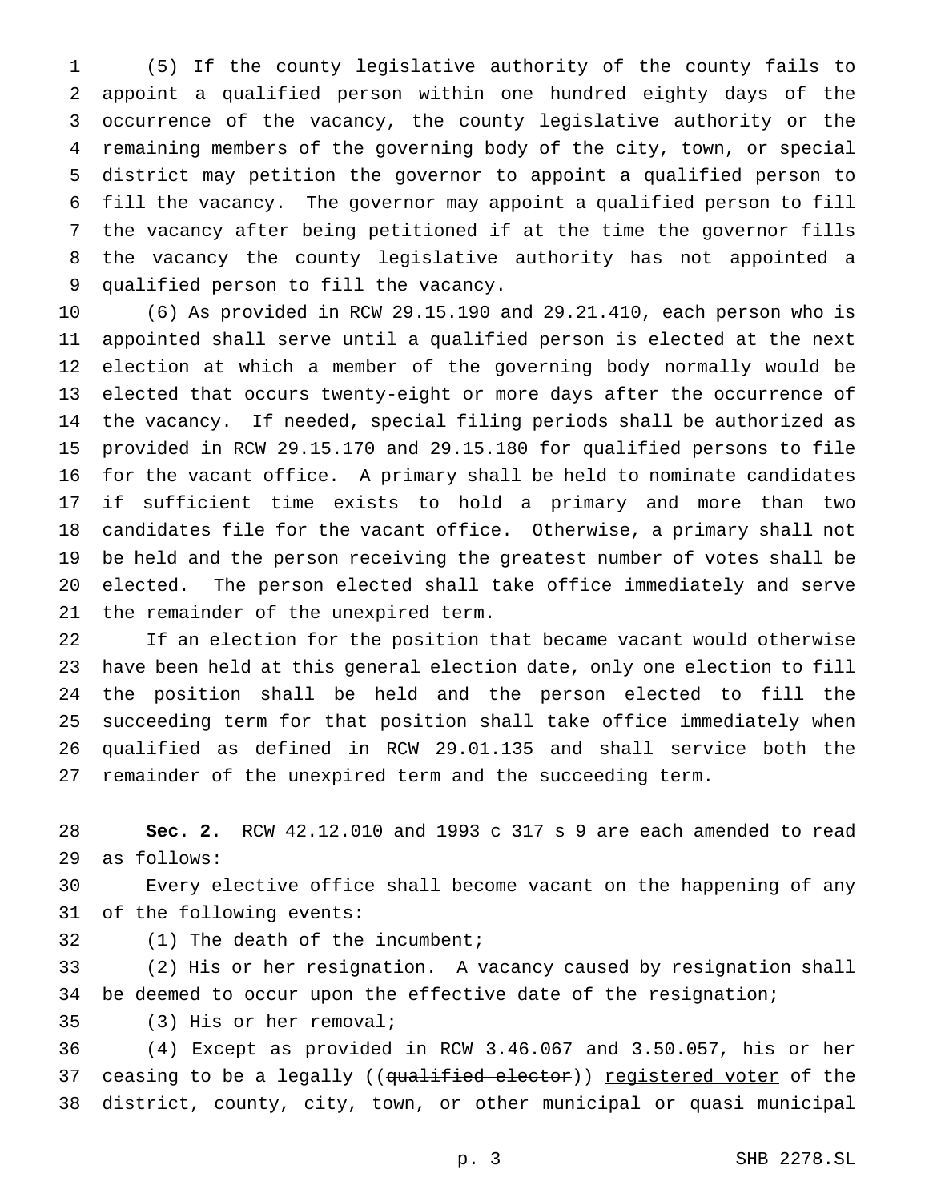(5) If the county legislative authority of the county fails to appoint a qualified person within one hundred eighty days of the occurrence of the vacancy, the county legislative authority or the remaining members of the governing body of the city, town, or special district may petition the governor to appoint a qualified person to fill the vacancy. The governor may appoint a qualified person to fill the vacancy after being petitioned if at the time the governor fills the vacancy the county legislative authority has not appointed a qualified person to fill the vacancy.

(6) As provided in RCW 29.15.190 and 29.21.410, each person who is appointed shall serve until a qualified person is elected at the next election at which a member of the governing body normally would be elected that occurs twenty-eight or more days after the occurrence of the vacancy. If needed, special filing periods shall be authorized as provided in RCW 29.15.170 and 29.15.180 for qualified persons to file for the vacant office. A primary shall be held to nominate candidates if sufficient time exists to hold a primary and more than two candidates file for the vacant office. Otherwise, a primary shall not be held and the person receiving the greatest number of votes shall be elected. The person elected shall take office immediately and serve the remainder of the unexpired term.

If an election for the position that became vacant would otherwise have been held at this general election date, only one election to fill the position shall be held and the person elected to fill the succeeding term for that position shall take office immediately when qualified as defined in RCW 29.01.135 and shall service both the remainder of the unexpired term and the succeeding term.

**Sec. 2.** RCW 42.12.010 and 1993 c 317 s 9 are each amended to read as follows:

Every elective office shall become vacant on the happening of any of the following events:

(1) The death of the incumbent;

(2) His or her resignation. A vacancy caused by resignation shall be deemed to occur upon the effective date of the resignation;

(3) His or her removal;

(4) Except as provided in RCW 3.46.067 and 3.50.057, his or her ceasing to be a legally ((~~qualified elector~~)) <u>registered voter</u> of the district, county, city, town, or other municipal or quasi municipal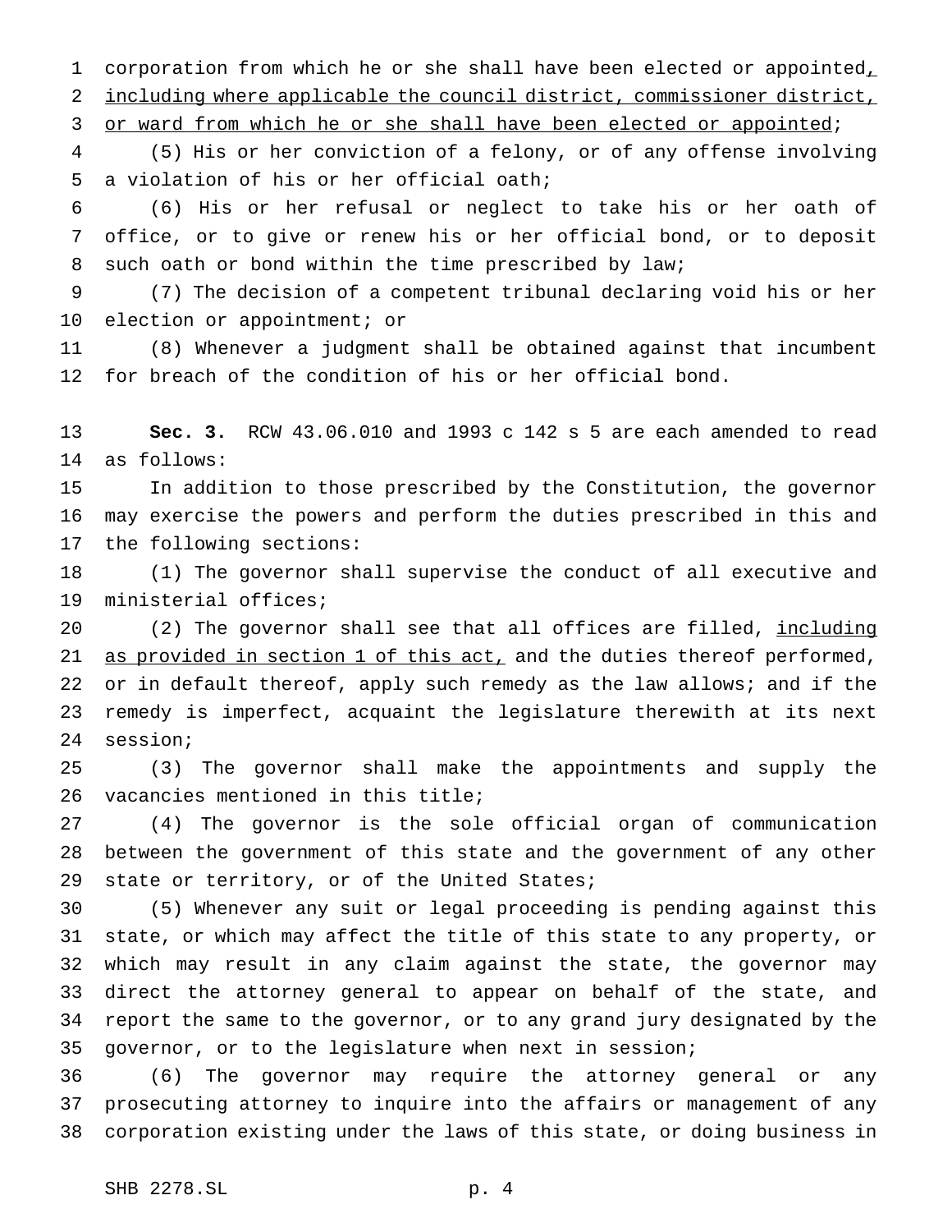corporation from which he or she shall have been elected or appointed, including where applicable the council district, commissioner district, or ward from which he or she shall have been elected or appointed;

(5) His or her conviction of a felony, or of any offense involving a violation of his or her official oath;

(6) His or her refusal or neglect to take his or her oath of office, or to give or renew his or her official bond, or to deposit such oath or bond within the time prescribed by law;

(7) The decision of a competent tribunal declaring void his or her election or appointment; or

(8) Whenever a judgment shall be obtained against that incumbent for breach of the condition of his or her official bond.

**Sec. 3.** RCW 43.06.010 and 1993 c 142 s 5 are each amended to read as follows:

In addition to those prescribed by the Constitution, the governor may exercise the powers and perform the duties prescribed in this and the following sections:

(1) The governor shall supervise the conduct of all executive and ministerial offices;

(2) The governor shall see that all offices are filled, including as provided in section 1 of this act, and the duties thereof performed, or in default thereof, apply such remedy as the law allows; and if the remedy is imperfect, acquaint the legislature therewith at its next session;

(3) The governor shall make the appointments and supply the vacancies mentioned in this title;

(4) The governor is the sole official organ of communication between the government of this state and the government of any other state or territory, or of the United States;

(5) Whenever any suit or legal proceeding is pending against this state, or which may affect the title of this state to any property, or which may result in any claim against the state, the governor may direct the attorney general to appear on behalf of the state, and report the same to the governor, or to any grand jury designated by the governor, or to the legislature when next in session;

(6) The governor may require the attorney general or any prosecuting attorney to inquire into the affairs or management of any corporation existing under the laws of this state, or doing business in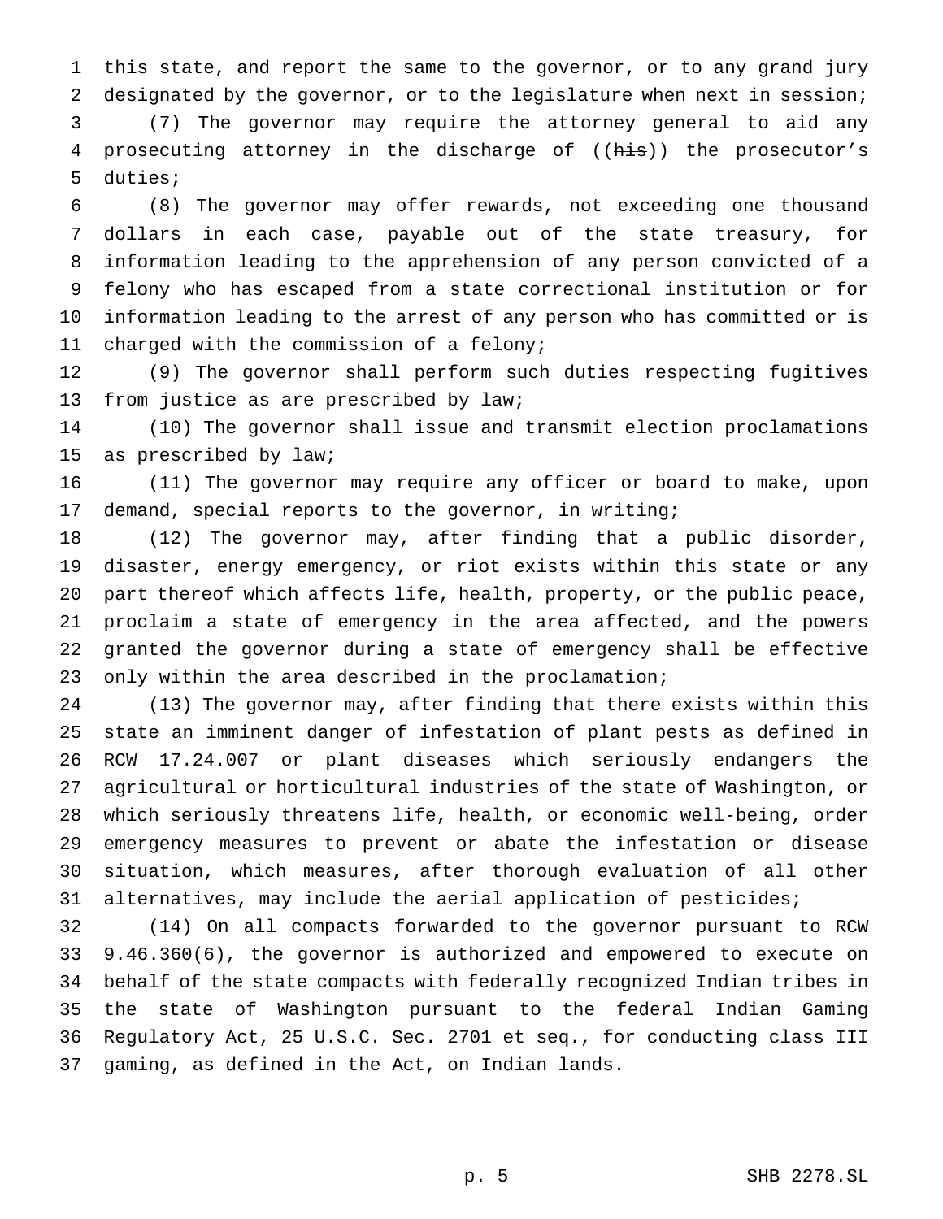this state, and report the same to the governor, or to any grand jury designated by the governor, or to the legislature when next in session;

(7) The governor may require the attorney general to aid any prosecuting attorney in the discharge of ((~~his~~)) <u>the prosecutor's</u> duties;

(8) The governor may offer rewards, not exceeding one thousand dollars in each case, payable out of the state treasury, for information leading to the apprehension of any person convicted of a felony who has escaped from a state correctional institution or for information leading to the arrest of any person who has committed or is charged with the commission of a felony;

(9) The governor shall perform such duties respecting fugitives from justice as are prescribed by law;

(10) The governor shall issue and transmit election proclamations as prescribed by law;

(11) The governor may require any officer or board to make, upon demand, special reports to the governor, in writing;

(12) The governor may, after finding that a public disorder, disaster, energy emergency, or riot exists within this state or any part thereof which affects life, health, property, or the public peace, proclaim a state of emergency in the area affected, and the powers granted the governor during a state of emergency shall be effective only within the area described in the proclamation;

(13) The governor may, after finding that there exists within this state an imminent danger of infestation of plant pests as defined in RCW 17.24.007 or plant diseases which seriously endangers the agricultural or horticultural industries of the state of Washington, or which seriously threatens life, health, or economic well-being, order emergency measures to prevent or abate the infestation or disease situation, which measures, after thorough evaluation of all other alternatives, may include the aerial application of pesticides;

(14) On all compacts forwarded to the governor pursuant to RCW 9.46.360(6), the governor is authorized and empowered to execute on behalf of the state compacts with federally recognized Indian tribes in the state of Washington pursuant to the federal Indian Gaming Regulatory Act, 25 U.S.C. Sec. 2701 et seq., for conducting class III gaming, as defined in the Act, on Indian lands.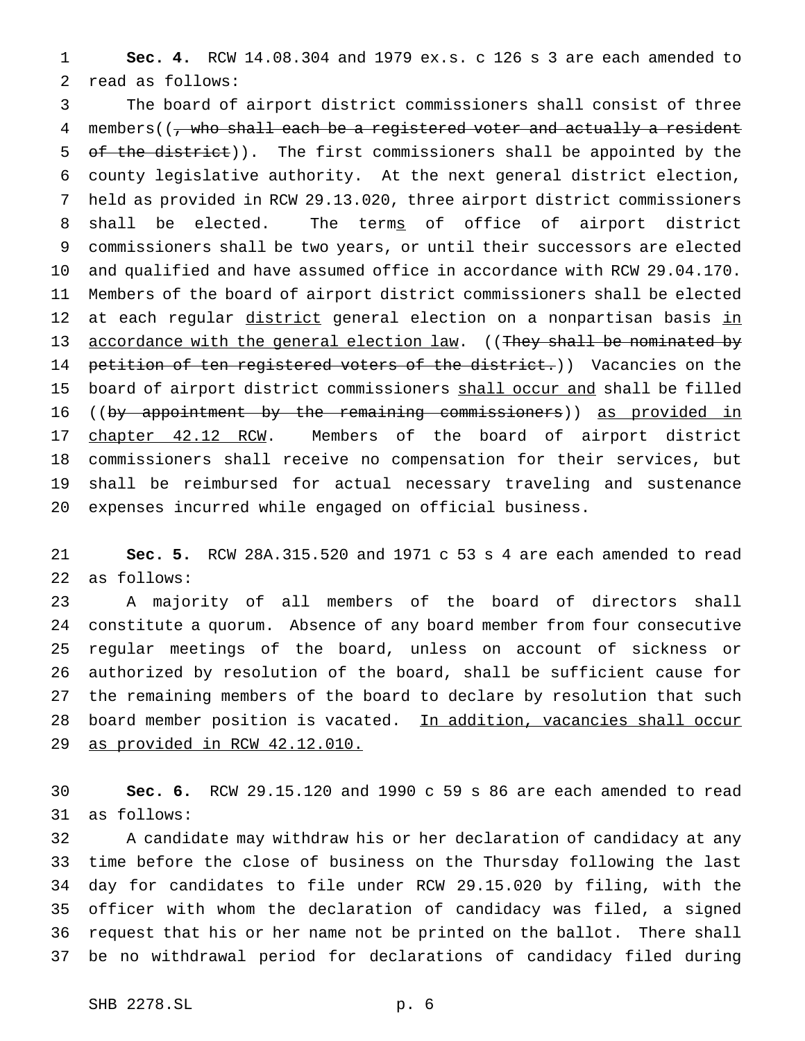**Sec. 4.** RCW 14.08.304 and 1979 ex.s. c 126 s 3 are each amended to read as follows:

The board of airport district commissioners shall consist of three members((~~, who shall each be a registered voter and actually a resident of the district~~)). The first commissioners shall be appointed by the county legislative authority. At the next general district election, held as provided in RCW 29.13.020, three airport district commissioners shall be elected. The term<u>s</u> of office of airport district commissioners shall be two years, or until their successors are elected and qualified and have assumed office in accordance with RCW 29.04.170. Members of the board of airport district commissioners shall be elected at each regular <u>district</u> general election on a nonpartisan basis <u>in accordance with the general election law</u>. ((~~They shall be nominated by petition of ten registered voters of the district.~~)) Vacancies on the board of airport district commissioners <u>shall occur and</u> shall be filled ((~~by appointment by the remaining commissioners~~)) <u>as provided in chapter 42.12 RCW</u>. Members of the board of airport district commissioners shall receive no compensation for their services, but shall be reimbursed for actual necessary traveling and sustenance expenses incurred while engaged on official business.

**Sec. 5.** RCW 28A.315.520 and 1971 c 53 s 4 are each amended to read as follows:

A majority of all members of the board of directors shall constitute a quorum. Absence of any board member from four consecutive regular meetings of the board, unless on account of sickness or authorized by resolution of the board, shall be sufficient cause for the remaining members of the board to declare by resolution that such board member position is vacated. <u>In addition, vacancies shall occur as provided in RCW 42.12.010.</u>

**Sec. 6.** RCW 29.15.120 and 1990 c 59 s 86 are each amended to read as follows:

A candidate may withdraw his or her declaration of candidacy at any time before the close of business on the Thursday following the last day for candidates to file under RCW 29.15.020 by filing, with the officer with whom the declaration of candidacy was filed, a signed request that his or her name not be printed on the ballot. There shall be no withdrawal period for declarations of candidacy filed during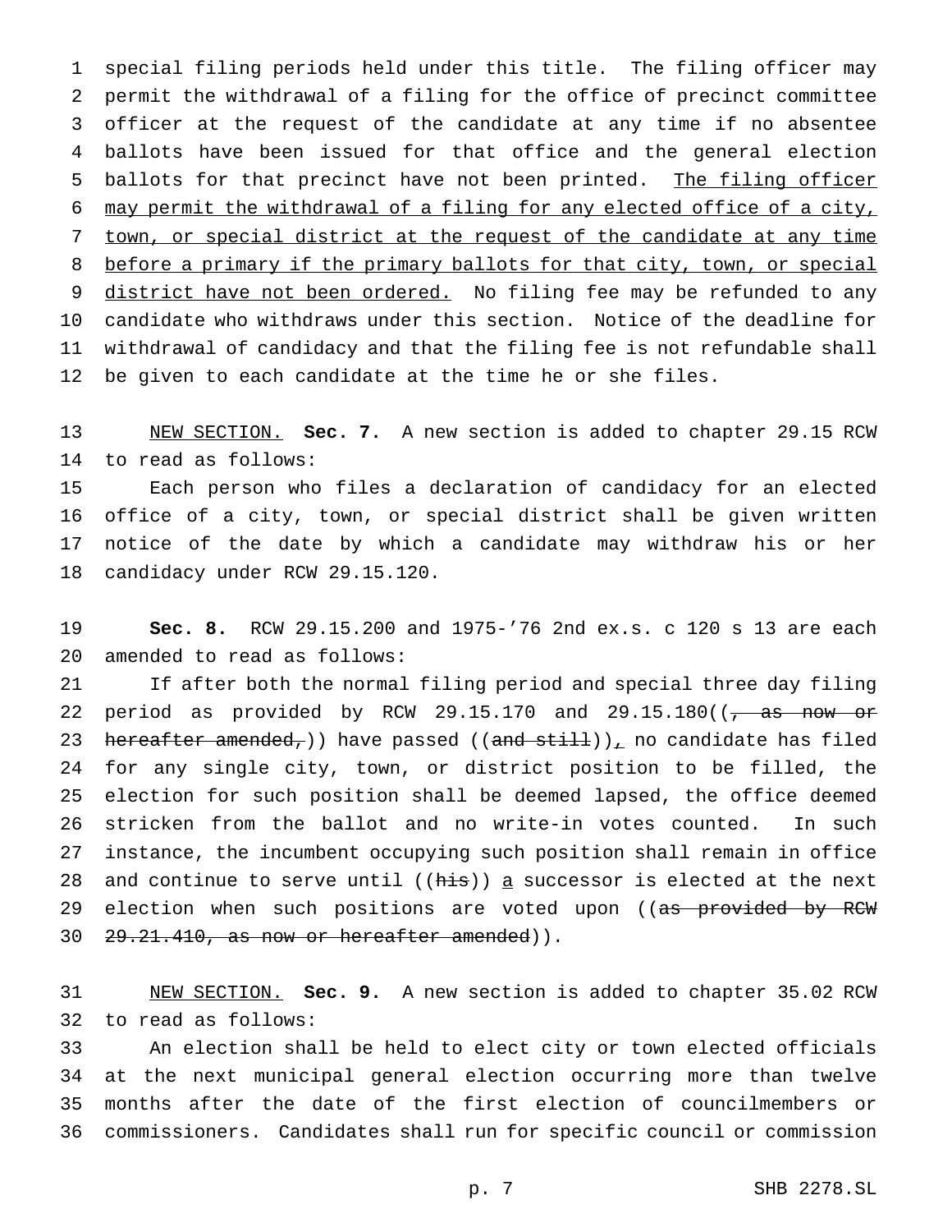special filing periods held under this title. The filing officer may permit the withdrawal of a filing for the office of precinct committee officer at the request of the candidate at any time if no absentee ballots have been issued for that office and the general election ballots for that precinct have not been printed. <u>The filing officer may permit the withdrawal of a filing for any elected office of a city, town, or special district at the request of the candidate at any time before a primary if the primary ballots for that city, town, or special district have not been ordered.</u> No filing fee may be refunded to any candidate who withdraws under this section. Notice of the deadline for withdrawal of candidacy and that the filing fee is not refundable shall be given to each candidate at the time he or she files.

<u>NEW SECTION.</u> **Sec. 7.** A new section is added to chapter 29.15 RCW to read as follows:

Each person who files a declaration of candidacy for an elected office of a city, town, or special district shall be given written notice of the date by which a candidate may withdraw his or her candidacy under RCW 29.15.120.

**Sec. 8.** RCW 29.15.200 and 1975-'76 2nd ex.s. c 120 s 13 are each amended to read as follows:

If after both the normal filing period and special three day filing period as provided by RCW 29.15.170 and 29.15.180((~~, as now or hereafter amended,~~)) have passed ((~~and still~~))<u>,</u> no candidate has filed for any single city, town, or district position to be filled, the election for such position shall be deemed lapsed, the office deemed stricken from the ballot and no write-in votes counted. In such instance, the incumbent occupying such position shall remain in office and continue to serve until ((~~his~~)) <u>a</u> successor is elected at the next election when such positions are voted upon ((~~as provided by RCW 29.21.410, as now or hereafter amended~~)).

<u>NEW SECTION.</u> **Sec. 9.** A new section is added to chapter 35.02 RCW to read as follows:

An election shall be held to elect city or town elected officials at the next municipal general election occurring more than twelve months after the date of the first election of councilmembers or commissioners. Candidates shall run for specific council or commission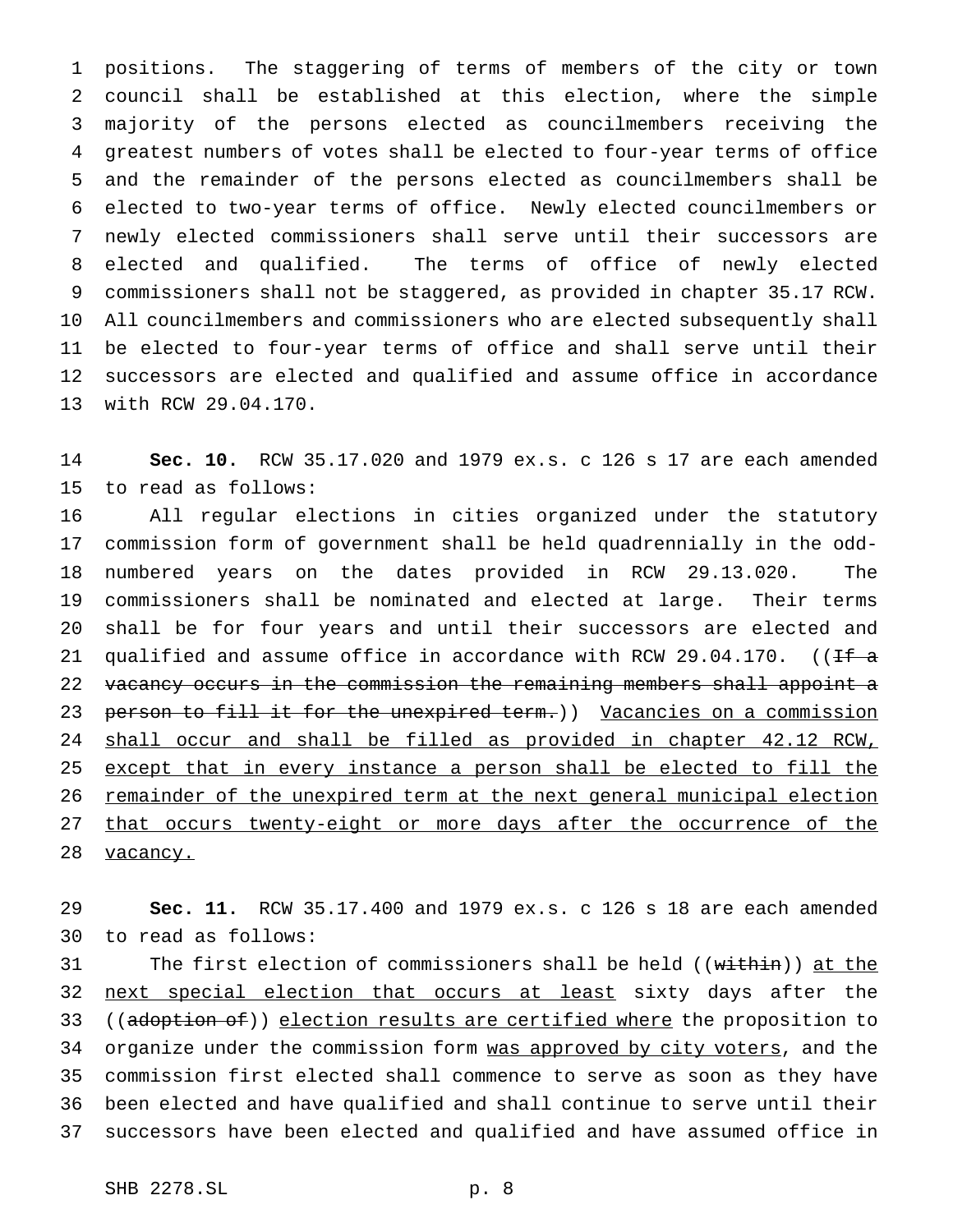positions. The staggering of terms of members of the city or town council shall be established at this election, where the simple majority of the persons elected as councilmembers receiving the greatest numbers of votes shall be elected to four-year terms of office and the remainder of the persons elected as councilmembers shall be elected to two-year terms of office. Newly elected councilmembers or newly elected commissioners shall serve until their successors are elected and qualified. The terms of office of newly elected commissioners shall not be staggered, as provided in chapter 35.17 RCW. All councilmembers and commissioners who are elected subsequently shall be elected to four-year terms of office and shall serve until their successors are elected and qualified and assume office in accordance with RCW 29.04.170.

**Sec. 10.** RCW 35.17.020 and 1979 ex.s. c 126 s 17 are each amended to read as follows:

All regular elections in cities organized under the statutory commission form of government shall be held quadrennially in the odd-numbered years on the dates provided in RCW 29.13.020. The commissioners shall be nominated and elected at large. Their terms shall be for four years and until their successors are elected and qualified and assume office in accordance with RCW 29.04.170. ((~~If a vacancy occurs in the commission the remaining members shall appoint a person to fill it for the unexpired term.~~)) Vacancies on a commission shall occur and shall be filled as provided in chapter 42.12 RCW, except that in every instance a person shall be elected to fill the remainder of the unexpired term at the next general municipal election that occurs twenty-eight or more days after the occurrence of the vacancy.

**Sec. 11.** RCW 35.17.400 and 1979 ex.s. c 126 s 18 are each amended to read as follows:

The first election of commissioners shall be held ((~~within~~)) at the next special election that occurs at least sixty days after the ((~~adoption of~~)) election results are certified where the proposition to organize under the commission form was approved by city voters, and the commission first elected shall commence to serve as soon as they have been elected and have qualified and shall continue to serve until their successors have been elected and qualified and have assumed office in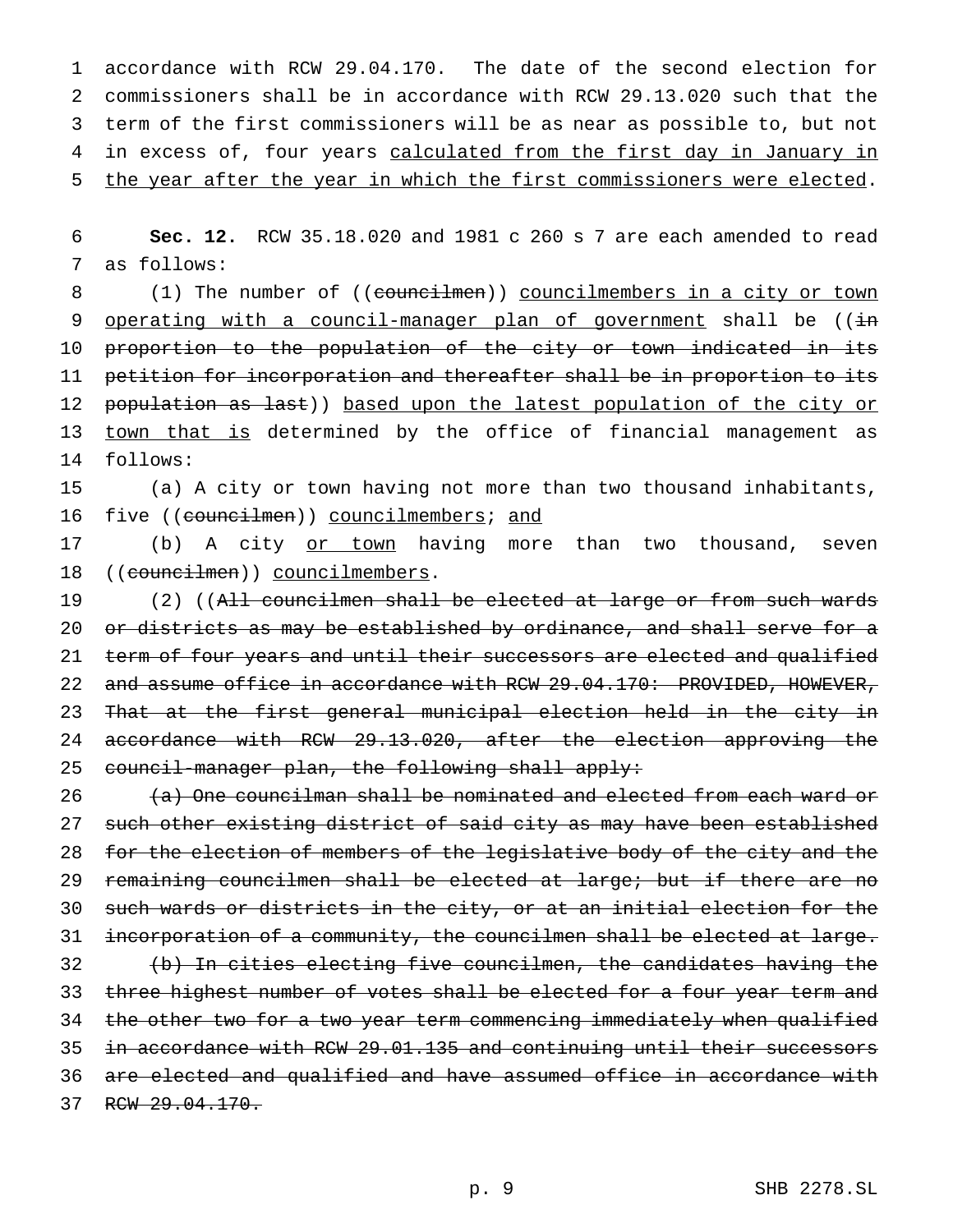accordance with RCW 29.04.170. The date of the second election for commissioners shall be in accordance with RCW 29.13.020 such that the term of the first commissioners will be as near as possible to, but not in excess of, four years calculated from the first day in January in the year after the year in which the first commissioners were elected.

**Sec. 12.** RCW 35.18.020 and 1981 c 260 s 7 are each amended to read as follows:

(1) The number of ((~~councilmen~~)) councilmembers in a city or town operating with a council-manager plan of government shall be ((~~in proportion to the population of the city or town indicated in its petition for incorporation and thereafter shall be in proportion to its population as last~~)) based upon the latest population of the city or town that is determined by the office of financial management as follows:

(a) A city or town having not more than two thousand inhabitants, five ((~~councilmen~~)) councilmembers; and

(b) A city or town having more than two thousand, seven ((~~councilmen~~)) councilmembers.

(2) ((~~All councilmen shall be elected at large or from such wards or districts as may be established by ordinance, and shall serve for a term of four years and until their successors are elected and qualified and assume office in accordance with RCW 29.04.170: PROVIDED, HOWEVER, That at the first general municipal election held in the city in accordance with RCW 29.13.020, after the election approving the council-manager plan, the following shall apply:~~

~~(a) One councilman shall be nominated and elected from each ward or such other existing district of said city as may have been established for the election of members of the legislative body of the city and the remaining councilmen shall be elected at large; but if there are no such wards or districts in the city, or at an initial election for the incorporation of a community, the councilmen shall be elected at large.~~

~~(b) In cities electing five councilmen, the candidates having the three highest number of votes shall be elected for a four year term and the other two for a two year term commencing immediately when qualified in accordance with RCW 29.01.135 and continuing until their successors are elected and qualified and have assumed office in accordance with RCW 29.04.170.~~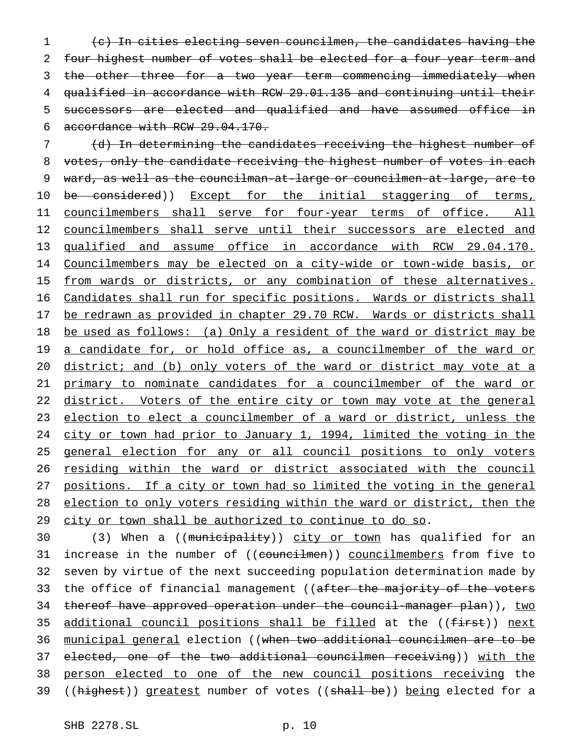~~(c) In cities electing seven councilmen, the candidates having the four highest number of votes shall be elected for a four year term and the other three for a two year term commencing immediately when qualified in accordance with RCW 29.01.135 and continuing until their successors are elected and qualified and have assumed office in accordance with RCW 29.04.170.~~

~~(d) In determining the candidates receiving the highest number of votes, only the candidate receiving the highest number of votes in each ward, as well as the councilman-at-large or councilmen-at-large, are to be considered~~)) <u>Except for the initial staggering of terms, councilmembers shall serve for four-year terms of office. All councilmembers shall serve until their successors are elected and qualified and assume office in accordance with RCW 29.04.170. Councilmembers may be elected on a city-wide or town-wide basis, or from wards or districts, or any combination of these alternatives. Candidates shall run for specific positions. Wards or districts shall be redrawn as provided in chapter 29.70 RCW. Wards or districts shall be used as follows: (a) Only a resident of the ward or district may be a candidate for, or hold office as, a councilmember of the ward or district; and (b) only voters of the ward or district may vote at a primary to nominate candidates for a councilmember of the ward or district. Voters of the entire city or town may vote at the general election to elect a councilmember of a ward or district, unless the city or town had prior to January 1, 1994, limited the voting in the general election for any or all council positions to only voters residing within the ward or district associated with the council positions. If a city or town had so limited the voting in the general election to only voters residing within the ward or district, then the city or town shall be authorized to continue to do so</u>.

(3) When a ((~~municipality~~)) <u>city or town</u> has qualified for an increase in the number of ((~~councilmen~~)) <u>councilmembers</u> from five to seven by virtue of the next succeeding population determination made by the office of financial management ((~~after the majority of the voters thereof have approved operation under the council-manager plan~~)), <u>two additional council positions shall be filled</u> at the ((~~first~~)) <u>next municipal general</u> election ((~~when two additional councilmen are to be elected, one of the two additional councilmen receiving~~)) <u>with the person elected to one of the new council positions receiving</u> the ((~~highest~~)) <u>greatest</u> number of votes ((~~shall be~~)) <u>being</u> elected for a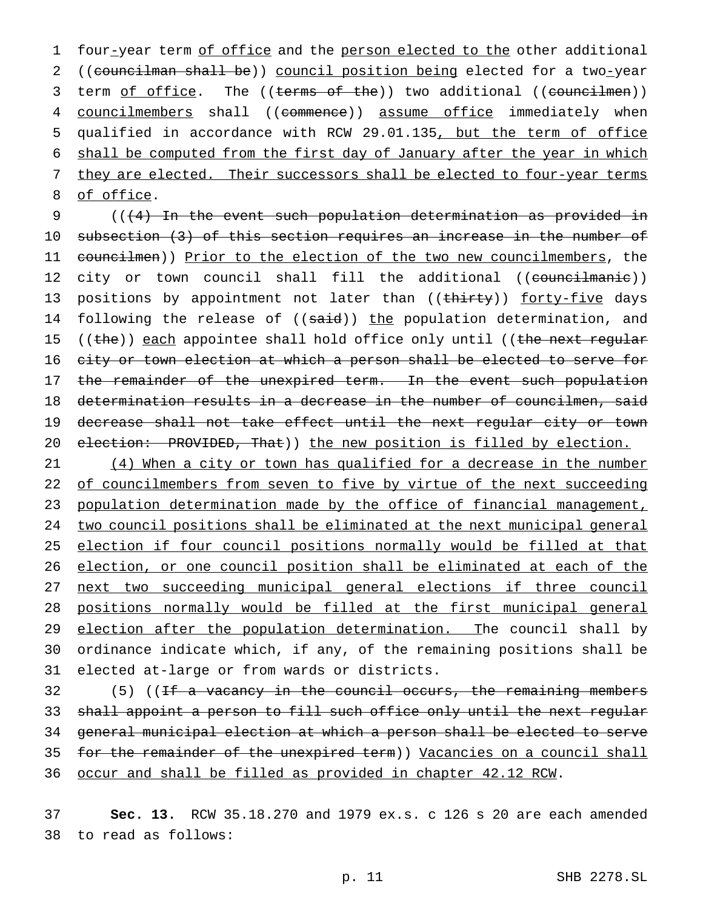four-year term of office and the person elected to the other additional ((councilman shall be)) council position being elected for a two-year term of office. The ((terms of the)) two additional ((councilmen)) councilmembers shall ((commence)) assume office immediately when qualified in accordance with RCW 29.01.135, but the term of office shall be computed from the first day of January after the year in which they are elected. Their successors shall be elected to four-year terms of office.

(((4) In the event such population determination as provided in subsection (3) of this section requires an increase in the number of councilmen)) Prior to the election of the two new councilmembers, the city or town council shall fill the additional ((councilmanic)) positions by appointment not later than ((thirty)) forty-five days following the release of ((said)) the population determination, and ((the)) each appointee shall hold office only until ((the next regular city or town election at which a person shall be elected to serve for the remainder of the unexpired term. In the event such population determination results in a decrease in the number of councilmen, said decrease shall not take effect until the next regular city or town election: PROVIDED, That)) the new position is filled by election.

(4) When a city or town has qualified for a decrease in the number of councilmembers from seven to five by virtue of the next succeeding population determination made by the office of financial management, two council positions shall be eliminated at the next municipal general election if four council positions normally would be filled at that election, or one council position shall be eliminated at each of the next two succeeding municipal general elections if three council positions normally would be filled at the first municipal general election after the population determination. The council shall by ordinance indicate which, if any, of the remaining positions shall be elected at-large or from wards or districts.

(5) ((If a vacancy in the council occurs, the remaining members shall appoint a person to fill such office only until the next regular general municipal election at which a person shall be elected to serve for the remainder of the unexpired term)) Vacancies on a council shall occur and shall be filled as provided in chapter 42.12 RCW.

**Sec. 13.** RCW 35.18.270 and 1979 ex.s. c 126 s 20 are each amended to read as follows: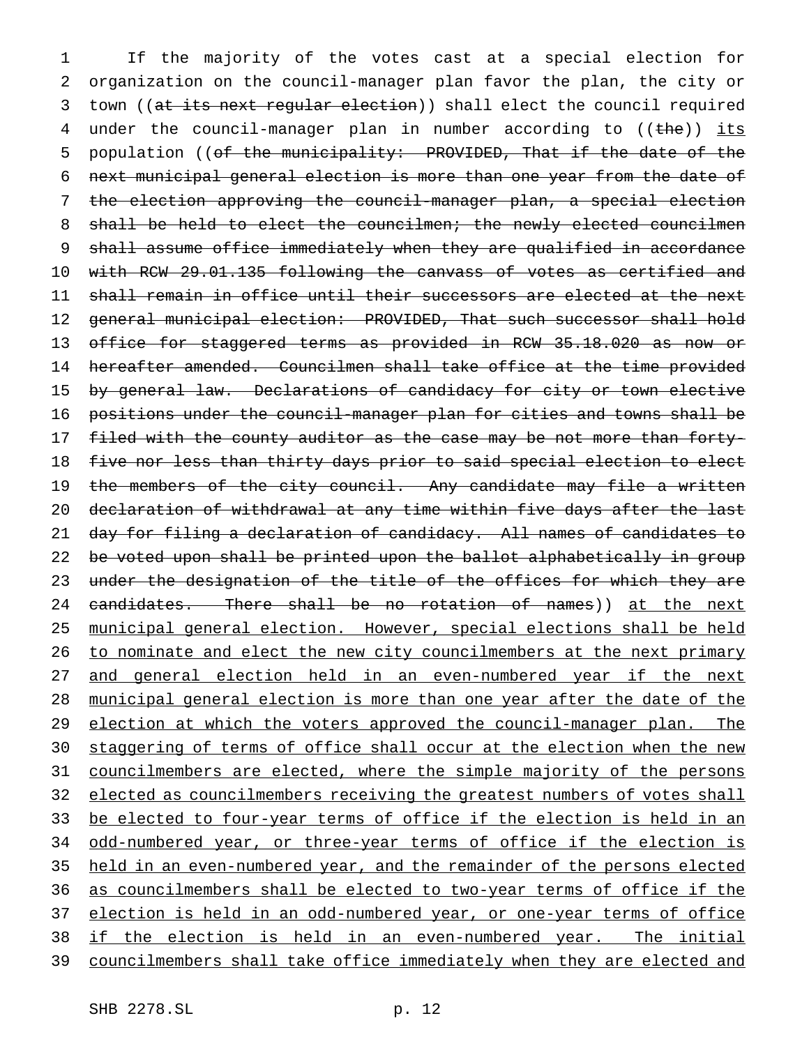If the majority of the votes cast at a special election for organization on the council-manager plan favor the plan, the city or town ((~~at its next regular election~~)) shall elect the council required under the council-manager plan in number according to ((~~the~~)) <u>its</u> population ((~~of the municipality: PROVIDED, That if the date of the next municipal general election is more than one year from the date of the election approving the council-manager plan, a special election shall be held to elect the councilmen; the newly elected councilmen shall assume office immediately when they are qualified in accordance with RCW 29.01.135 following the canvass of votes as certified and shall remain in office until their successors are elected at the next general municipal election: PROVIDED, That such successor shall hold office for staggered terms as provided in RCW 35.18.020 as now or hereafter amended. Councilmen shall take office at the time provided by general law. Declarations of candidacy for city or town elective positions under the council-manager plan for cities and towns shall be filed with the county auditor as the case may be not more than forty-five nor less than thirty days prior to said special election to elect the members of the city council. Any candidate may file a written declaration of withdrawal at any time within five days after the last day for filing a declaration of candidacy. All names of candidates to be voted upon shall be printed upon the ballot alphabetically in group under the designation of the title of the offices for which they are candidates. There shall be no rotation of names~~)) <u>at the next municipal general election. However, special elections shall be held to nominate and elect the new city councilmembers at the next primary and general election held in an even-numbered year if the next municipal general election is more than one year after the date of the election at which the voters approved the council-manager plan. The staggering of terms of office shall occur at the election when the new councilmembers are elected, where the simple majority of the persons elected as councilmembers receiving the greatest numbers of votes shall be elected to four-year terms of office if the election is held in an odd-numbered year, or three-year terms of office if the election is held in an even-numbered year, and the remainder of the persons elected as councilmembers shall be elected to two-year terms of office if the election is held in an odd-numbered year, or one-year terms of office if the election is held in an even-numbered year. The initial councilmembers shall take office immediately when they are elected and</u>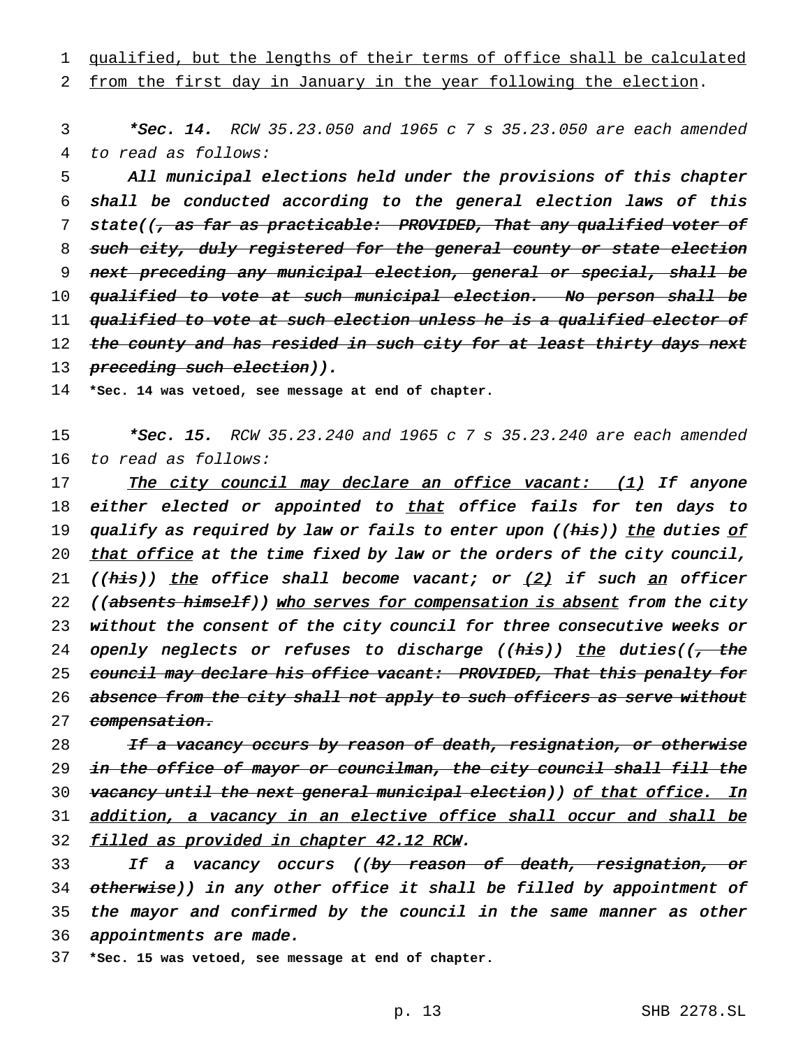qualified, but the lengths of their terms of office shall be calculated from the first day in January in the year following the election.

*Sec. 14. RCW 35.23.050 and 1965 c 7 s 35.23.050 are each amended to read as follows:

All municipal elections held under the provisions of this chapter shall be conducted according to the general election laws of this state((, as far as practicable: PROVIDED, That any qualified voter of such city, duly registered for the general county or state election next preceding any municipal election, general or special, shall be qualified to vote at such municipal election. No person shall be qualified to vote at such election unless he is a qualified elector of the county and has resided in such city for at least thirty days next preceding such election)).

**\*Sec. 14 was vetoed, see message at end of chapter.**

*Sec. 15. RCW 35.23.240 and 1965 c 7 s 35.23.240 are each amended to read as follows:

The city council may declare an office vacant: (1) If anyone either elected or appointed to that office fails for ten days to qualify as required by law or fails to enter upon ((his)) the duties of that office at the time fixed by law or the orders of the city council, ((his)) the office shall become vacant; or (2) if such an officer ((absents himself)) who serves for compensation is absent from the city without the consent of the city council for three consecutive weeks or openly neglects or refuses to discharge ((his)) the duties((, the council may declare his office vacant: PROVIDED, That this penalty for absence from the city shall not apply to such officers as serve without compensation.

If a vacancy occurs by reason of death, resignation, or otherwise in the office of mayor or councilman, the city council shall fill the vacancy until the next general municipal election)) of that office. In addition, a vacancy in an elective office shall occur and shall be filled as provided in chapter 42.12 RCW.

If a vacancy occurs ((by reason of death, resignation, or otherwise)) in any other office it shall be filled by appointment of the mayor and confirmed by the council in the same manner as other appointments are made.

**\*Sec. 15 was vetoed, see message at end of chapter.**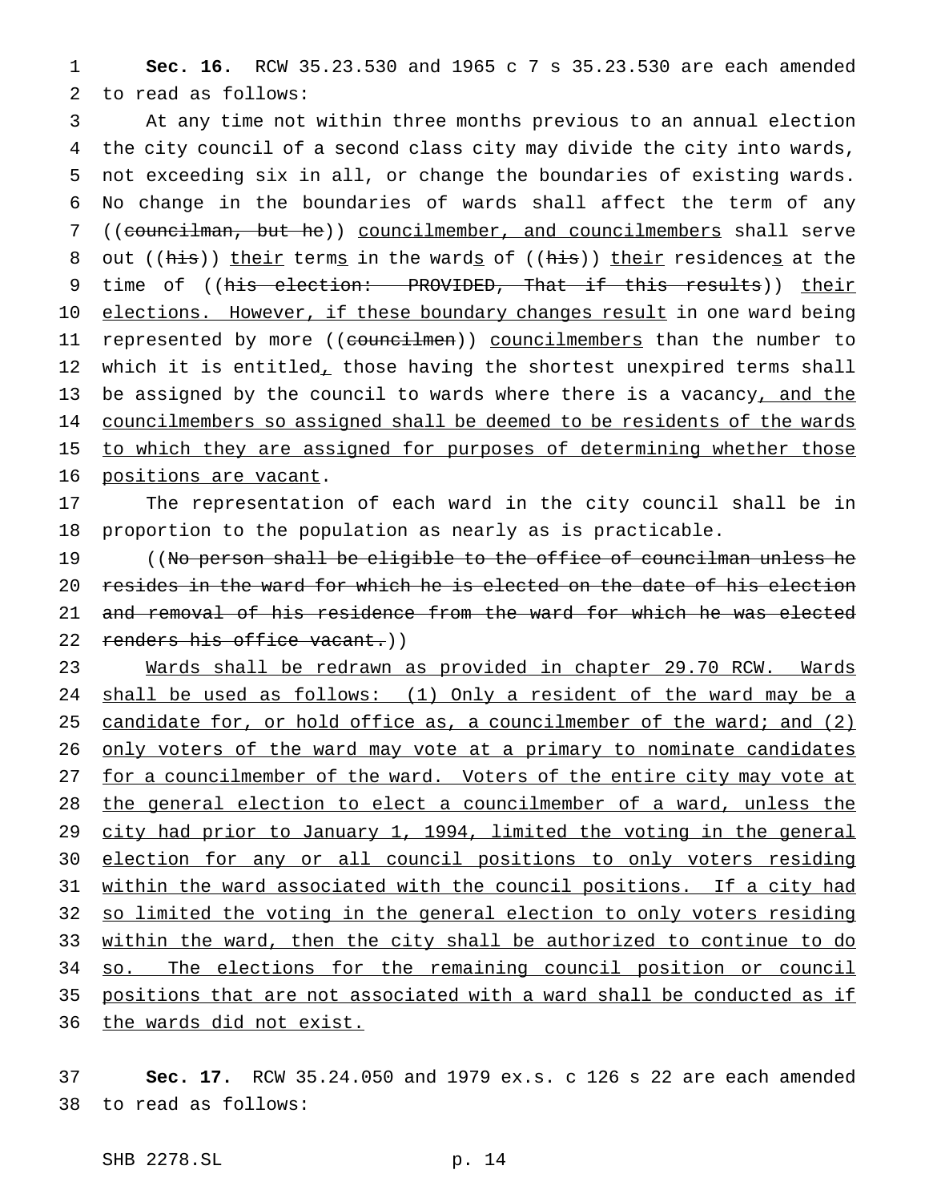**Sec. 16.** RCW 35.23.530 and 1965 c 7 s 35.23.530 are each amended to read as follows:

At any time not within three months previous to an annual election the city council of a second class city may divide the city into wards, not exceeding six in all, or change the boundaries of existing wards. No change in the boundaries of wards shall affect the term of any ((~~councilman, but he~~)) councilmember, and councilmembers shall serve out ((~~his~~)) their terms in the wards of ((~~his~~)) their residences at the time of ((~~his election: PROVIDED, That if this results~~)) their elections. However, if these boundary changes result in one ward being represented by more ((~~councilmen~~)) councilmembers than the number to which it is entitled, those having the shortest unexpired terms shall be assigned by the council to wards where there is a vacancy, and the councilmembers so assigned shall be deemed to be residents of the wards to which they are assigned for purposes of determining whether those positions are vacant.

The representation of each ward in the city council shall be in proportion to the population as nearly as is practicable.

((~~No person shall be eligible to the office of councilman unless he resides in the ward for which he is elected on the date of his election and removal of his residence from the ward for which he was elected renders his office vacant.~~))

Wards shall be redrawn as provided in chapter 29.70 RCW. Wards shall be used as follows: (1) Only a resident of the ward may be a candidate for, or hold office as, a councilmember of the ward; and (2) only voters of the ward may vote at a primary to nominate candidates for a councilmember of the ward. Voters of the entire city may vote at the general election to elect a councilmember of a ward, unless the city had prior to January 1, 1994, limited the voting in the general election for any or all council positions to only voters residing within the ward associated with the council positions. If a city had so limited the voting in the general election to only voters residing within the ward, then the city shall be authorized to continue to do so. The elections for the remaining council position or council positions that are not associated with a ward shall be conducted as if the wards did not exist.

**Sec. 17.** RCW 35.24.050 and 1979 ex.s. c 126 s 22 are each amended to read as follows: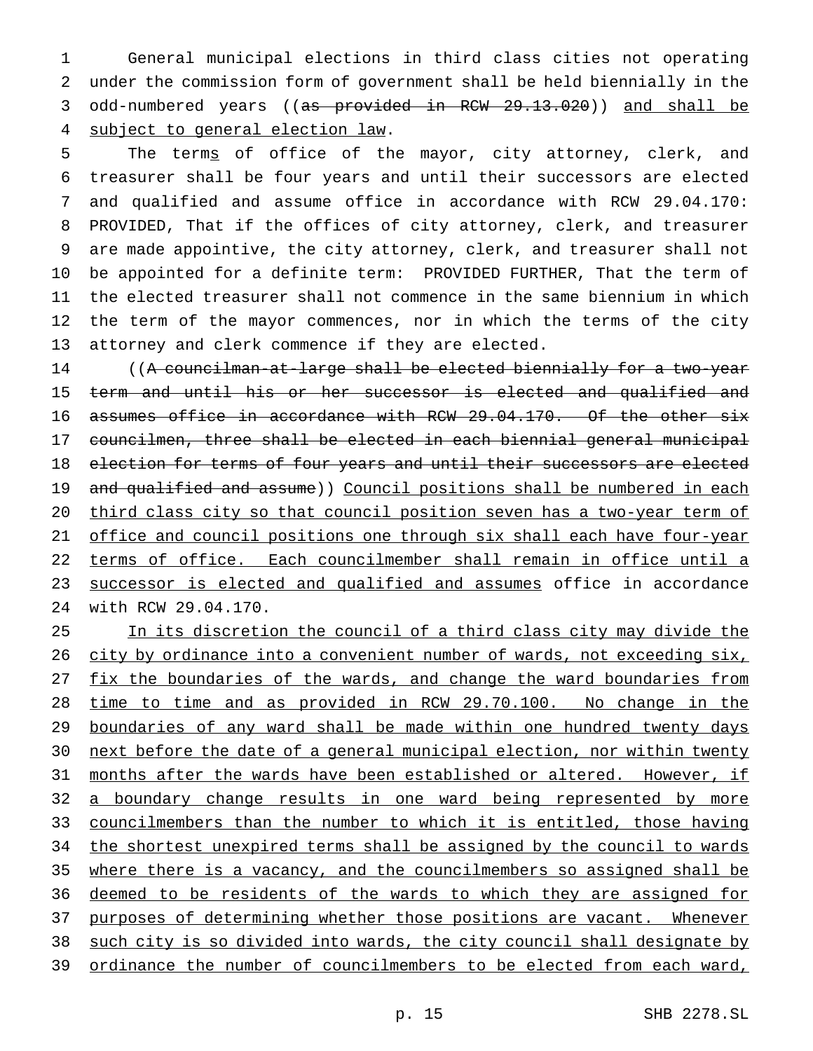General municipal elections in third class cities not operating under the commission form of government shall be held biennially in the odd-numbered years ((~~as provided in RCW 29.13.020~~)) <u>and shall be subject to general election law</u>.

The term<u>s</u> of office of the mayor, city attorney, clerk, and treasurer shall be four years and until their successors are elected and qualified and assume office in accordance with RCW 29.04.170: PROVIDED, That if the offices of city attorney, clerk, and treasurer are made appointive, the city attorney, clerk, and treasurer shall not be appointed for a definite term: PROVIDED FURTHER, That the term of the elected treasurer shall not commence in the same biennium in which the term of the mayor commences, nor in which the terms of the city attorney and clerk commence if they are elected.

((~~A councilman-at-large shall be elected biennially for a two-year term and until his or her successor is elected and qualified and assumes office in accordance with RCW 29.04.170. Of the other six councilmen, three shall be elected in each biennial general municipal election for terms of four years and until their successors are elected and qualified and assume~~)) <u>Council positions shall be numbered in each third class city so that council position seven has a two-year term of office and council positions one through six shall each have four-year terms of office. Each councilmember shall remain in office until a successor is elected and qualified and assumes</u> office in accordance with RCW 29.04.170.

<u>In its discretion the council of a third class city may divide the city by ordinance into a convenient number of wards, not exceeding six, fix the boundaries of the wards, and change the ward boundaries from time to time and as provided in RCW 29.70.100. No change in the boundaries of any ward shall be made within one hundred twenty days next before the date of a general municipal election, nor within twenty months after the wards have been established or altered. However, if a boundary change results in one ward being represented by more councilmembers than the number to which it is entitled, those having the shortest unexpired terms shall be assigned by the council to wards where there is a vacancy, and the councilmembers so assigned shall be deemed to be residents of the wards to which they are assigned for purposes of determining whether those positions are vacant. Whenever such city is so divided into wards, the city council shall designate by ordinance the number of councilmembers to be elected from each ward,</u>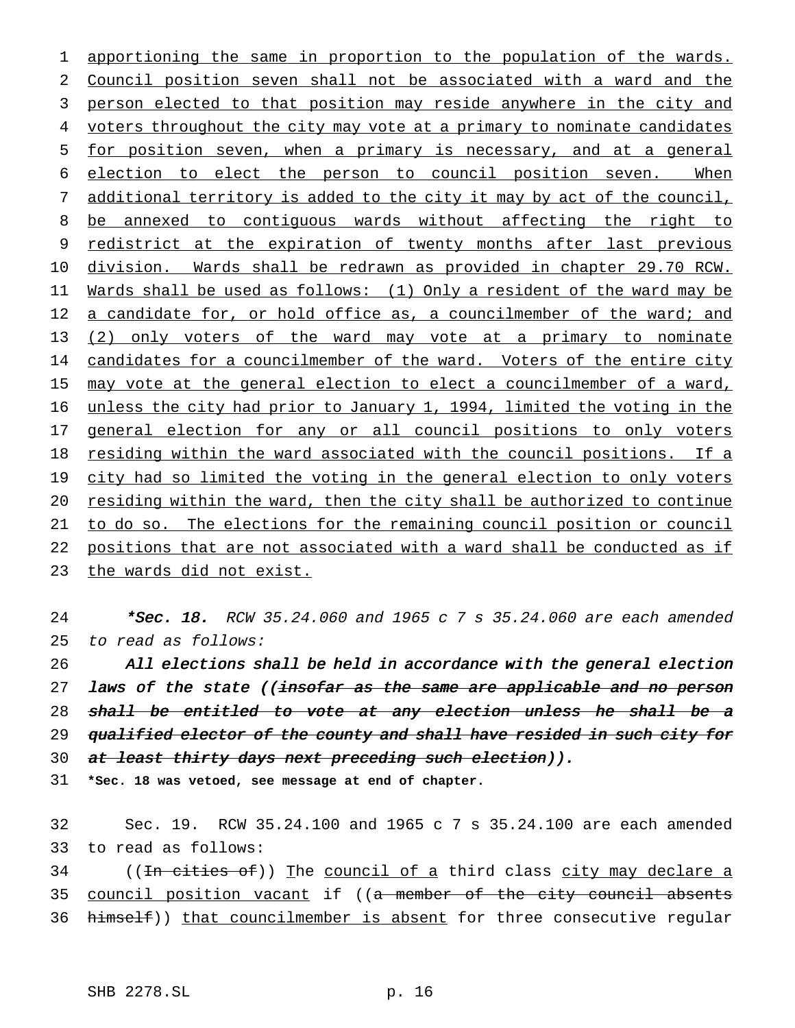apportioning the same in proportion to the population of the wards. Council position seven shall not be associated with a ward and the person elected to that position may reside anywhere in the city and voters throughout the city may vote at a primary to nominate candidates for position seven, when a primary is necessary, and at a general election to elect the person to council position seven. When additional territory is added to the city it may by act of the council, be annexed to contiguous wards without affecting the right to redistrict at the expiration of twenty months after last previous division. Wards shall be redrawn as provided in chapter 29.70 RCW. Wards shall be used as follows: (1) Only a resident of the ward may be a candidate for, or hold office as, a councilmember of the ward; and (2) only voters of the ward may vote at a primary to nominate candidates for a councilmember of the ward. Voters of the entire city may vote at the general election to elect a councilmember of a ward, unless the city had prior to January 1, 1994, limited the voting in the general election for any or all council positions to only voters residing within the ward associated with the council positions. If a city had so limited the voting in the general election to only voters residing within the ward, then the city shall be authorized to continue to do so. The elections for the remaining council position or council positions that are not associated with a ward shall be conducted as if the wards did not exist.

***Sec. 18.** *RCW 35.24.060 and 1965 c 7 s 35.24.060 are each amended to read as follows:*

***All elections shall be held in accordance with the general election laws of the state ((~~insofar as the same are applicable and no person shall be entitled to vote at any election unless he shall be a qualified elector of the county and shall have resided in such city for at least thirty days next preceding such election~~)).***

**\*Sec. 18 was vetoed, see message at end of chapter.**

Sec. 19. RCW 35.24.100 and 1965 c 7 s 35.24.100 are each amended to read as follows:

((~~In cities of~~)) The council of a third class city may declare a council position vacant if ((~~a member of the city council absents himself~~)) that councilmember is absent for three consecutive regular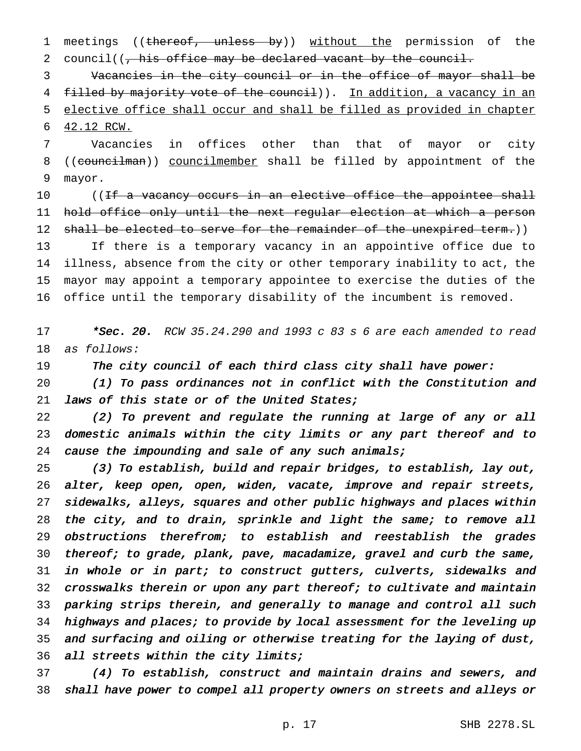meetings ((~~thereof, unless by~~)) without the permission of the council((~~, his office may be declared vacant by the council.~~

~~Vacancies in the city council or in the office of mayor shall be filled by majority vote of the council~~)). In addition, a vacancy in an elective office shall occur and shall be filled as provided in chapter 42.12 RCW.

Vacancies in offices other than that of mayor or city ((~~councilman~~)) councilmember shall be filled by appointment of the mayor.

((~~If a vacancy occurs in an elective office the appointee shall hold office only until the next regular election at which a person shall be elected to serve for the remainder of the unexpired term.~~))

If there is a temporary vacancy in an appointive office due to illness, absence from the city or other temporary inability to act, the mayor may appoint a temporary appointee to exercise the duties of the office until the temporary disability of the incumbent is removed.

***Sec. 20.*** *RCW 35.24.290 and 1993 c 83 s 6 are each amended to read as follows:*

*The city council of each third class city shall have power:*

*(1) To pass ordinances not in conflict with the Constitution and laws of this state or of the United States;*

*(2) To prevent and regulate the running at large of any or all domestic animals within the city limits or any part thereof and to cause the impounding and sale of any such animals;*

*(3) To establish, build and repair bridges, to establish, lay out, alter, keep open, open, widen, vacate, improve and repair streets, sidewalks, alleys, squares and other public highways and places within the city, and to drain, sprinkle and light the same; to remove all obstructions therefrom; to establish and reestablish the grades thereof; to grade, plank, pave, macadamize, gravel and curb the same, in whole or in part; to construct gutters, culverts, sidewalks and crosswalks therein or upon any part thereof; to cultivate and maintain parking strips therein, and generally to manage and control all such highways and places; to provide by local assessment for the leveling up and surfacing and oiling or otherwise treating for the laying of dust, all streets within the city limits;*

*(4) To establish, construct and maintain drains and sewers, and shall have power to compel all property owners on streets and alleys or*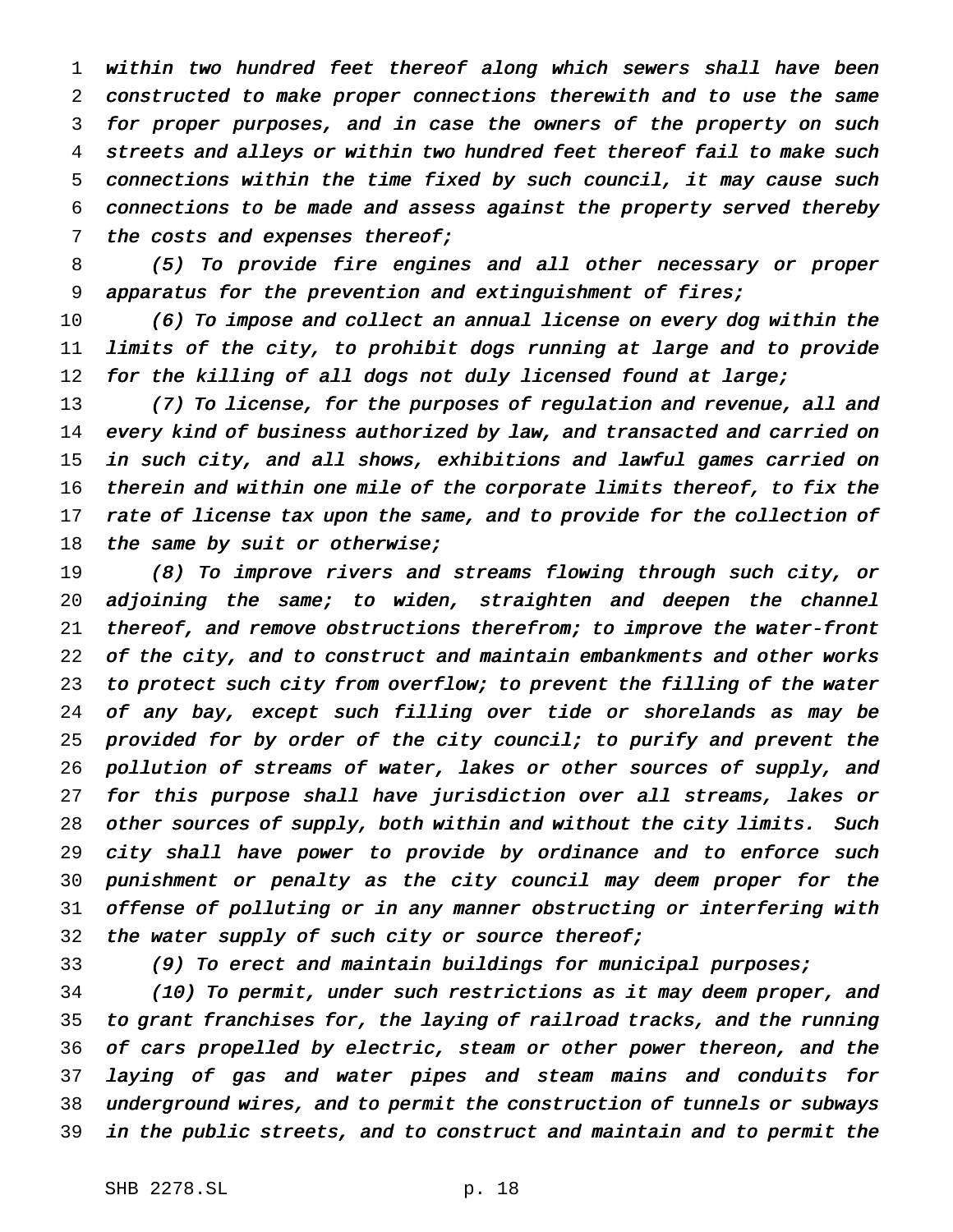*within two hundred feet thereof along which sewers shall have been constructed to make proper connections therewith and to use the same for proper purposes, and in case the owners of the property on such streets and alleys or within two hundred feet thereof fail to make such connections within the time fixed by such council, it may cause such connections to be made and assess against the property served thereby the costs and expenses thereof;*

*(5) To provide fire engines and all other necessary or proper apparatus for the prevention and extinguishment of fires;*

*(6) To impose and collect an annual license on every dog within the limits of the city, to prohibit dogs running at large and to provide for the killing of all dogs not duly licensed found at large;*

*(7) To license, for the purposes of regulation and revenue, all and every kind of business authorized by law, and transacted and carried on in such city, and all shows, exhibitions and lawful games carried on therein and within one mile of the corporate limits thereof, to fix the rate of license tax upon the same, and to provide for the collection of the same by suit or otherwise;*

*(8) To improve rivers and streams flowing through such city, or adjoining the same; to widen, straighten and deepen the channel thereof, and remove obstructions therefrom; to improve the water-front of the city, and to construct and maintain embankments and other works to protect such city from overflow; to prevent the filling of the water of any bay, except such filling over tide or shorelands as may be provided for by order of the city council; to purify and prevent the pollution of streams of water, lakes or other sources of supply, and for this purpose shall have jurisdiction over all streams, lakes or other sources of supply, both within and without the city limits. Such city shall have power to provide by ordinance and to enforce such punishment or penalty as the city council may deem proper for the offense of polluting or in any manner obstructing or interfering with the water supply of such city or source thereof;*

*(9) To erect and maintain buildings for municipal purposes;*

*(10) To permit, under such restrictions as it may deem proper, and to grant franchises for, the laying of railroad tracks, and the running of cars propelled by electric, steam or other power thereon, and the laying of gas and water pipes and steam mains and conduits for underground wires, and to permit the construction of tunnels or subways in the public streets, and to construct and maintain and to permit the*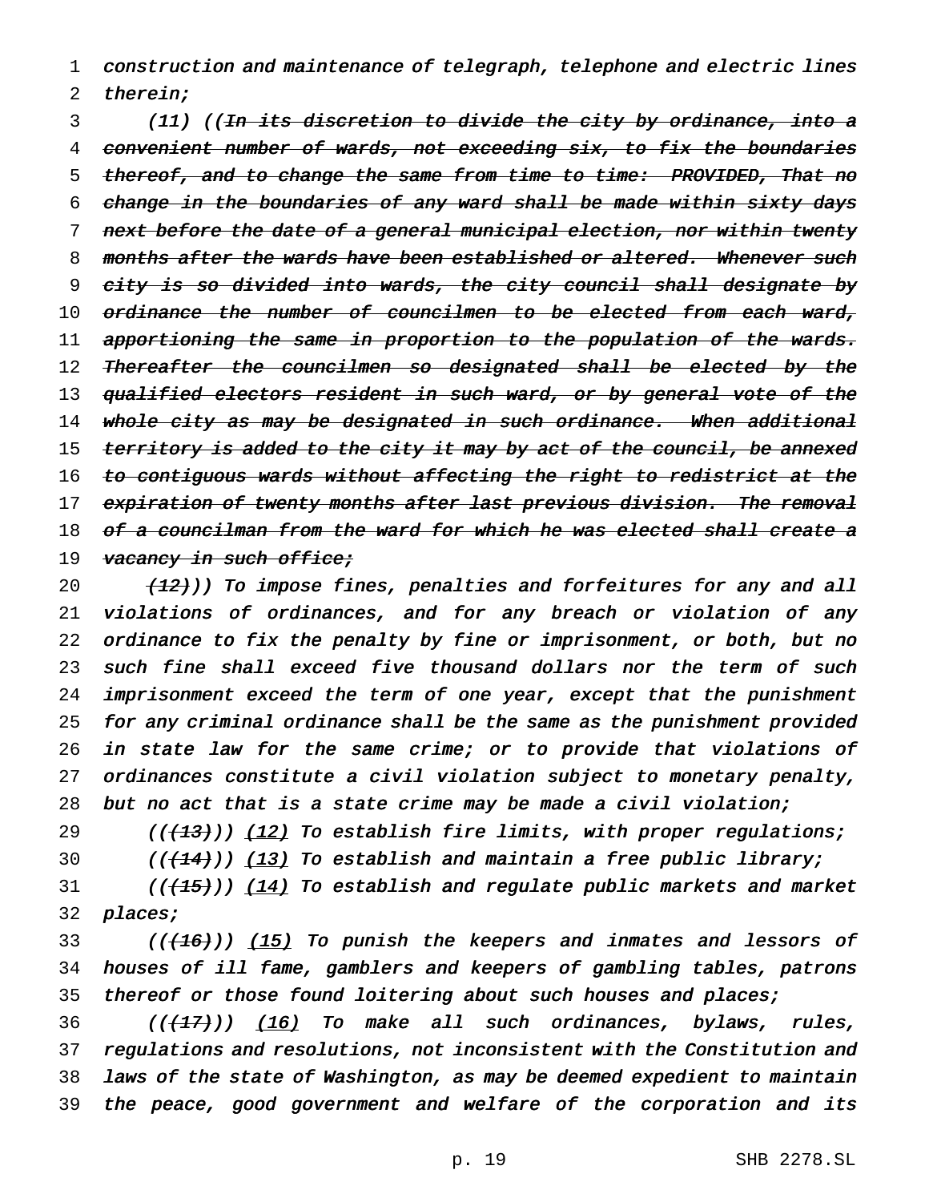construction and maintenance of telegraph, telephone and electric lines therein;

(11) ((~~In its discretion to divide the city by ordinance, into a convenient number of wards, not exceeding six, to fix the boundaries thereof, and to change the same from time to time: PROVIDED, That no change in the boundaries of any ward shall be made within sixty days next before the date of a general municipal election, nor within twenty months after the wards have been established or altered. Whenever such city is so divided into wards, the city council shall designate by ordinance the number of councilmen to be elected from each ward, apportioning the same in proportion to the population of the wards. Thereafter the councilmen so designated shall be elected by the qualified electors resident in such ward, or by general vote of the whole city as may be designated in such ordinance. When additional territory is added to the city it may by act of the council, be annexed to contiguous wards without affecting the right to redistrict at the expiration of twenty months after last previous division. The removal of a councilman from the ward for which he was elected shall create a vacancy in such office;~~

~~(12)~~)) To impose fines, penalties and forfeitures for any and all violations of ordinances, and for any breach or violation of any ordinance to fix the penalty by fine or imprisonment, or both, but no such fine shall exceed five thousand dollars nor the term of such imprisonment exceed the term of one year, except that the punishment for any criminal ordinance shall be the same as the punishment provided in state law for the same crime; or to provide that violations of ordinances constitute a civil violation subject to monetary penalty, but no act that is a state crime may be made a civil violation;

((~~(13)~~)) <u>(12)</u> To establish fire limits, with proper regulations;

((~~(14)~~)) <u>(13)</u> To establish and maintain a free public library;

((~~(15)~~)) <u>(14)</u> To establish and regulate public markets and market places;

((~~(16)~~)) <u>(15)</u> To punish the keepers and inmates and lessors of houses of ill fame, gamblers and keepers of gambling tables, patrons thereof or those found loitering about such houses and places;

((~~(17)~~)) <u>(16)</u> To make all such ordinances, bylaws, rules, regulations and resolutions, not inconsistent with the Constitution and laws of the state of Washington, as may be deemed expedient to maintain the peace, good government and welfare of the corporation and its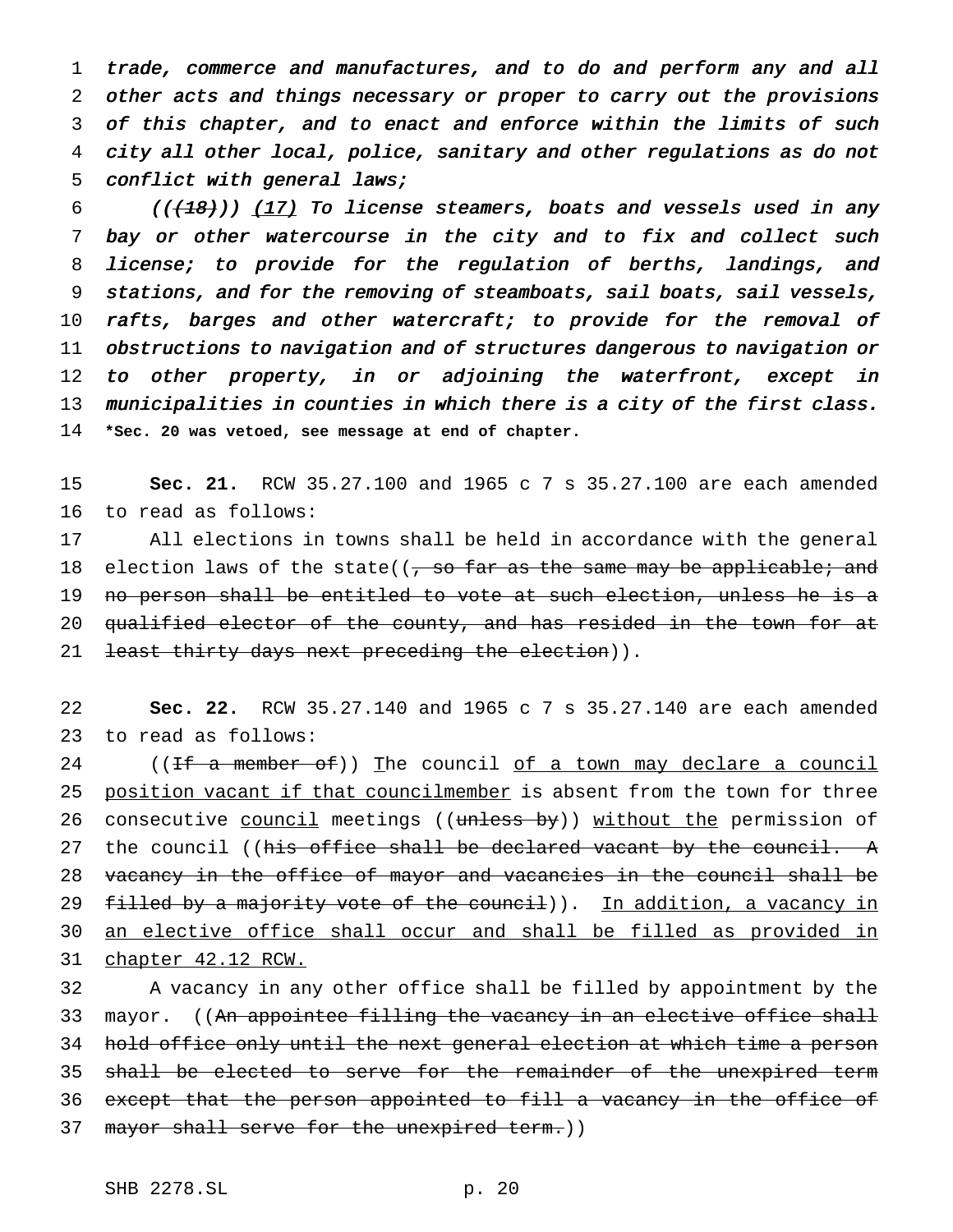*trade, commerce and manufactures, and to do and perform any and all other acts and things necessary or proper to carry out the provisions of this chapter, and to enact and enforce within the limits of such city all other local, police, sanitary and other regulations as do not conflict with general laws;*

*((~~(18)~~)) (17) To license steamers, boats and vessels used in any bay or other watercourse in the city and to fix and collect such license; to provide for the regulation of berths, landings, and stations, and for the removing of steamboats, sail boats, sail vessels, rafts, barges and other watercraft; to provide for the removal of obstructions to navigation and of structures dangerous to navigation or to other property, in or adjoining the waterfront, except in municipalities in counties in which there is a city of the first class.*

**\*Sec. 20 was vetoed, see message at end of chapter.**

**Sec. 21.** RCW 35.27.100 and 1965 c 7 s 35.27.100 are each amended to read as follows:

All elections in towns shall be held in accordance with the general election laws of the state((~~, so far as the same may be applicable; and no person shall be entitled to vote at such election, unless he is a qualified elector of the county, and has resided in the town for at least thirty days next preceding the election~~)).

**Sec. 22.** RCW 35.27.140 and 1965 c 7 s 35.27.140 are each amended to read as follows:

((~~If a member of~~)) The council of a town may declare a council position vacant if that councilmember is absent from the town for three consecutive council meetings ((~~unless by~~)) without the permission of the council ((~~his office shall be declared vacant by the council. A vacancy in the office of mayor and vacancies in the council shall be filled by a majority vote of the council~~)). In addition, a vacancy in an elective office shall occur and shall be filled as provided in chapter 42.12 RCW.

A vacancy in any other office shall be filled by appointment by the mayor. ((~~An appointee filling the vacancy in an elective office shall hold office only until the next general election at which time a person shall be elected to serve for the remainder of the unexpired term except that the person appointed to fill a vacancy in the office of mayor shall serve for the unexpired term.~~))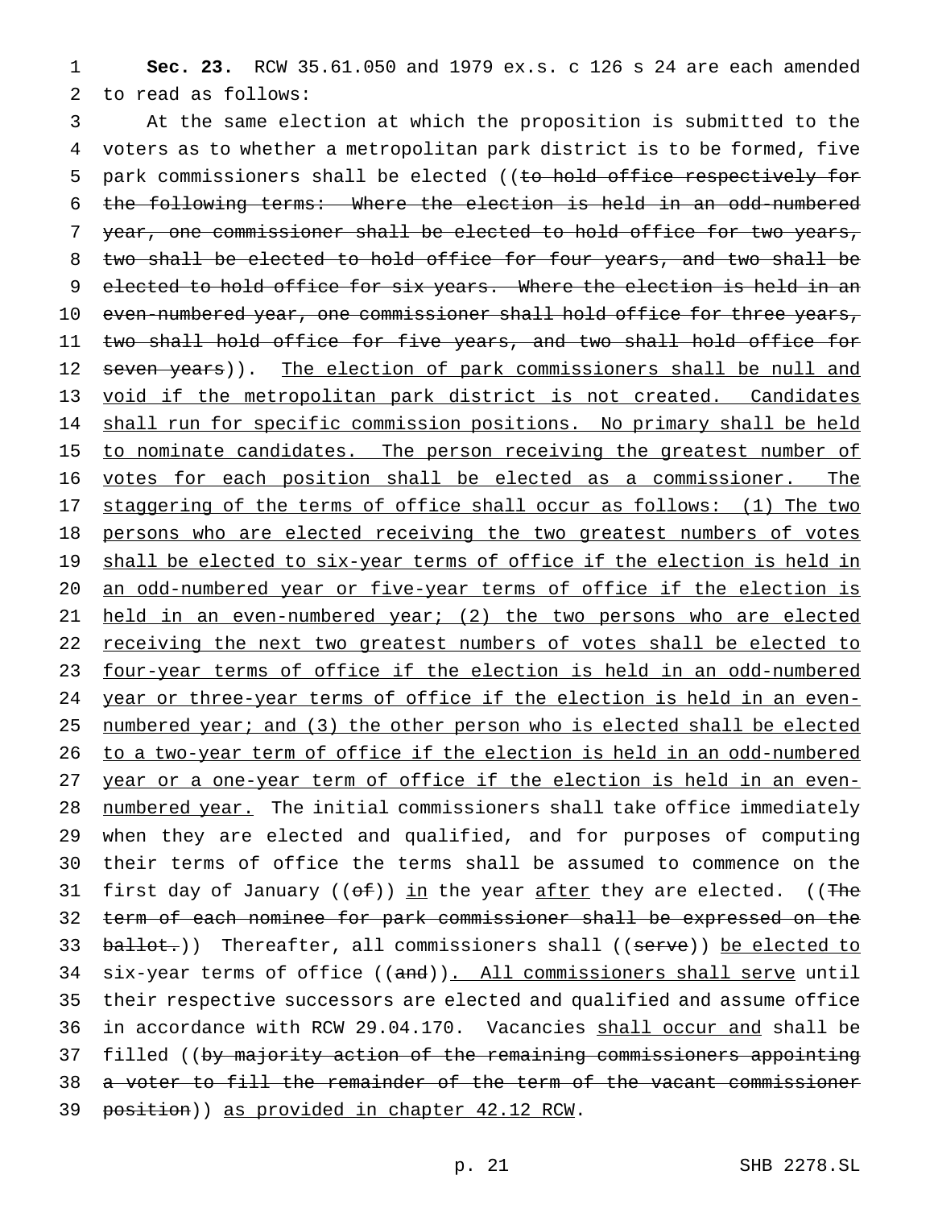**Sec. 23.** RCW 35.61.050 and 1979 ex.s. c 126 s 24 are each amended to read as follows:

At the same election at which the proposition is submitted to the voters as to whether a metropolitan park district is to be formed, five park commissioners shall be elected ((~~to hold office respectively for the following terms: Where the election is held in an odd-numbered year, one commissioner shall be elected to hold office for two years, two shall be elected to hold office for four years, and two shall be elected to hold office for six years. Where the election is held in an even-numbered year, one commissioner shall hold office for three years, two shall hold office for five years, and two shall hold office for seven years~~)). <u>The election of park commissioners shall be null and void if the metropolitan park district is not created. Candidates shall run for specific commission positions. No primary shall be held to nominate candidates. The person receiving the greatest number of votes for each position shall be elected as a commissioner. The staggering of the terms of office shall occur as follows: (1) The two persons who are elected receiving the two greatest numbers of votes shall be elected to six-year terms of office if the election is held in an odd-numbered year or five-year terms of office if the election is held in an even-numbered year; (2) the two persons who are elected receiving the next two greatest numbers of votes shall be elected to four-year terms of office if the election is held in an odd-numbered year or three-year terms of office if the election is held in an even-numbered year; and (3) the other person who is elected shall be elected to a two-year term of office if the election is held in an odd-numbered year or a one-year term of office if the election is held in an even-numbered year.</u> The initial commissioners shall take office immediately when they are elected and qualified, and for purposes of computing their terms of office the terms shall be assumed to commence on the first day of January ((~~of~~)) <u>in</u> the year <u>after</u> they are elected. ((~~The term of each nominee for park commissioner shall be expressed on the ballot.~~)) Thereafter, all commissioners shall ((~~serve~~)) <u>be elected to</u> six-year terms of office ((~~and~~))<u>. All commissioners shall serve</u> until their respective successors are elected and qualified and assume office in accordance with RCW 29.04.170. Vacancies <u>shall occur and</u> shall be filled ((~~by majority action of the remaining commissioners appointing a voter to fill the remainder of the term of the vacant commissioner position~~)) <u>as provided in chapter 42.12 RCW</u>.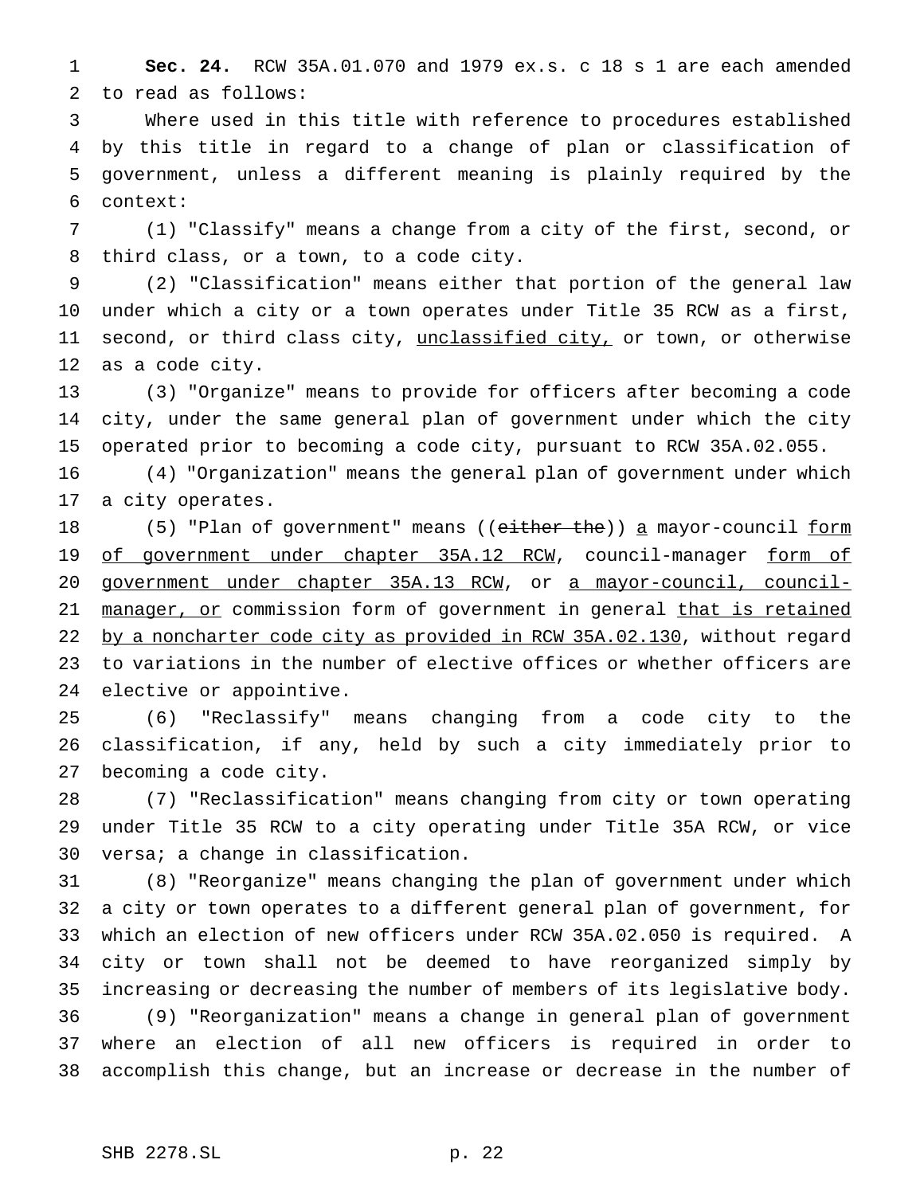**Sec. 24.** RCW 35A.01.070 and 1979 ex.s. c 18 s 1 are each amended to read as follows:

Where used in this title with reference to procedures established by this title in regard to a change of plan or classification of government, unless a different meaning is plainly required by the context:

(1) "Classify" means a change from a city of the first, second, or third class, or a town, to a code city.

(2) "Classification" means either that portion of the general law under which a city or a town operates under Title 35 RCW as a first, second, or third class city, unclassified city, or town, or otherwise as a code city.

(3) "Organize" means to provide for officers after becoming a code city, under the same general plan of government under which the city operated prior to becoming a code city, pursuant to RCW 35A.02.055.

(4) "Organization" means the general plan of government under which a city operates.

(5) "Plan of government" means ((~~either the~~)) a mayor-council form of government under chapter 35A.12 RCW, council-manager form of government under chapter 35A.13 RCW, or a mayor-council, council-manager, or commission form of government in general that is retained by a noncharter code city as provided in RCW 35A.02.130, without regard to variations in the number of elective offices or whether officers are elective or appointive.

(6) "Reclassify" means changing from a code city to the classification, if any, held by such a city immediately prior to becoming a code city.

(7) "Reclassification" means changing from city or town operating under Title 35 RCW to a city operating under Title 35A RCW, or vice versa; a change in classification.

(8) "Reorganize" means changing the plan of government under which a city or town operates to a different general plan of government, for which an election of new officers under RCW 35A.02.050 is required. A city or town shall not be deemed to have reorganized simply by increasing or decreasing the number of members of its legislative body.

(9) "Reorganization" means a change in general plan of government where an election of all new officers is required in order to accomplish this change, but an increase or decrease in the number of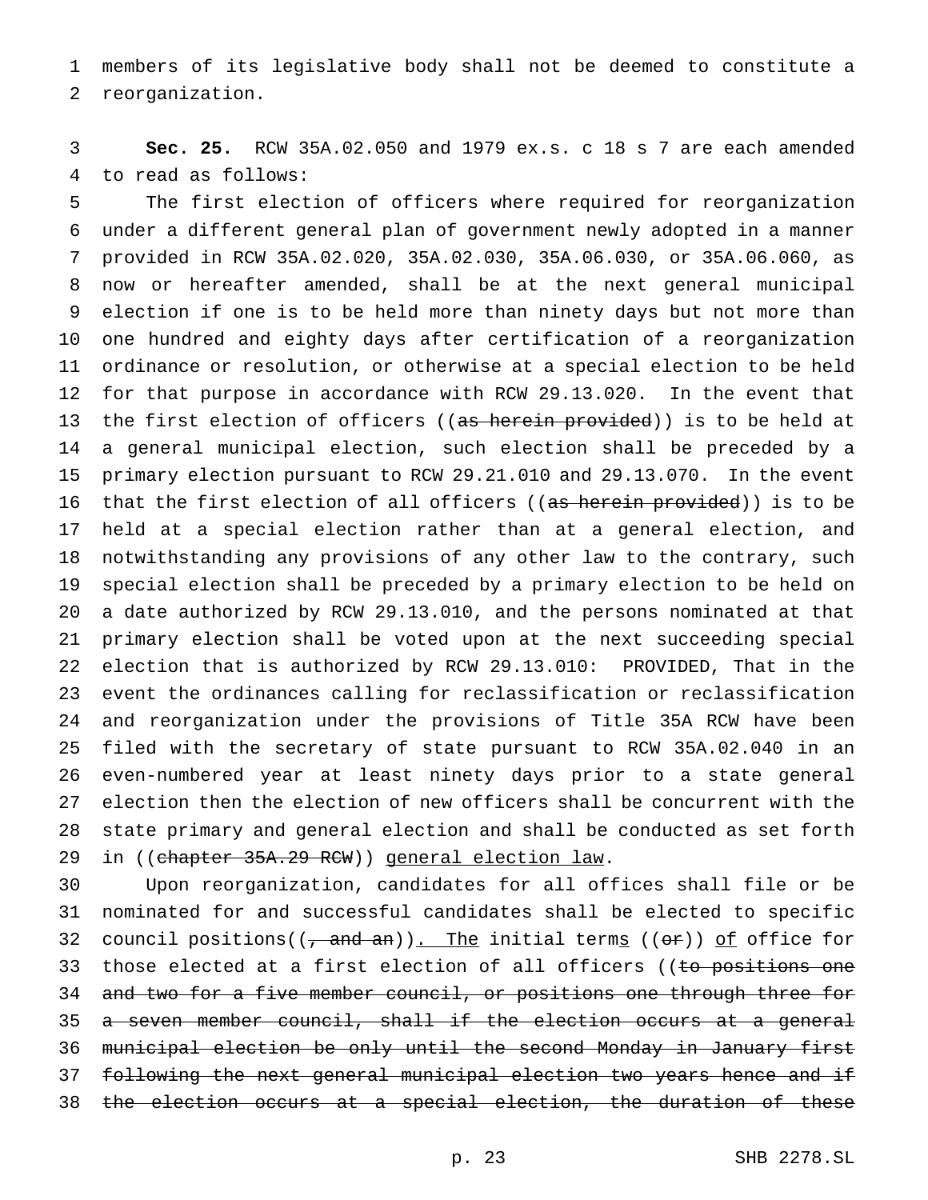members of its legislative body shall not be deemed to constitute a reorganization.

**Sec. 25.** RCW 35A.02.050 and 1979 ex.s. c 18 s 7 are each amended to read as follows:

The first election of officers where required for reorganization under a different general plan of government newly adopted in a manner provided in RCW 35A.02.020, 35A.02.030, 35A.06.030, or 35A.06.060, as now or hereafter amended, shall be at the next general municipal election if one is to be held more than ninety days but not more than one hundred and eighty days after certification of a reorganization ordinance or resolution, or otherwise at a special election to be held for that purpose in accordance with RCW 29.13.020. In the event that the first election of officers ((~~as herein provided~~)) is to be held at a general municipal election, such election shall be preceded by a primary election pursuant to RCW 29.21.010 and 29.13.070. In the event that the first election of all officers ((~~as herein provided~~)) is to be held at a special election rather than at a general election, and notwithstanding any provisions of any other law to the contrary, such special election shall be preceded by a primary election to be held on a date authorized by RCW 29.13.010, and the persons nominated at that primary election shall be voted upon at the next succeeding special election that is authorized by RCW 29.13.010: PROVIDED, That in the event the ordinances calling for reclassification or reclassification and reorganization under the provisions of Title 35A RCW have been filed with the secretary of state pursuant to RCW 35A.02.040 in an even-numbered year at least ninety days prior to a state general election then the election of new officers shall be concurrent with the state primary and general election and shall be conducted as set forth in ((~~chapter 35A.29 RCW~~)) <u>general election law</u>.

Upon reorganization, candidates for all offices shall file or be nominated for and successful candidates shall be elected to specific council positions((~~, and an~~))<u>. The</u> initial term<u>s</u> ((~~or~~)) <u>of</u> office for those elected at a first election of all officers ((~~to positions one and two for a five member council, or positions one through three for a seven member council, shall if the election occurs at a general municipal election be only until the second Monday in January first following the next general municipal election two years hence and if the election occurs at a special election, the duration of these~~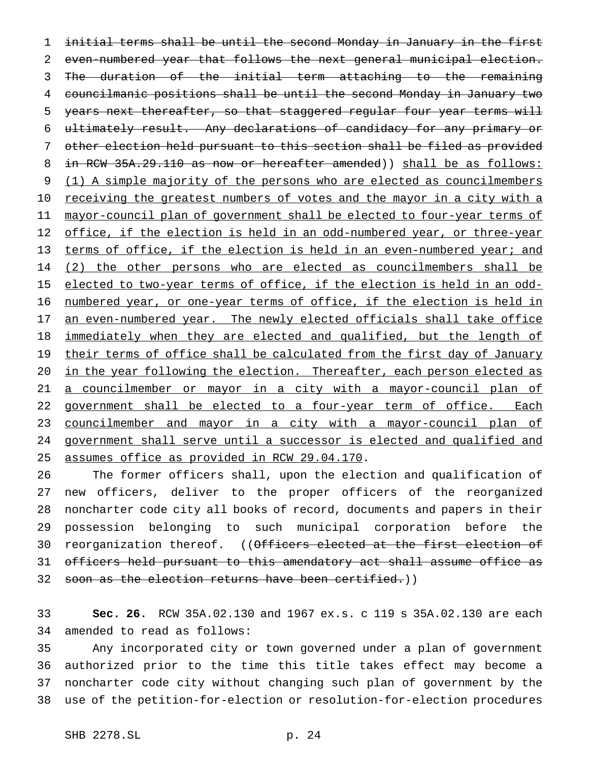~~initial terms shall be until the second Monday in January in the first even-numbered year that follows the next general municipal election. The duration of the initial term attaching to the remaining councilmanic positions shall be until the second Monday in January two years next thereafter, so that staggered regular four year terms will ultimately result. Any declarations of candidacy for any primary or other election held pursuant to this section shall be filed as provided in RCW 35A.29.110 as now or hereafter amended~~)) <u>shall be as follows: (1) A simple majority of the persons who are elected as councilmembers receiving the greatest numbers of votes and the mayor in a city with a mayor-council plan of government shall be elected to four-year terms of office, if the election is held in an odd-numbered year, or three-year terms of office, if the election is held in an even-numbered year; and (2) the other persons who are elected as councilmembers shall be elected to two-year terms of office, if the election is held in an odd-numbered year, or one-year terms of office, if the election is held in an even-numbered year. The newly elected officials shall take office immediately when they are elected and qualified, but the length of their terms of office shall be calculated from the first day of January in the year following the election. Thereafter, each person elected as a councilmember or mayor in a city with a mayor-council plan of government shall be elected to a four-year term of office. Each councilmember and mayor in a city with a mayor-council plan of government shall serve until a successor is elected and qualified and assumes office as provided in RCW 29.04.170</u>.

The former officers shall, upon the election and qualification of new officers, deliver to the proper officers of the reorganized noncharter code city all books of record, documents and papers in their possession belonging to such municipal corporation before the reorganization thereof. ((~~Officers elected at the first election of officers held pursuant to this amendatory act shall assume office as soon as the election returns have been certified.~~))

**Sec. 26.** RCW 35A.02.130 and 1967 ex.s. c 119 s 35A.02.130 are each amended to read as follows:

Any incorporated city or town governed under a plan of government authorized prior to the time this title takes effect may become a noncharter code city without changing such plan of government by the use of the petition-for-election or resolution-for-election procedures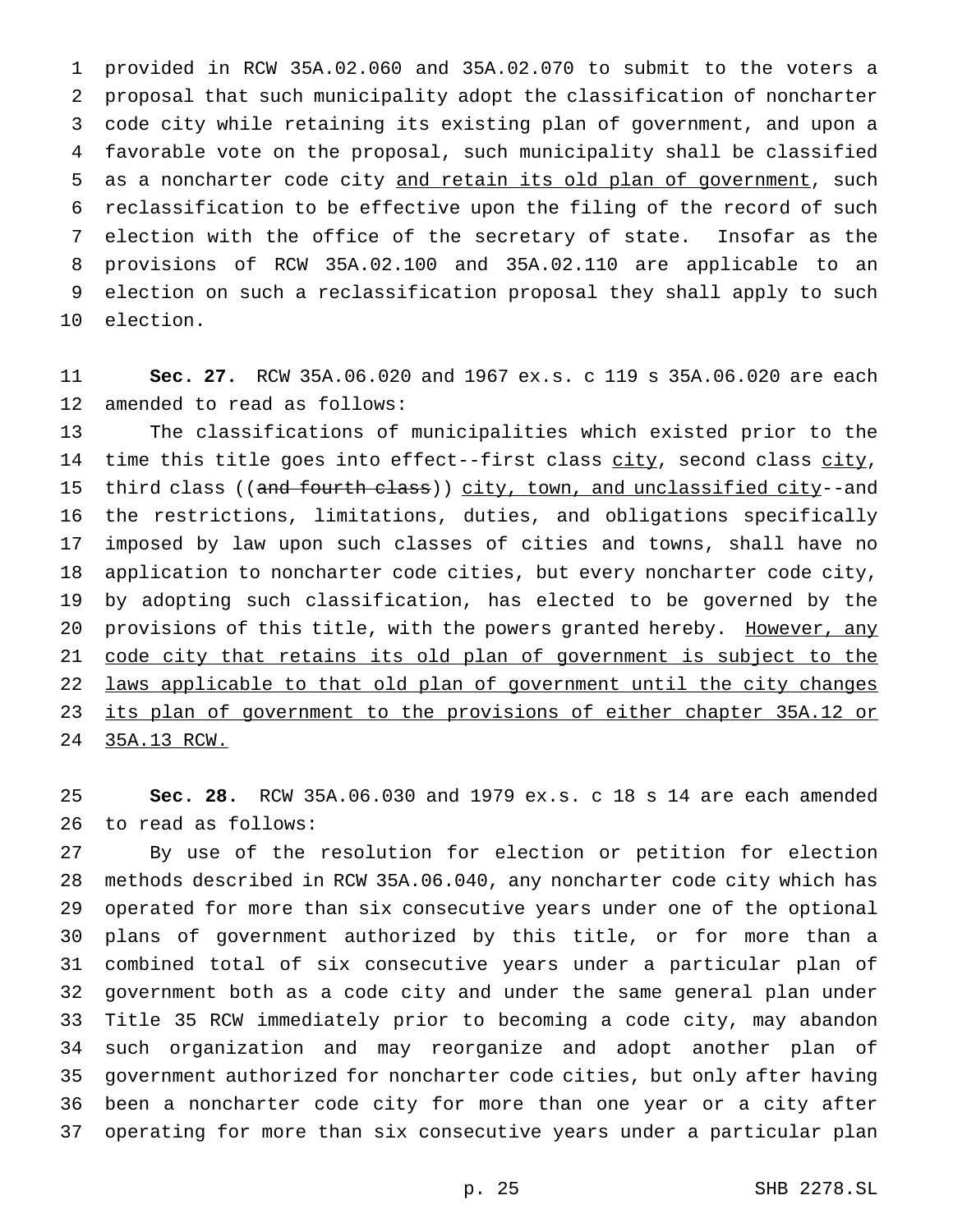provided in RCW 35A.02.060 and 35A.02.070 to submit to the voters a proposal that such municipality adopt the classification of noncharter code city while retaining its existing plan of government, and upon a favorable vote on the proposal, such municipality shall be classified as a noncharter code city <u>and retain its old plan of government</u>, such reclassification to be effective upon the filing of the record of such election with the office of the secretary of state. Insofar as the provisions of RCW 35A.02.100 and 35A.02.110 are applicable to an election on such a reclassification proposal they shall apply to such election.

**Sec. 27.** RCW 35A.06.020 and 1967 ex.s. c 119 s 35A.06.020 are each amended to read as follows:

The classifications of municipalities which existed prior to the time this title goes into effect--first class <u>city</u>, second class <u>city</u>, third class ((~~and fourth class~~)) <u>city, town, and unclassified city</u>--and the restrictions, limitations, duties, and obligations specifically imposed by law upon such classes of cities and towns, shall have no application to noncharter code cities, but every noncharter code city, by adopting such classification, has elected to be governed by the provisions of this title, with the powers granted hereby. <u>However, any code city that retains its old plan of government is subject to the laws applicable to that old plan of government until the city changes its plan of government to the provisions of either chapter 35A.12 or 35A.13 RCW.</u>

**Sec. 28.** RCW 35A.06.030 and 1979 ex.s. c 18 s 14 are each amended to read as follows:

By use of the resolution for election or petition for election methods described in RCW 35A.06.040, any noncharter code city which has operated for more than six consecutive years under one of the optional plans of government authorized by this title, or for more than a combined total of six consecutive years under a particular plan of government both as a code city and under the same general plan under Title 35 RCW immediately prior to becoming a code city, may abandon such organization and may reorganize and adopt another plan of government authorized for noncharter code cities, but only after having been a noncharter code city for more than one year or a city after operating for more than six consecutive years under a particular plan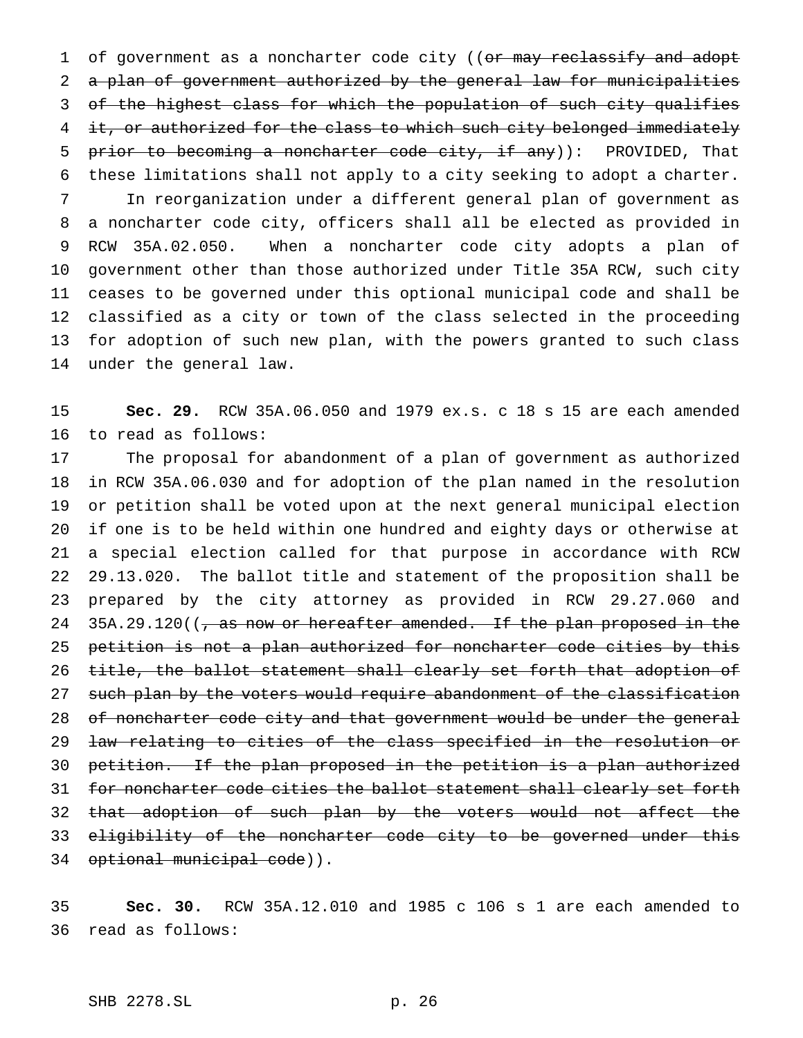of government as a noncharter code city ((~~or may reclassify and adopt a plan of government authorized by the general law for municipalities of the highest class for which the population of such city qualifies it, or authorized for the class to which such city belonged immediately prior to becoming a noncharter code city, if any~~)): PROVIDED, That these limitations shall not apply to a city seeking to adopt a charter.

In reorganization under a different general plan of government as a noncharter code city, officers shall all be elected as provided in RCW 35A.02.050. When a noncharter code city adopts a plan of government other than those authorized under Title 35A RCW, such city ceases to be governed under this optional municipal code and shall be classified as a city or town of the class selected in the proceeding for adoption of such new plan, with the powers granted to such class under the general law.

**Sec. 29.** RCW 35A.06.050 and 1979 ex.s. c 18 s 15 are each amended to read as follows:

The proposal for abandonment of a plan of government as authorized in RCW 35A.06.030 and for adoption of the plan named in the resolution or petition shall be voted upon at the next general municipal election if one is to be held within one hundred and eighty days or otherwise at a special election called for that purpose in accordance with RCW 29.13.020. The ballot title and statement of the proposition shall be prepared by the city attorney as provided in RCW 29.27.060 and 35A.29.120((~~, as now or hereafter amended. If the plan proposed in the petition is not a plan authorized for noncharter code cities by this title, the ballot statement shall clearly set forth that adoption of such plan by the voters would require abandonment of the classification of noncharter code city and that government would be under the general law relating to cities of the class specified in the resolution or petition. If the plan proposed in the petition is a plan authorized for noncharter code cities the ballot statement shall clearly set forth that adoption of such plan by the voters would not affect the eligibility of the noncharter code city to be governed under this optional municipal code~~)).

**Sec. 30.** RCW 35A.12.010 and 1985 c 106 s 1 are each amended to read as follows: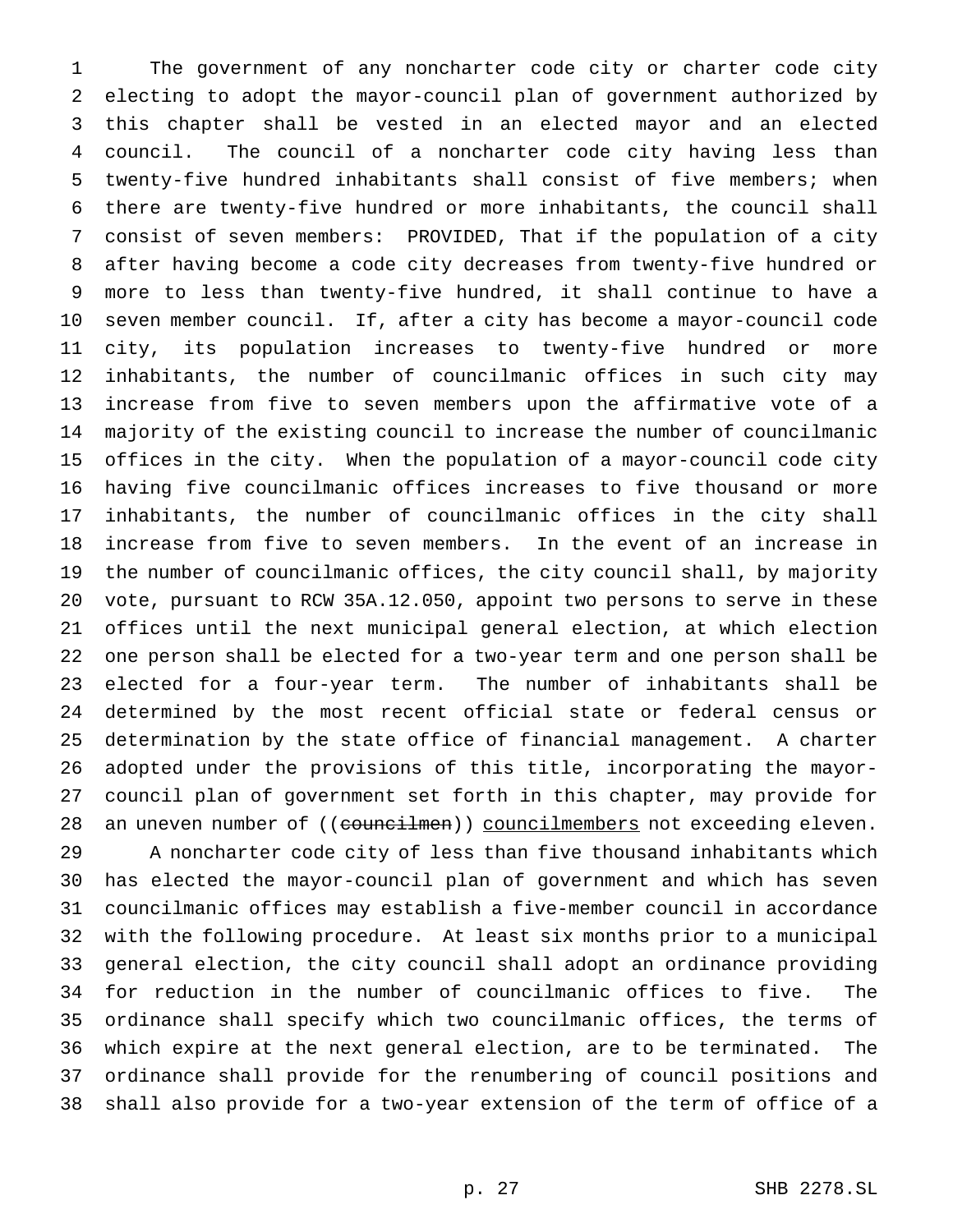The government of any noncharter code city or charter code city electing to adopt the mayor-council plan of government authorized by this chapter shall be vested in an elected mayor and an elected council. The council of a noncharter code city having less than twenty-five hundred inhabitants shall consist of five members; when there are twenty-five hundred or more inhabitants, the council shall consist of seven members: PROVIDED, That if the population of a city after having become a code city decreases from twenty-five hundred or more to less than twenty-five hundred, it shall continue to have a seven member council. If, after a city has become a mayor-council code city, its population increases to twenty-five hundred or more inhabitants, the number of councilmanic offices in such city may increase from five to seven members upon the affirmative vote of a majority of the existing council to increase the number of councilmanic offices in the city. When the population of a mayor-council code city having five councilmanic offices increases to five thousand or more inhabitants, the number of councilmanic offices in the city shall increase from five to seven members. In the event of an increase in the number of councilmanic offices, the city council shall, by majority vote, pursuant to RCW 35A.12.050, appoint two persons to serve in these offices until the next municipal general election, at which election one person shall be elected for a two-year term and one person shall be elected for a four-year term. The number of inhabitants shall be determined by the most recent official state or federal census or determination by the state office of financial management. A charter adopted under the provisions of this title, incorporating the mayor-council plan of government set forth in this chapter, may provide for an uneven number of ((~~councilmen~~)) <u>councilmembers</u> not exceeding eleven.

A noncharter code city of less than five thousand inhabitants which has elected the mayor-council plan of government and which has seven councilmanic offices may establish a five-member council in accordance with the following procedure. At least six months prior to a municipal general election, the city council shall adopt an ordinance providing for reduction in the number of councilmanic offices to five. The ordinance shall specify which two councilmanic offices, the terms of which expire at the next general election, are to be terminated. The ordinance shall provide for the renumbering of council positions and shall also provide for a two-year extension of the term of office of a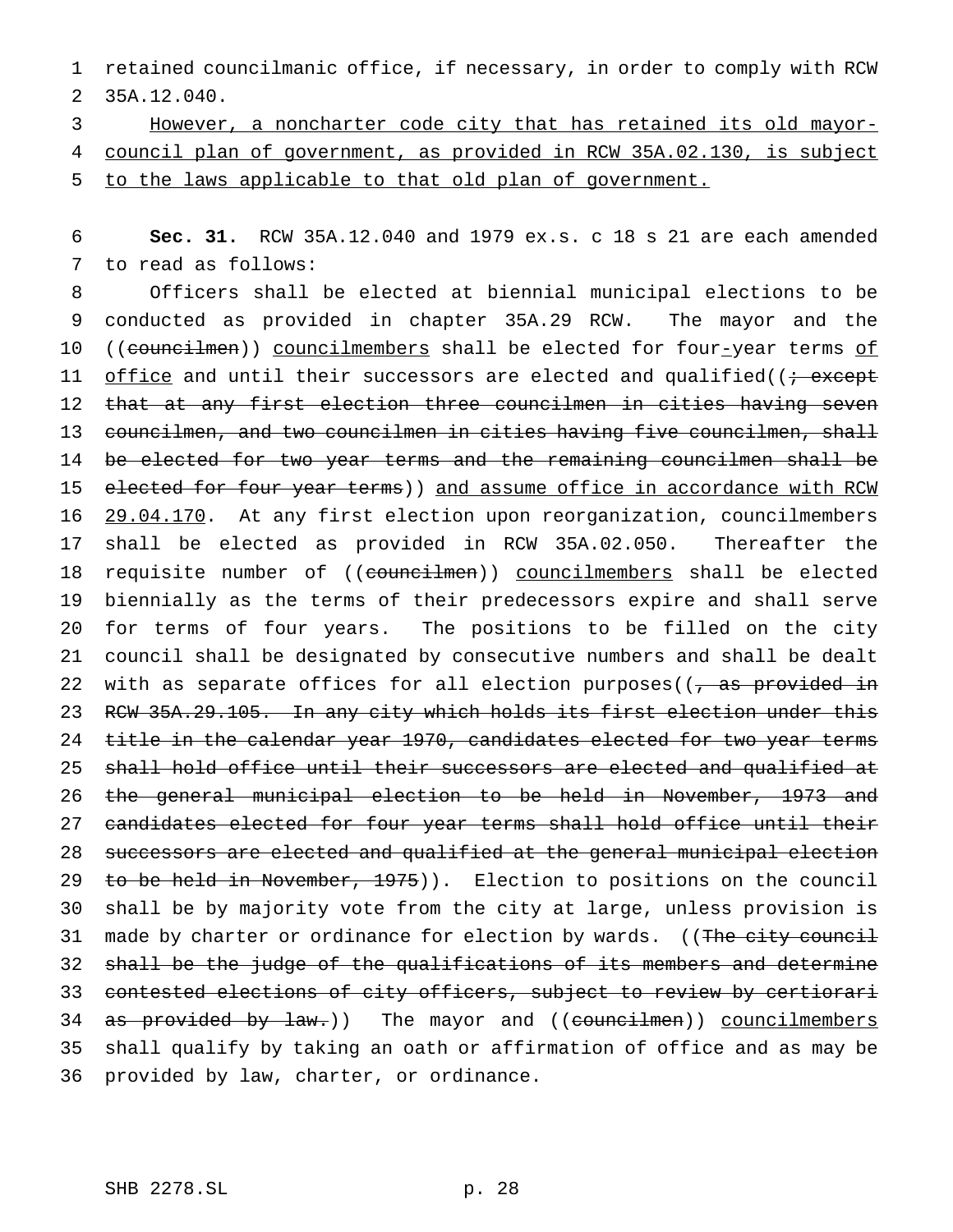retained councilmanic office, if necessary, in order to comply with RCW 35A.12.040.

However, a noncharter code city that has retained its old mayor-council plan of government, as provided in RCW 35A.02.130, is subject to the laws applicable to that old plan of government.

**Sec. 31.** RCW 35A.12.040 and 1979 ex.s. c 18 s 21 are each amended to read as follows:

Officers shall be elected at biennial municipal elections to be conducted as provided in chapter 35A.29 RCW. The mayor and the ((~~councilmen~~)) councilmembers shall be elected for four-year terms of office and until their successors are elected and qualified((~~; except that at any first election three councilmen in cities having seven councilmen, and two councilmen in cities having five councilmen, shall be elected for two year terms and the remaining councilmen shall be elected for four year terms~~)) and assume office in accordance with RCW 29.04.170. At any first election upon reorganization, councilmembers shall be elected as provided in RCW 35A.02.050. Thereafter the requisite number of ((~~councilmen~~)) councilmembers shall be elected biennially as the terms of their predecessors expire and shall serve for terms of four years. The positions to be filled on the city council shall be designated by consecutive numbers and shall be dealt with as separate offices for all election purposes((~~, as provided in RCW 35A.29.105. In any city which holds its first election under this title in the calendar year 1970, candidates elected for two year terms shall hold office until their successors are elected and qualified at the general municipal election to be held in November, 1973 and candidates elected for four year terms shall hold office until their successors are elected and qualified at the general municipal election to be held in November, 1975~~)). Election to positions on the council shall be by majority vote from the city at large, unless provision is made by charter or ordinance for election by wards. ((~~The city council shall be the judge of the qualifications of its members and determine contested elections of city officers, subject to review by certiorari as provided by law.~~)) The mayor and ((~~councilmen~~)) councilmembers shall qualify by taking an oath or affirmation of office and as may be provided by law, charter, or ordinance.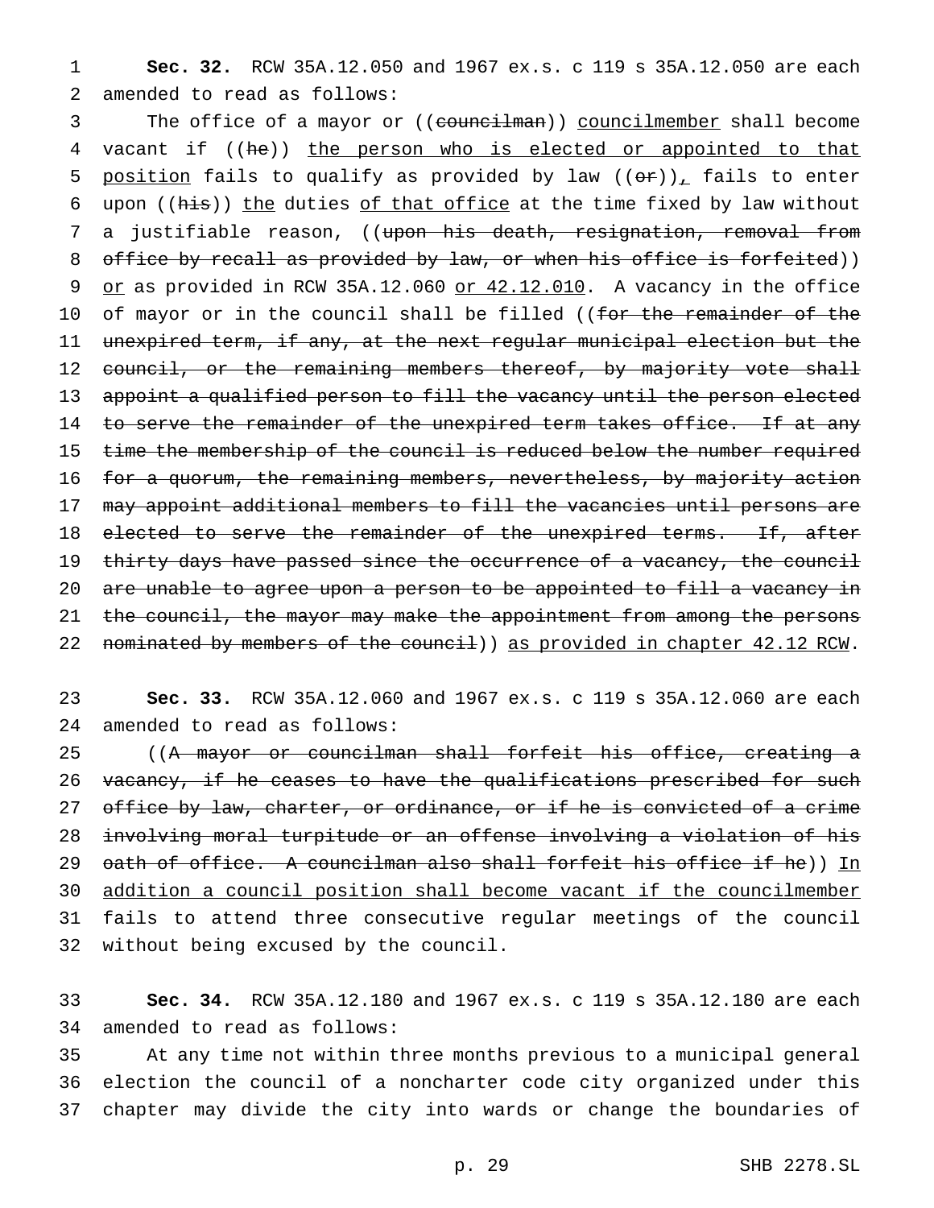**Sec. 32.** RCW 35A.12.050 and 1967 ex.s. c 119 s 35A.12.050 are each amended to read as follows:

The office of a mayor or ((~~councilman~~)) councilmember shall become vacant if ((~~he~~)) the person who is elected or appointed to that position fails to qualify as provided by law ((~~or~~)), fails to enter upon ((~~his~~)) the duties of that office at the time fixed by law without a justifiable reason, ((~~upon his death, resignation, removal from office by recall as provided by law, or when his office is forfeited~~)) or as provided in RCW 35A.12.060 or 42.12.010. A vacancy in the office of mayor or in the council shall be filled ((~~for the remainder of the unexpired term, if any, at the next regular municipal election but the council, or the remaining members thereof, by majority vote shall appoint a qualified person to fill the vacancy until the person elected to serve the remainder of the unexpired term takes office. If at any time the membership of the council is reduced below the number required for a quorum, the remaining members, nevertheless, by majority action may appoint additional members to fill the vacancies until persons are elected to serve the remainder of the unexpired terms. If, after thirty days have passed since the occurrence of a vacancy, the council are unable to agree upon a person to be appointed to fill a vacancy in the council, the mayor may make the appointment from among the persons nominated by members of the council~~)) as provided in chapter 42.12 RCW.

**Sec. 33.** RCW 35A.12.060 and 1967 ex.s. c 119 s 35A.12.060 are each amended to read as follows:

((~~A mayor or councilman shall forfeit his office, creating a vacancy, if he ceases to have the qualifications prescribed for such office by law, charter, or ordinance, or if he is convicted of a crime involving moral turpitude or an offense involving a violation of his oath of office. A councilman also shall forfeit his office if he~~)) In addition a council position shall become vacant if the councilmember fails to attend three consecutive regular meetings of the council without being excused by the council.

**Sec. 34.** RCW 35A.12.180 and 1967 ex.s. c 119 s 35A.12.180 are each amended to read as follows:

At any time not within three months previous to a municipal general election the council of a noncharter code city organized under this chapter may divide the city into wards or change the boundaries of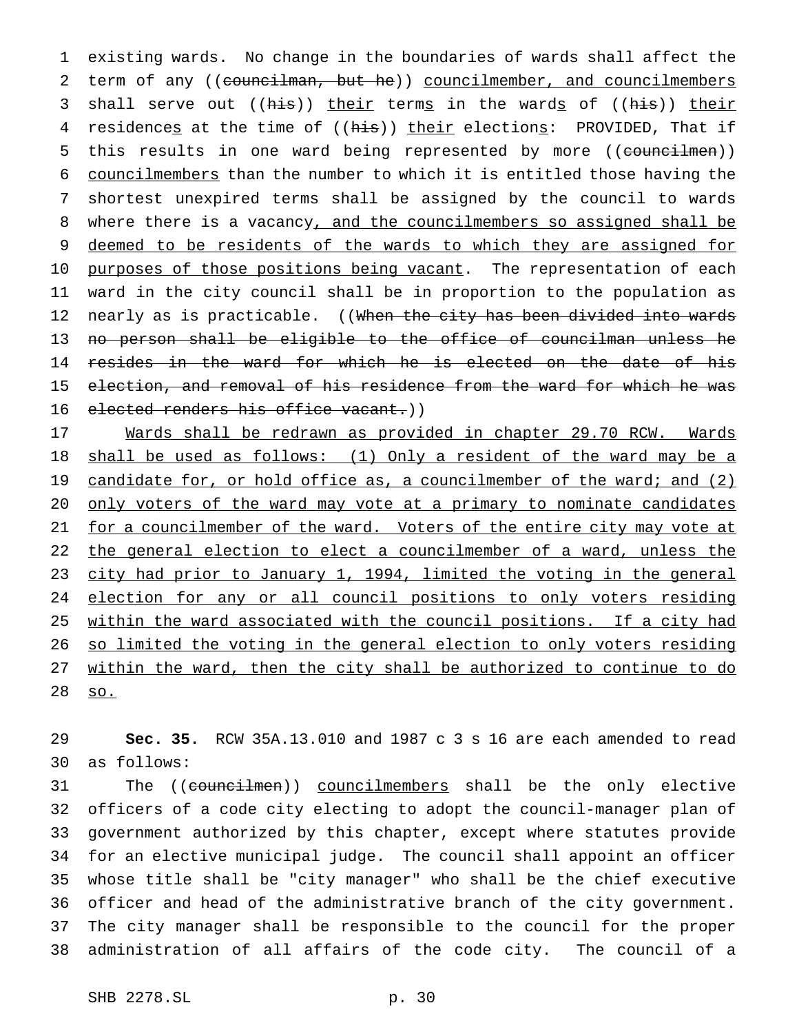existing wards. No change in the boundaries of wards shall affect the term of any ((~~councilman, but he~~)) <u>councilmember, and councilmembers</u> shall serve out ((~~his~~)) <u>their</u> term<u>s</u> in the ward<u>s</u> of ((~~his~~)) <u>their</u> residence<u>s</u> at the time of ((~~his~~)) <u>their</u> election<u>s</u>: PROVIDED, That if this results in one ward being represented by more ((~~councilmen~~)) <u>councilmembers</u> than the number to which it is entitled those having the shortest unexpired terms shall be assigned by the council to wards where there is a vacancy<u>, and the councilmembers so assigned shall be deemed to be residents of the wards to which they are assigned for purposes of those positions being vacant</u>. The representation of each ward in the city council shall be in proportion to the population as nearly as is practicable. ((~~When the city has been divided into wards no person shall be eligible to the office of councilman unless he resides in the ward for which he is elected on the date of his election, and removal of his residence from the ward for which he was elected renders his office vacant.~~))

<u>Wards shall be redrawn as provided in chapter 29.70 RCW. Wards shall be used as follows: (1) Only a resident of the ward may be a candidate for, or hold office as, a councilmember of the ward; and (2) only voters of the ward may vote at a primary to nominate candidates for a councilmember of the ward. Voters of the entire city may vote at the general election to elect a councilmember of a ward, unless the city had prior to January 1, 1994, limited the voting in the general election for any or all council positions to only voters residing within the ward associated with the council positions. If a city had so limited the voting in the general election to only voters residing within the ward, then the city shall be authorized to continue to do so.</u>

**Sec. 35.** RCW 35A.13.010 and 1987 c 3 s 16 are each amended to read as follows:

The ((~~councilmen~~)) <u>councilmembers</u> shall be the only elective officers of a code city electing to adopt the council-manager plan of government authorized by this chapter, except where statutes provide for an elective municipal judge. The council shall appoint an officer whose title shall be "city manager" who shall be the chief executive officer and head of the administrative branch of the city government. The city manager shall be responsible to the council for the proper administration of all affairs of the code city. The council of a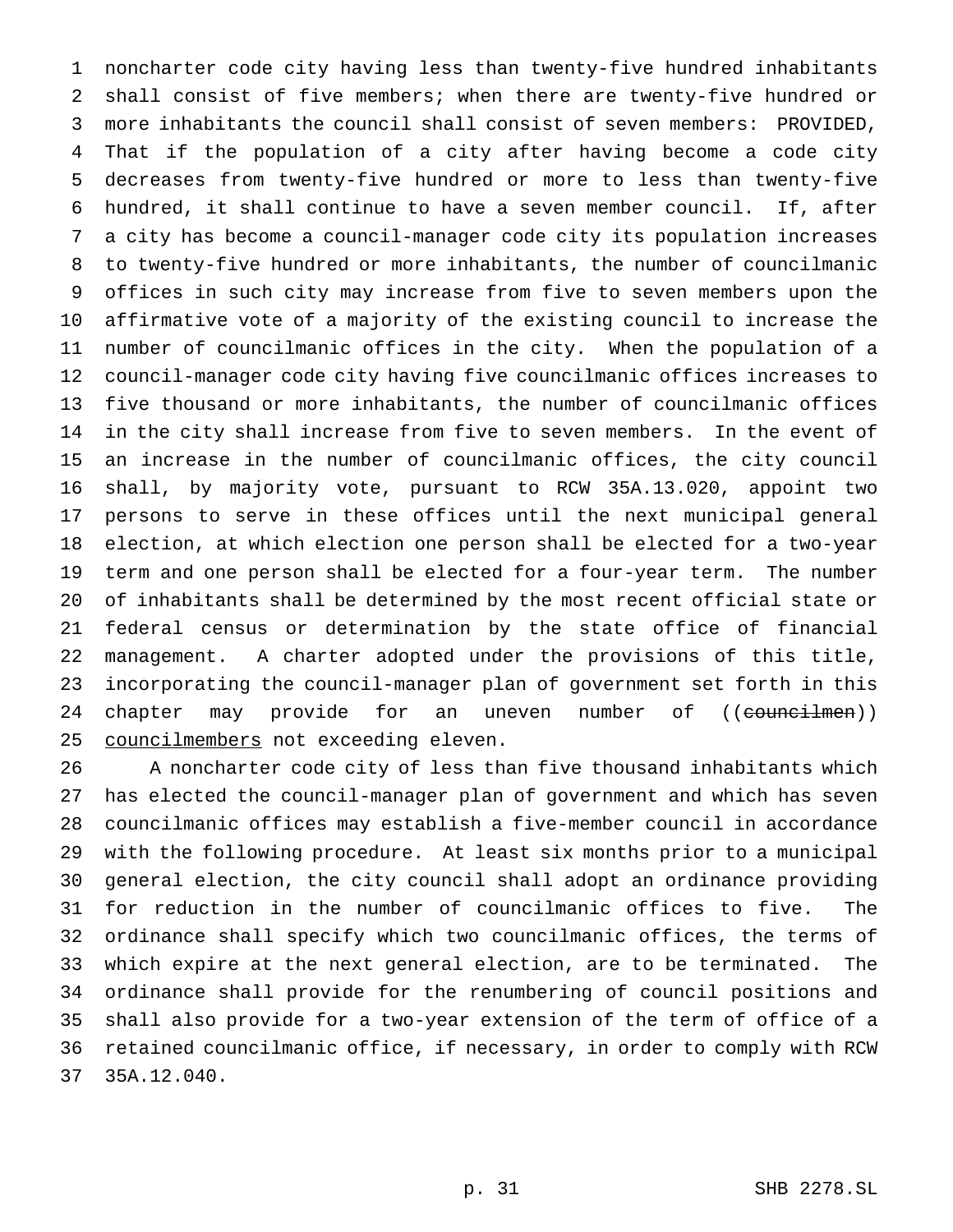noncharter code city having less than twenty-five hundred inhabitants shall consist of five members; when there are twenty-five hundred or more inhabitants the council shall consist of seven members: PROVIDED, That if the population of a city after having become a code city decreases from twenty-five hundred or more to less than twenty-five hundred, it shall continue to have a seven member council. If, after a city has become a council-manager code city its population increases to twenty-five hundred or more inhabitants, the number of councilmanic offices in such city may increase from five to seven members upon the affirmative vote of a majority of the existing council to increase the number of councilmanic offices in the city. When the population of a council-manager code city having five councilmanic offices increases to five thousand or more inhabitants, the number of councilmanic offices in the city shall increase from five to seven members. In the event of an increase in the number of councilmanic offices, the city council shall, by majority vote, pursuant to RCW 35A.13.020, appoint two persons to serve in these offices until the next municipal general election, at which election one person shall be elected for a two-year term and one person shall be elected for a four-year term. The number of inhabitants shall be determined by the most recent official state or federal census or determination by the state office of financial management. A charter adopted under the provisions of this title, incorporating the council-manager plan of government set forth in this chapter may provide for an uneven number of ((~~councilmen~~)) <u>councilmembers</u> not exceeding eleven.

A noncharter code city of less than five thousand inhabitants which has elected the council-manager plan of government and which has seven councilmanic offices may establish a five-member council in accordance with the following procedure. At least six months prior to a municipal general election, the city council shall adopt an ordinance providing for reduction in the number of councilmanic offices to five. The ordinance shall specify which two councilmanic offices, the terms of which expire at the next general election, are to be terminated. The ordinance shall provide for the renumbering of council positions and shall also provide for a two-year extension of the term of office of a retained councilmanic office, if necessary, in order to comply with RCW 35A.12.040.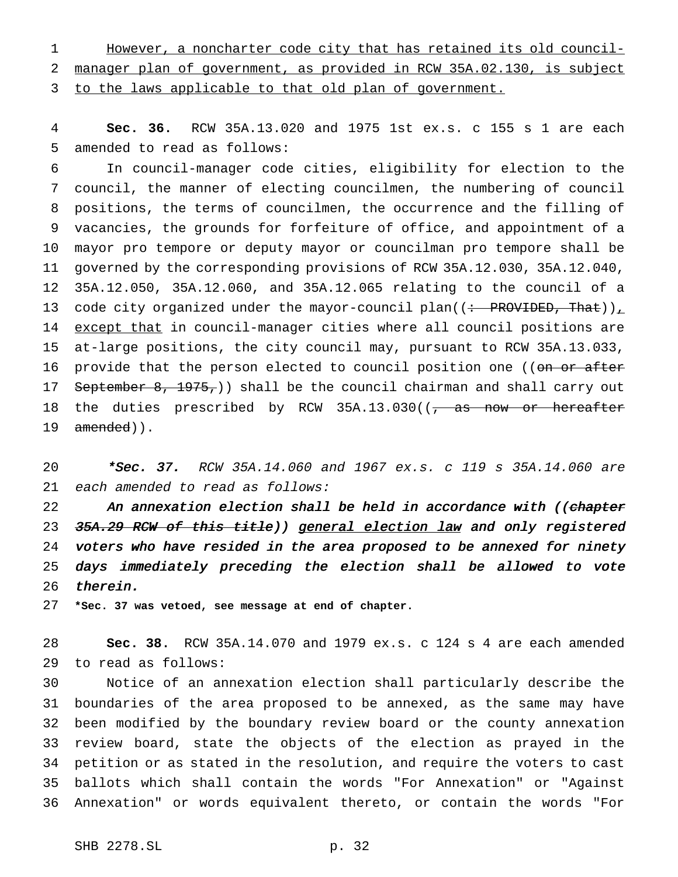However, a noncharter code city that has retained its old council-manager plan of government, as provided in RCW 35A.02.130, is subject to the laws applicable to that old plan of government.

**Sec. 36.** RCW 35A.13.020 and 1975 1st ex.s. c 155 s 1 are each amended to read as follows:

In council-manager code cities, eligibility for election to the council, the manner of electing councilmen, the numbering of council positions, the terms of councilmen, the occurrence and the filling of vacancies, the grounds for forfeiture of office, and appointment of a mayor pro tempore or deputy mayor or councilman pro tempore shall be governed by the corresponding provisions of RCW 35A.12.030, 35A.12.040, 35A.12.050, 35A.12.060, and 35A.12.065 relating to the council of a code city organized under the mayor-council plan((: PROVIDED, That)), except that in council-manager cities where all council positions are at-large positions, the city council may, pursuant to RCW 35A.13.033, provide that the person elected to council position one ((on or after September 8, 1975,)) shall be the council chairman and shall carry out the duties prescribed by RCW 35A.13.030((, as now or hereafter amended)).

***Sec. 37.** *RCW 35A.14.060 and 1967 ex.s. c 119 s 35A.14.060 are each amended to read as follows:*

***An annexation election shall be held in accordance with ((chapter 35A.29 RCW of this title)) general election law and only registered voters who have resided in the area proposed to be annexed for ninety days immediately preceding the election shall be allowed to vote therein.***

***Sec. 37 was vetoed, see message at end of chapter.**

**Sec. 38.** RCW 35A.14.070 and 1979 ex.s. c 124 s 4 are each amended to read as follows:

Notice of an annexation election shall particularly describe the boundaries of the area proposed to be annexed, as the same may have been modified by the boundary review board or the county annexation review board, state the objects of the election as prayed in the petition or as stated in the resolution, and require the voters to cast ballots which shall contain the words "For Annexation" or "Against Annexation" or words equivalent thereto, or contain the words "For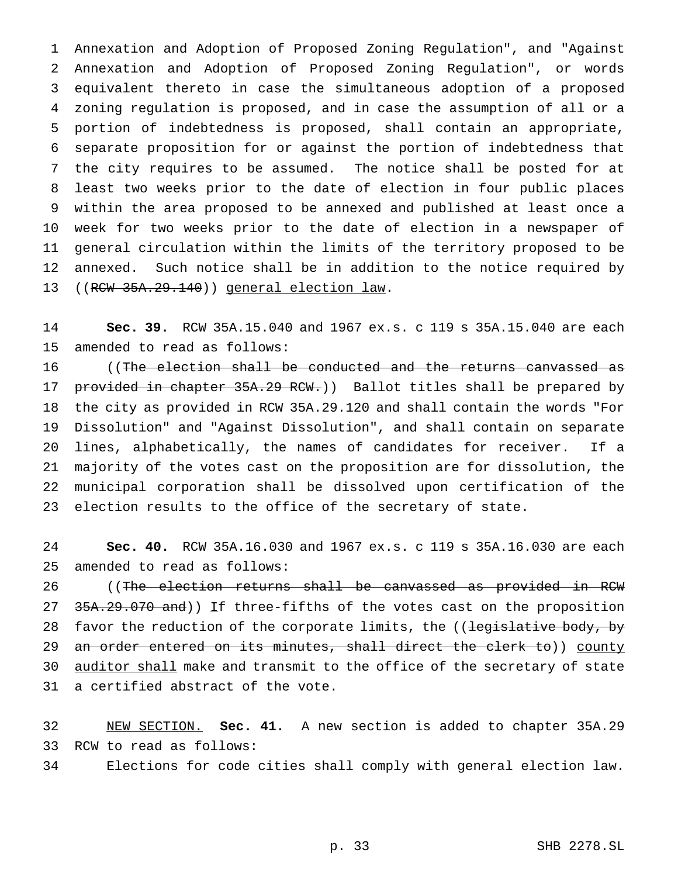Annexation and Adoption of Proposed Zoning Regulation", and "Against Annexation and Adoption of Proposed Zoning Regulation", or words equivalent thereto in case the simultaneous adoption of a proposed zoning regulation is proposed, and in case the assumption of all or a portion of indebtedness is proposed, shall contain an appropriate, separate proposition for or against the portion of indebtedness that the city requires to be assumed. The notice shall be posted for at least two weeks prior to the date of election in four public places within the area proposed to be annexed and published at least once a week for two weeks prior to the date of election in a newspaper of general circulation within the limits of the territory proposed to be annexed. Such notice shall be in addition to the notice required by ((~~RCW 35A.29.140~~)) <u>general election law</u>.

**Sec. 39.** RCW 35A.15.040 and 1967 ex.s. c 119 s 35A.15.040 are each amended to read as follows:

((~~The election shall be conducted and the returns canvassed as provided in chapter 35A.29 RCW.~~)) Ballot titles shall be prepared by the city as provided in RCW 35A.29.120 and shall contain the words "For Dissolution" and "Against Dissolution", and shall contain on separate lines, alphabetically, the names of candidates for receiver. If a majority of the votes cast on the proposition are for dissolution, the municipal corporation shall be dissolved upon certification of the election results to the office of the secretary of state.

**Sec. 40.** RCW 35A.16.030 and 1967 ex.s. c 119 s 35A.16.030 are each amended to read as follows:

((~~The election returns shall be canvassed as provided in RCW 35A.29.070 and~~)) <u>I</u>f three-fifths of the votes cast on the proposition favor the reduction of the corporate limits, the ((~~legislative body, by an order entered on its minutes, shall direct the clerk to~~)) <u>county auditor shall</u> make and transmit to the office of the secretary of state a certified abstract of the vote.

<u>NEW SECTION.</u> **Sec. 41.** A new section is added to chapter 35A.29 RCW to read as follows:

Elections for code cities shall comply with general election law.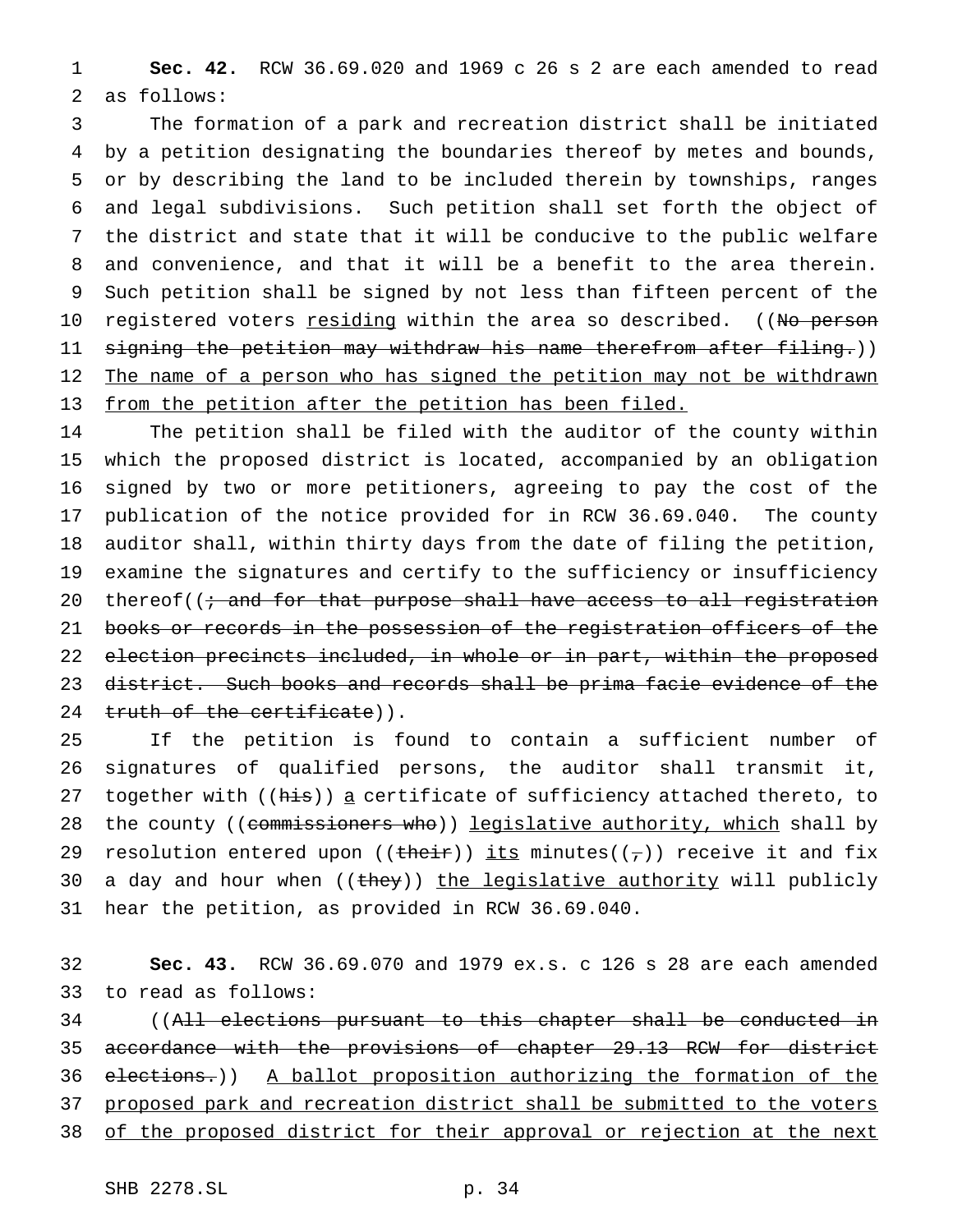**Sec. 42.** RCW 36.69.020 and 1969 c 26 s 2 are each amended to read as follows:

The formation of a park and recreation district shall be initiated by a petition designating the boundaries thereof by metes and bounds, or by describing the land to be included therein by townships, ranges and legal subdivisions. Such petition shall set forth the object of the district and state that it will be conducive to the public welfare and convenience, and that it will be a benefit to the area therein. Such petition shall be signed by not less than fifteen percent of the registered voters <u>residing</u> within the area so described. ((~~No person signing the petition may withdraw his name therefrom after filing.~~)) <u>The name of a person who has signed the petition may not be withdrawn from the petition after the petition has been filed.</u>

The petition shall be filed with the auditor of the county within which the proposed district is located, accompanied by an obligation signed by two or more petitioners, agreeing to pay the cost of the publication of the notice provided for in RCW 36.69.040. The county auditor shall, within thirty days from the date of filing the petition, examine the signatures and certify to the sufficiency or insufficiency thereof((~~; and for that purpose shall have access to all registration books or records in the possession of the registration officers of the election precincts included, in whole or in part, within the proposed district. Such books and records shall be prima facie evidence of the truth of the certificate~~)).

If the petition is found to contain a sufficient number of signatures of qualified persons, the auditor shall transmit it, together with ((~~his~~)) <u>a</u> certificate of sufficiency attached thereto, to the county ((~~commissioners who~~)) <u>legislative authority, which</u> shall by resolution entered upon ((~~their~~)) <u>its</u> minutes((~~,~~)) receive it and fix a day and hour when ((~~they~~)) <u>the legislative authority</u> will publicly hear the petition, as provided in RCW 36.69.040.

**Sec. 43.** RCW 36.69.070 and 1979 ex.s. c 126 s 28 are each amended to read as follows:

((~~All elections pursuant to this chapter shall be conducted in accordance with the provisions of chapter 29.13 RCW for district elections.~~)) <u>A ballot proposition authorizing the formation of the proposed park and recreation district shall be submitted to the voters of the proposed district for their approval or rejection at the next</u>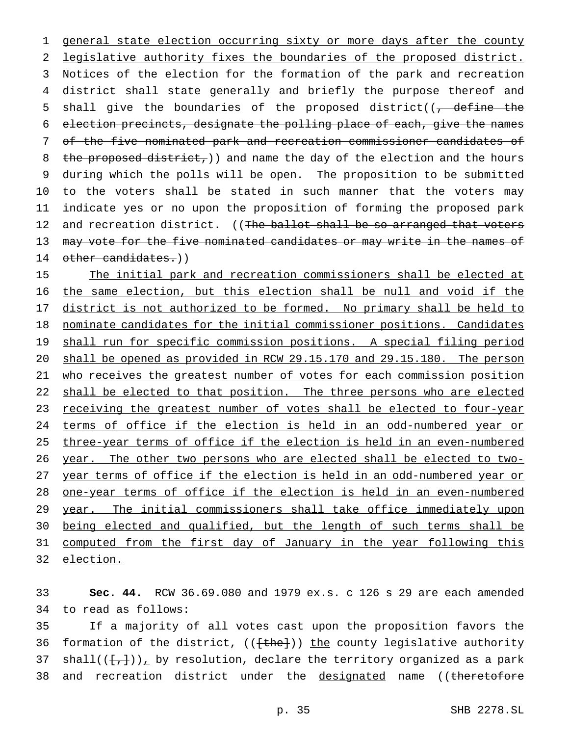general state election occurring sixty or more days after the county legislative authority fixes the boundaries of the proposed district. Notices of the election for the formation of the park and recreation district shall state generally and briefly the purpose thereof and shall give the boundaries of the proposed district((, define the election precincts, designate the polling place of each, give the names of the five nominated park and recreation commissioner candidates of the proposed district,)) and name the day of the election and the hours during which the polls will be open. The proposition to be submitted to the voters shall be stated in such manner that the voters may indicate yes or no upon the proposition of forming the proposed park and recreation district. ((The ballot shall be so arranged that voters may vote for the five nominated candidates or may write in the names of other candidates.))

The initial park and recreation commissioners shall be elected at the same election, but this election shall be null and void if the district is not authorized to be formed. No primary shall be held to nominate candidates for the initial commissioner positions. Candidates shall run for specific commission positions. A special filing period shall be opened as provided in RCW 29.15.170 and 29.15.180. The person who receives the greatest number of votes for each commission position shall be elected to that position. The three persons who are elected receiving the greatest number of votes shall be elected to four-year terms of office if the election is held in an odd-numbered year or three-year terms of office if the election is held in an even-numbered year. The other two persons who are elected shall be elected to two-year terms of office if the election is held in an odd-numbered year or one-year terms of office if the election is held in an even-numbered year. The initial commissioners shall take office immediately upon being elected and qualified, but the length of such terms shall be computed from the first day of January in the year following this election.

**Sec. 44.** RCW 36.69.080 and 1979 ex.s. c 126 s 29 are each amended to read as follows:

If a majority of all votes cast upon the proposition favors the formation of the district, (([the])) the county legislative authority shall(([,])), by resolution, declare the territory organized as a park and recreation district under the designated name ((theretofore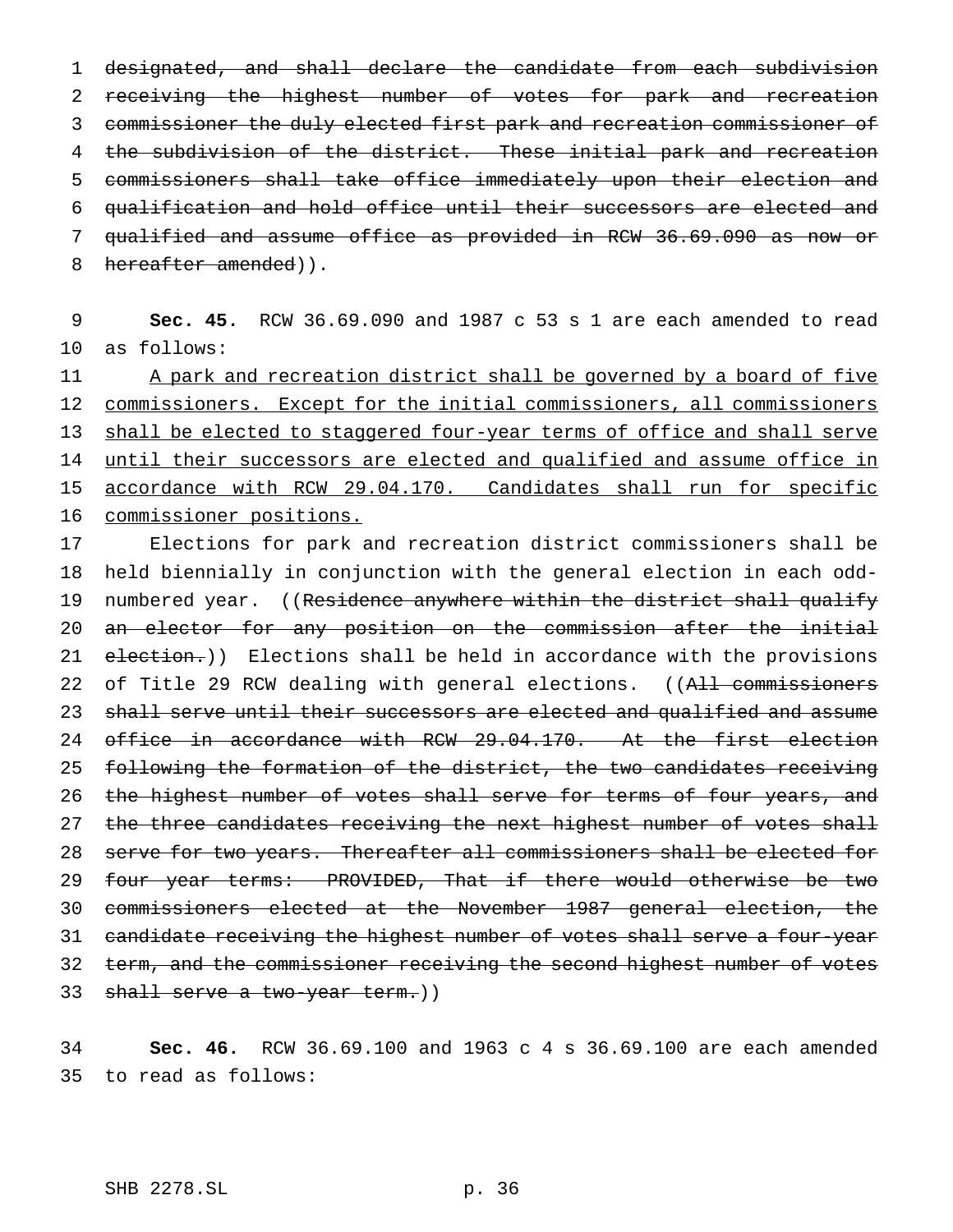designated, and shall declare the candidate from each subdivision receiving the highest number of votes for park and recreation commissioner the duly elected first park and recreation commissioner of the subdivision of the district. These initial park and recreation commissioners shall take office immediately upon their election and qualification and hold office until their successors are elected and qualified and assume office as provided in RCW 36.69.090 as now or hereafter amended)).

**Sec. 45.** RCW 36.69.090 and 1987 c 53 s 1 are each amended to read as follows:

A park and recreation district shall be governed by a board of five commissioners. Except for the initial commissioners, all commissioners shall be elected to staggered four-year terms of office and shall serve until their successors are elected and qualified and assume office in accordance with RCW 29.04.170. Candidates shall run for specific commissioner positions.

Elections for park and recreation district commissioners shall be held biennially in conjunction with the general election in each odd-numbered year. ((Residence anywhere within the district shall qualify an elector for any position on the commission after the initial election.)) Elections shall be held in accordance with the provisions of Title 29 RCW dealing with general elections. ((All commissioners shall serve until their successors are elected and qualified and assume office in accordance with RCW 29.04.170. At the first election following the formation of the district, the two candidates receiving the highest number of votes shall serve for terms of four years, and the three candidates receiving the next highest number of votes shall serve for two years. Thereafter all commissioners shall be elected for four year terms: PROVIDED, That if there would otherwise be two commissioners elected at the November 1987 general election, the candidate receiving the highest number of votes shall serve a four-year term, and the commissioner receiving the second highest number of votes shall serve a two-year term.))

**Sec. 46.** RCW 36.69.100 and 1963 c 4 s 36.69.100 are each amended to read as follows: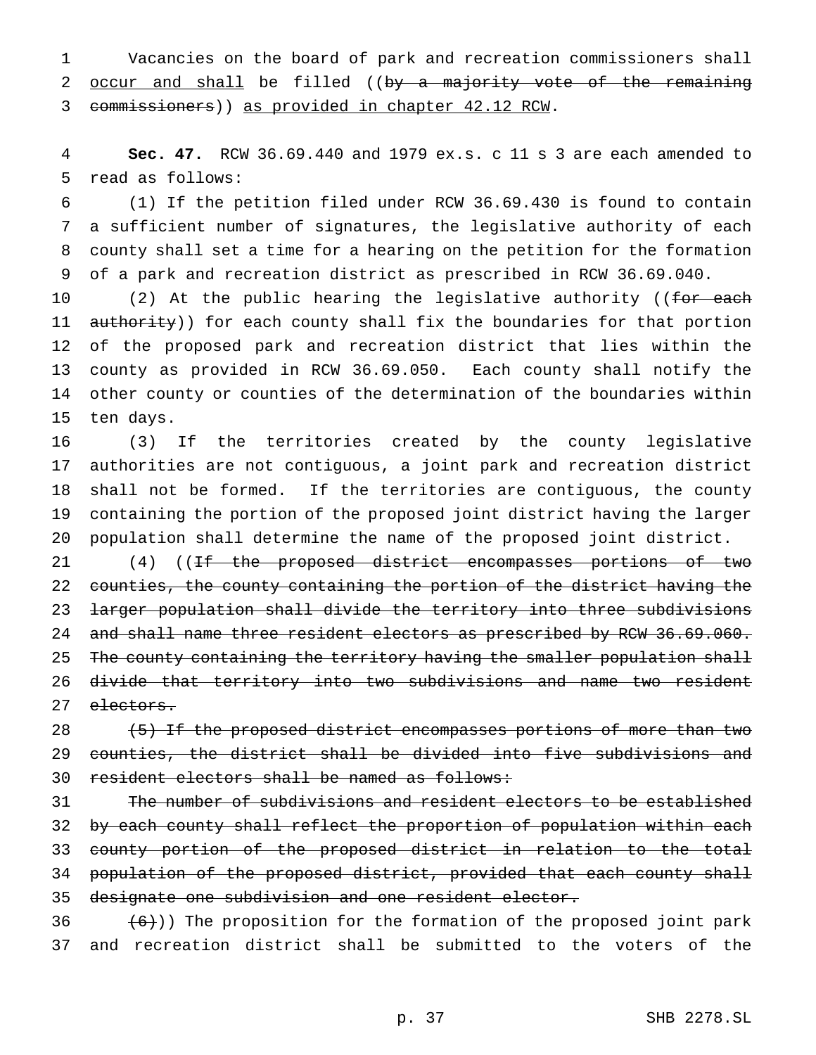Vacancies on the board of park and recreation commissioners shall <u>occur and shall</u> be filled ((~~by a majority vote of the remaining commissioners~~)) <u>as provided in chapter 42.12 RCW</u>.

**Sec. 47.** RCW 36.69.440 and 1979 ex.s. c 11 s 3 are each amended to read as follows:

(1) If the petition filed under RCW 36.69.430 is found to contain a sufficient number of signatures, the legislative authority of each county shall set a time for a hearing on the petition for the formation of a park and recreation district as prescribed in RCW 36.69.040.

(2) At the public hearing the legislative authority ((~~for each authority~~)) for each county shall fix the boundaries for that portion of the proposed park and recreation district that lies within the county as provided in RCW 36.69.050. Each county shall notify the other county or counties of the determination of the boundaries within ten days.

(3) If the territories created by the county legislative authorities are not contiguous, a joint park and recreation district shall not be formed. If the territories are contiguous, the county containing the portion of the proposed joint district having the larger population shall determine the name of the proposed joint district.

(4) ((~~If the proposed district encompasses portions of two counties, the county containing the portion of the district having the larger population shall divide the territory into three subdivisions and shall name three resident electors as prescribed by RCW 36.69.060. The county containing the territory having the smaller population shall divide that territory into two subdivisions and name two resident electors.~~

~~(5) If the proposed district encompasses portions of more than two counties, the district shall be divided into five subdivisions and resident electors shall be named as follows:~~

~~The number of subdivisions and resident electors to be established by each county shall reflect the proportion of population within each county portion of the proposed district in relation to the total population of the proposed district, provided that each county shall designate one subdivision and one resident elector.~~

~~(6)~~)) The proposition for the formation of the proposed joint park and recreation district shall be submitted to the voters of the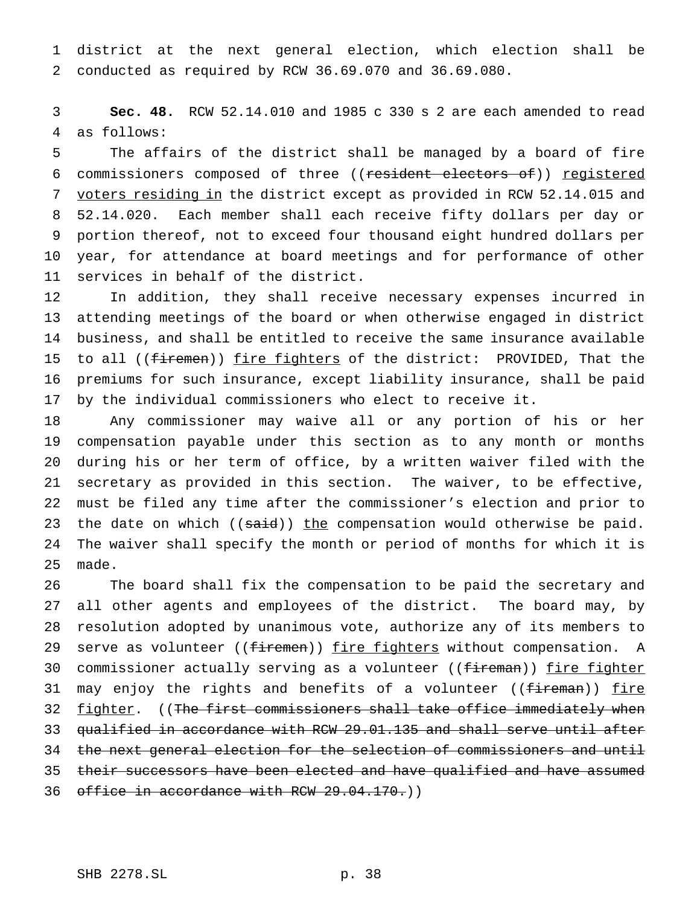district at the next general election, which election shall be conducted as required by RCW 36.69.070 and 36.69.080.

**Sec. 48.** RCW 52.14.010 and 1985 c 330 s 2 are each amended to read as follows:

The affairs of the district shall be managed by a board of fire commissioners composed of three ((~~resident electors of~~)) registered voters residing in the district except as provided in RCW 52.14.015 and 52.14.020. Each member shall each receive fifty dollars per day or portion thereof, not to exceed four thousand eight hundred dollars per year, for attendance at board meetings and for performance of other services in behalf of the district.

In addition, they shall receive necessary expenses incurred in attending meetings of the board or when otherwise engaged in district business, and shall be entitled to receive the same insurance available to all ((~~firemen~~)) fire fighters of the district: PROVIDED, That the premiums for such insurance, except liability insurance, shall be paid by the individual commissioners who elect to receive it.

Any commissioner may waive all or any portion of his or her compensation payable under this section as to any month or months during his or her term of office, by a written waiver filed with the secretary as provided in this section. The waiver, to be effective, must be filed any time after the commissioner's election and prior to the date on which ((~~said~~)) the compensation would otherwise be paid. The waiver shall specify the month or period of months for which it is made.

The board shall fix the compensation to be paid the secretary and all other agents and employees of the district. The board may, by resolution adopted by unanimous vote, authorize any of its members to serve as volunteer ((~~firemen~~)) fire fighters without compensation. A commissioner actually serving as a volunteer ((~~fireman~~)) fire fighter may enjoy the rights and benefits of a volunteer ((~~fireman~~)) fire fighter. ((~~The first commissioners shall take office immediately when qualified in accordance with RCW 29.01.135 and shall serve until after the next general election for the selection of commissioners and until their successors have been elected and have qualified and have assumed office in accordance with RCW 29.04.170.~~))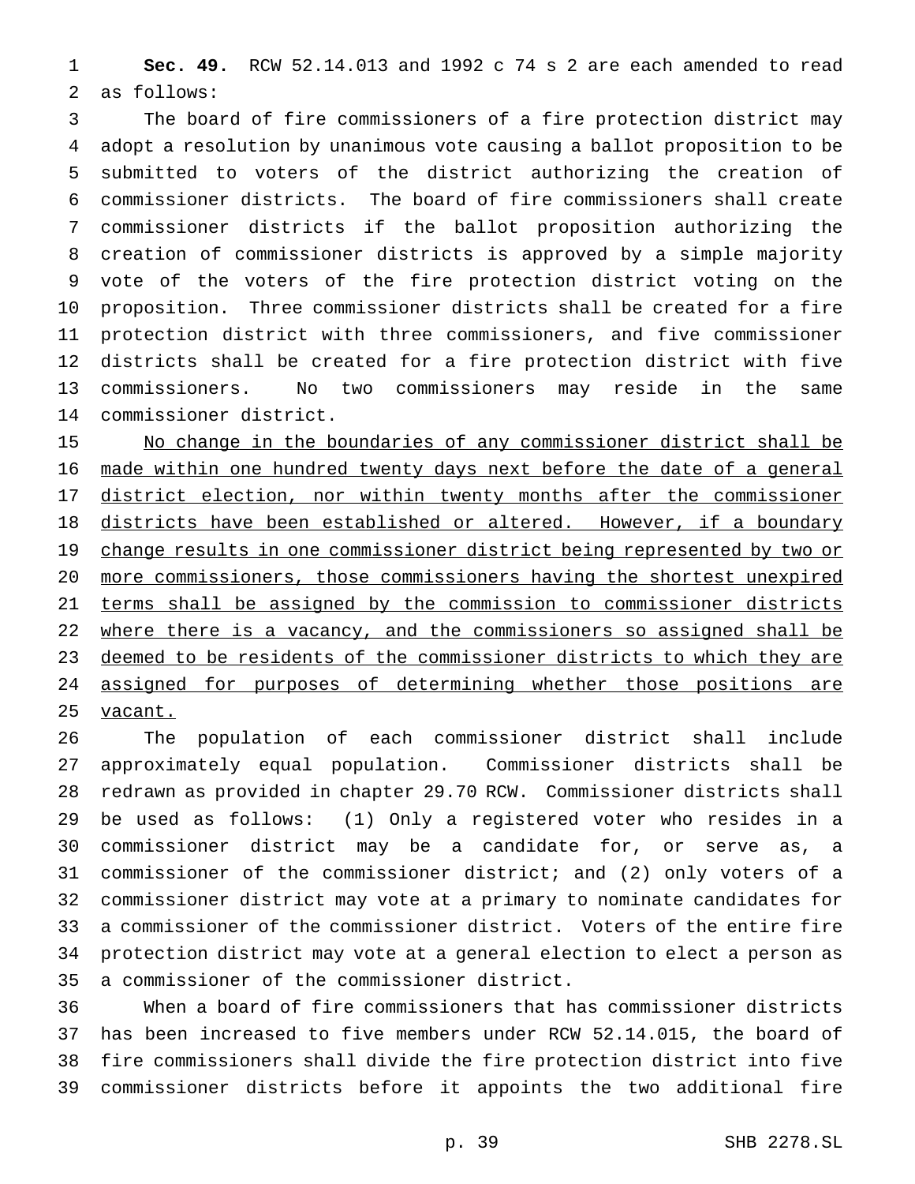**Sec. 49.** RCW 52.14.013 and 1992 c 74 s 2 are each amended to read as follows:

The board of fire commissioners of a fire protection district may adopt a resolution by unanimous vote causing a ballot proposition to be submitted to voters of the district authorizing the creation of commissioner districts. The board of fire commissioners shall create commissioner districts if the ballot proposition authorizing the creation of commissioner districts is approved by a simple majority vote of the voters of the fire protection district voting on the proposition. Three commissioner districts shall be created for a fire protection district with three commissioners, and five commissioner districts shall be created for a fire protection district with five commissioners. No two commissioners may reside in the same commissioner district.

<u>No change in the boundaries of any commissioner district shall be made within one hundred twenty days next before the date of a general district election, nor within twenty months after the commissioner districts have been established or altered. However, if a boundary change results in one commissioner district being represented by two or more commissioners, those commissioners having the shortest unexpired terms shall be assigned by the commission to commissioner districts where there is a vacancy, and the commissioners so assigned shall be deemed to be residents of the commissioner districts to which they are assigned for purposes of determining whether those positions are vacant.</u>

The population of each commissioner district shall include approximately equal population. Commissioner districts shall be redrawn as provided in chapter 29.70 RCW. Commissioner districts shall be used as follows: (1) Only a registered voter who resides in a commissioner district may be a candidate for, or serve as, a commissioner of the commissioner district; and (2) only voters of a commissioner district may vote at a primary to nominate candidates for a commissioner of the commissioner district. Voters of the entire fire protection district may vote at a general election to elect a person as a commissioner of the commissioner district.

When a board of fire commissioners that has commissioner districts has been increased to five members under RCW 52.14.015, the board of fire commissioners shall divide the fire protection district into five commissioner districts before it appoints the two additional fire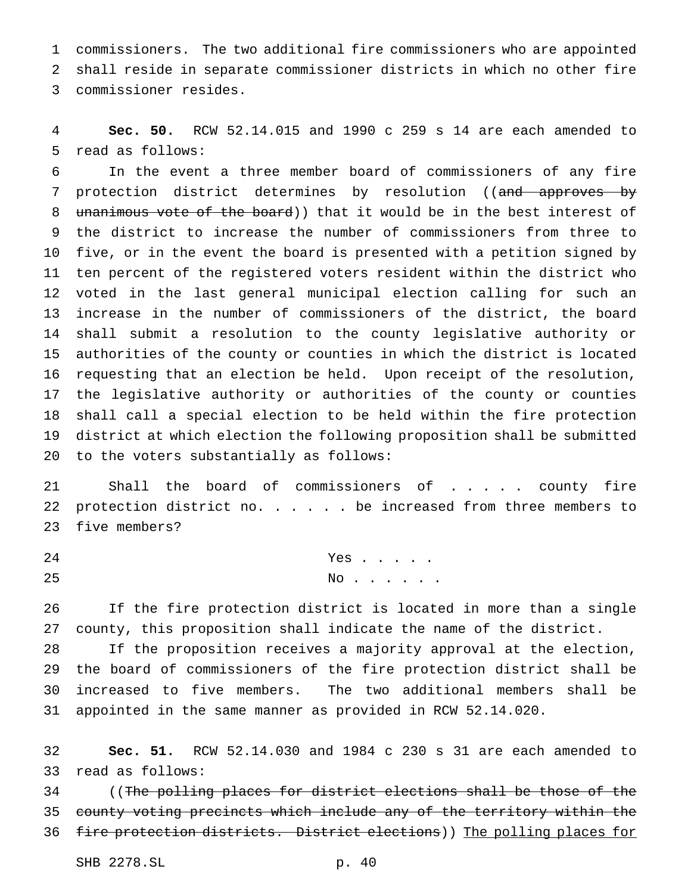commissioners. The two additional fire commissioners who are appointed shall reside in separate commissioner districts in which no other fire commissioner resides.

**Sec. 50.** RCW 52.14.015 and 1990 c 259 s 14 are each amended to read as follows:

In the event a three member board of commissioners of any fire protection district determines by resolution ((~~and approves by unanimous vote of the board~~)) that it would be in the best interest of the district to increase the number of commissioners from three to five, or in the event the board is presented with a petition signed by ten percent of the registered voters resident within the district who voted in the last general municipal election calling for such an increase in the number of commissioners of the district, the board shall submit a resolution to the county legislative authority or authorities of the county or counties in which the district is located requesting that an election be held. Upon receipt of the resolution, the legislative authority or authorities of the county or counties shall call a special election to be held within the fire protection district at which election the following proposition shall be submitted to the voters substantially as follows:

Shall the board of commissioners of . . . . . county fire protection district no. . . . . . be increased from three members to five members?

Yes . . . . .
No . . . . . .

If the fire protection district is located in more than a single county, this proposition shall indicate the name of the district.

If the proposition receives a majority approval at the election, the board of commissioners of the fire protection district shall be increased to five members. The two additional members shall be appointed in the same manner as provided in RCW 52.14.020.

**Sec. 51.** RCW 52.14.030 and 1984 c 230 s 31 are each amended to read as follows:

((~~The polling places for district elections shall be those of the county voting precincts which include any of the territory within the fire protection districts. District elections~~)) <u>The polling places for</u>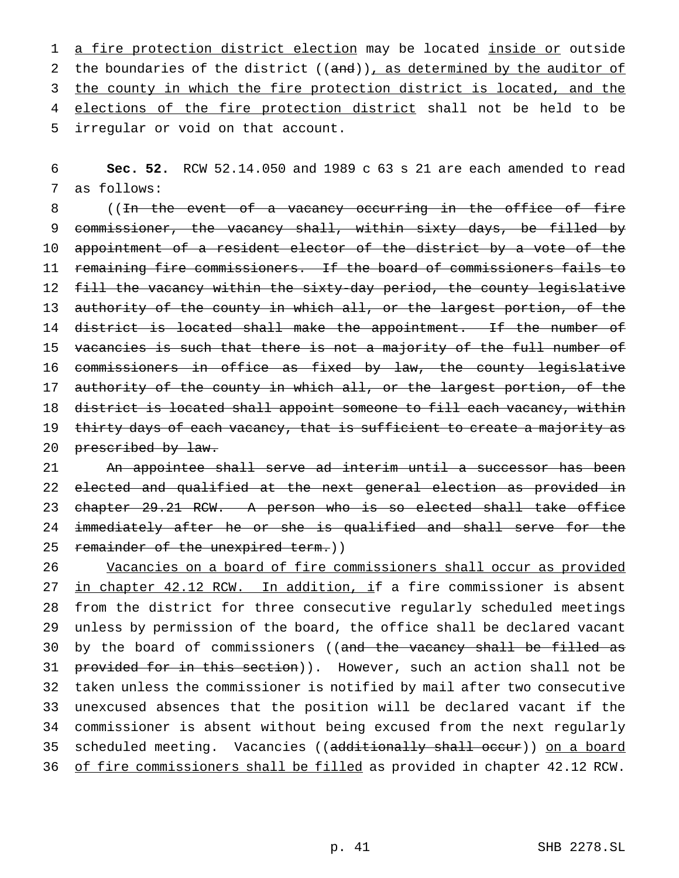a fire protection district election may be located inside or outside the boundaries of the district ((and)), as determined by the auditor of the county in which the fire protection district is located, and the elections of the fire protection district shall not be held to be irregular or void on that account.

**Sec. 52.** RCW 52.14.050 and 1989 c 63 s 21 are each amended to read as follows:

((In the event of a vacancy occurring in the office of fire commissioner, the vacancy shall, within sixty days, be filled by appointment of a resident elector of the district by a vote of the remaining fire commissioners. If the board of commissioners fails to fill the vacancy within the sixty-day period, the county legislative authority of the county in which all, or the largest portion, of the district is located shall make the appointment. If the number of vacancies is such that there is not a majority of the full number of commissioners in office as fixed by law, the county legislative authority of the county in which all, or the largest portion, of the district is located shall appoint someone to fill each vacancy, within thirty days of each vacancy, that is sufficient to create a majority as prescribed by law.

An appointee shall serve ad interim until a successor has been elected and qualified at the next general election as provided in chapter 29.21 RCW. A person who is so elected shall take office immediately after he or she is qualified and shall serve for the remainder of the unexpired term.))

Vacancies on a board of fire commissioners shall occur as provided in chapter 42.12 RCW. In addition, if a fire commissioner is absent from the district for three consecutive regularly scheduled meetings unless by permission of the board, the office shall be declared vacant by the board of commissioners ((and the vacancy shall be filled as provided for in this section)). However, such an action shall not be taken unless the commissioner is notified by mail after two consecutive unexcused absences that the position will be declared vacant if the commissioner is absent without being excused from the next regularly scheduled meeting. Vacancies ((additionally shall occur)) on a board of fire commissioners shall be filled as provided in chapter 42.12 RCW.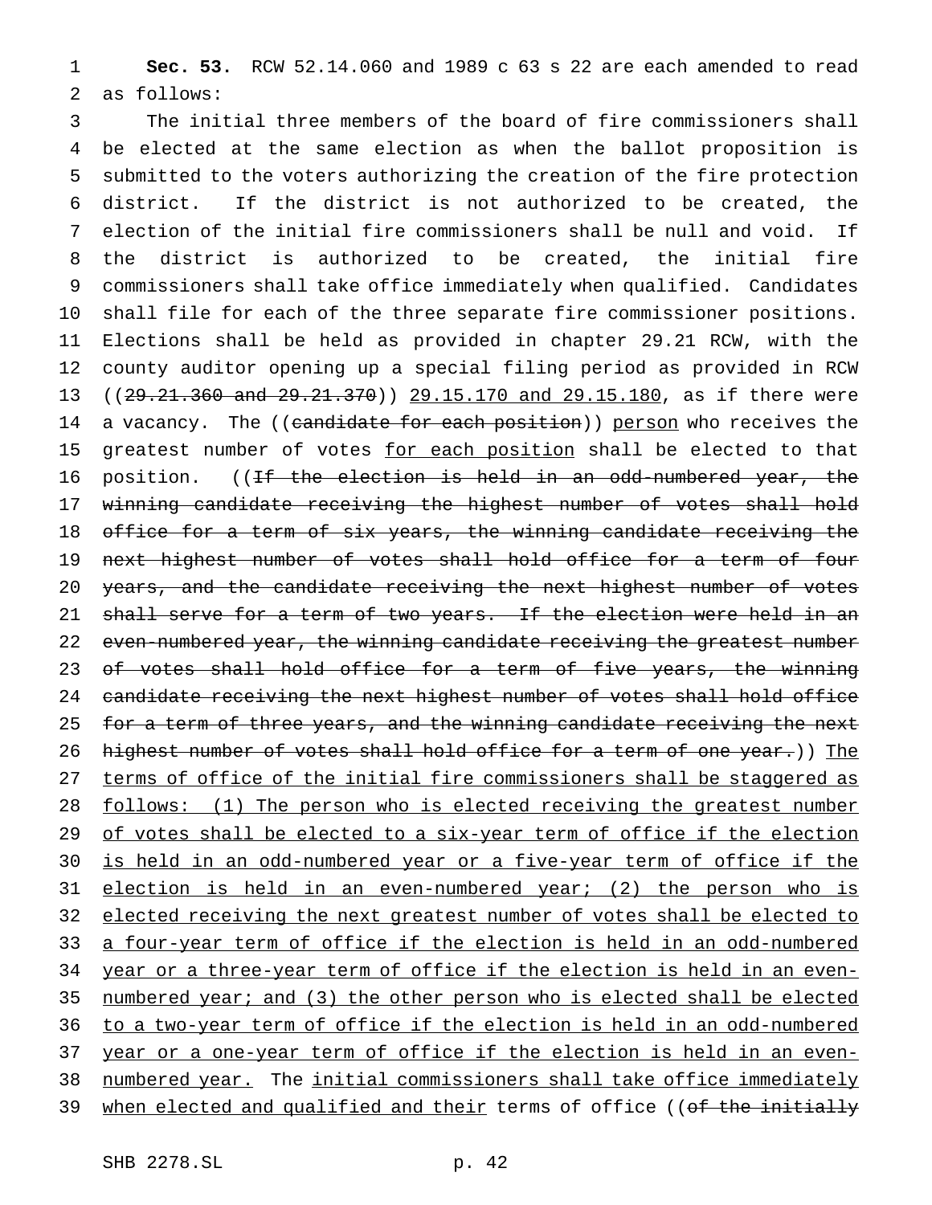**Sec. 53.** RCW 52.14.060 and 1989 c 63 s 22 are each amended to read as follows:

The initial three members of the board of fire commissioners shall be elected at the same election as when the ballot proposition is submitted to the voters authorizing the creation of the fire protection district. If the district is not authorized to be created, the election of the initial fire commissioners shall be null and void. If the district is authorized to be created, the initial fire commissioners shall take office immediately when qualified. Candidates shall file for each of the three separate fire commissioner positions. Elections shall be held as provided in chapter 29.21 RCW, with the county auditor opening up a special filing period as provided in RCW ((~~29.21.360 and 29.21.370~~)) <u>29.15.170 and 29.15.180</u>, as if there were a vacancy. The ((~~candidate for each position~~)) <u>person</u> who receives the greatest number of votes <u>for each position</u> shall be elected to that position. ((~~If the election is held in an odd-numbered year, the winning candidate receiving the highest number of votes shall hold office for a term of six years, the winning candidate receiving the next highest number of votes shall hold office for a term of four years, and the candidate receiving the next highest number of votes shall serve for a term of two years. If the election were held in an even-numbered year, the winning candidate receiving the greatest number of votes shall hold office for a term of five years, the winning candidate receiving the next highest number of votes shall hold office for a term of three years, and the winning candidate receiving the next highest number of votes shall hold office for a term of one year.~~)) <u>The terms of office of the initial fire commissioners shall be staggered as follows: (1) The person who is elected receiving the greatest number of votes shall be elected to a six-year term of office if the election is held in an odd-numbered year or a five-year term of office if the election is held in an even-numbered year; (2) the person who is elected receiving the next greatest number of votes shall be elected to a four-year term of office if the election is held in an odd-numbered year or a three-year term of office if the election is held in an even-numbered year; and (3) the other person who is elected shall be elected to a two-year term of office if the election is held in an odd-numbered year or a one-year term of office if the election is held in an even-numbered year.</u> The <u>initial commissioners shall take office immediately when elected and qualified and their</u> terms of office ((~~of the initially~~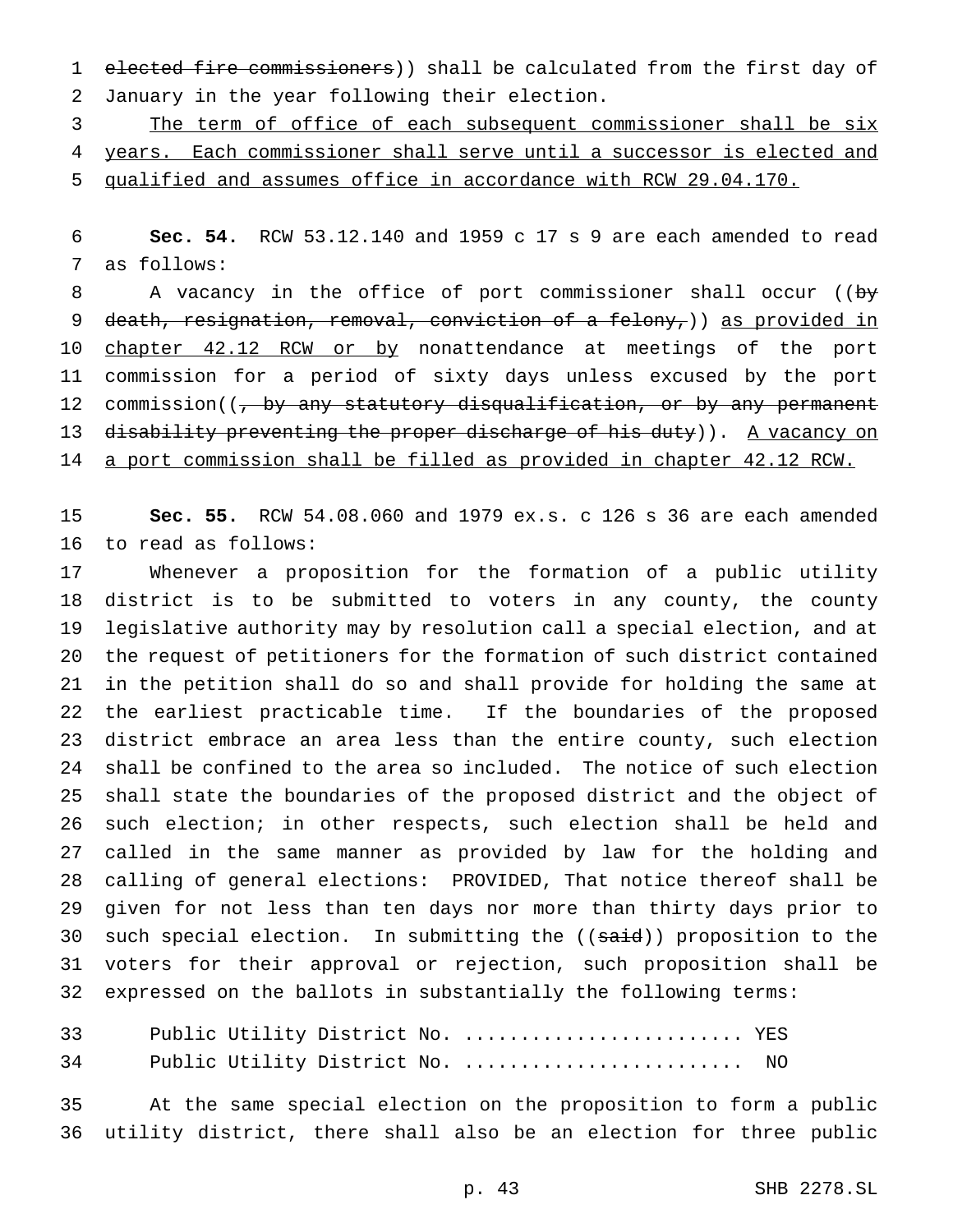elected fire commissioners)) shall be calculated from the first day of January in the year following their election.

The term of office of each subsequent commissioner shall be six years. Each commissioner shall serve until a successor is elected and qualified and assumes office in accordance with RCW 29.04.170.

**Sec. 54.** RCW 53.12.140 and 1959 c 17 s 9 are each amended to read as follows:

A vacancy in the office of port commissioner shall occur ((by death, resignation, removal, conviction of a felony,)) as provided in chapter 42.12 RCW or by nonattendance at meetings of the port commission for a period of sixty days unless excused by the port commission((, by any statutory disqualification, or by any permanent disability preventing the proper discharge of his duty)). A vacancy on a port commission shall be filled as provided in chapter 42.12 RCW.

**Sec. 55.** RCW 54.08.060 and 1979 ex.s. c 126 s 36 are each amended to read as follows:

Whenever a proposition for the formation of a public utility district is to be submitted to voters in any county, the county legislative authority may by resolution call a special election, and at the request of petitioners for the formation of such district contained in the petition shall do so and shall provide for holding the same at the earliest practicable time. If the boundaries of the proposed district embrace an area less than the entire county, such election shall be confined to the area so included. The notice of such election shall state the boundaries of the proposed district and the object of such election; in other respects, such election shall be held and called in the same manner as provided by law for the holding and calling of general elections: PROVIDED, That notice thereof shall be given for not less than ten days nor more than thirty days prior to such special election. In submitting the ((said)) proposition to the voters for their approval or rejection, such proposition shall be expressed on the ballots in substantially the following terms:

Public Utility District No. ........................ YES

Public Utility District No. ........................ NO

At the same special election on the proposition to form a public utility district, there shall also be an election for three public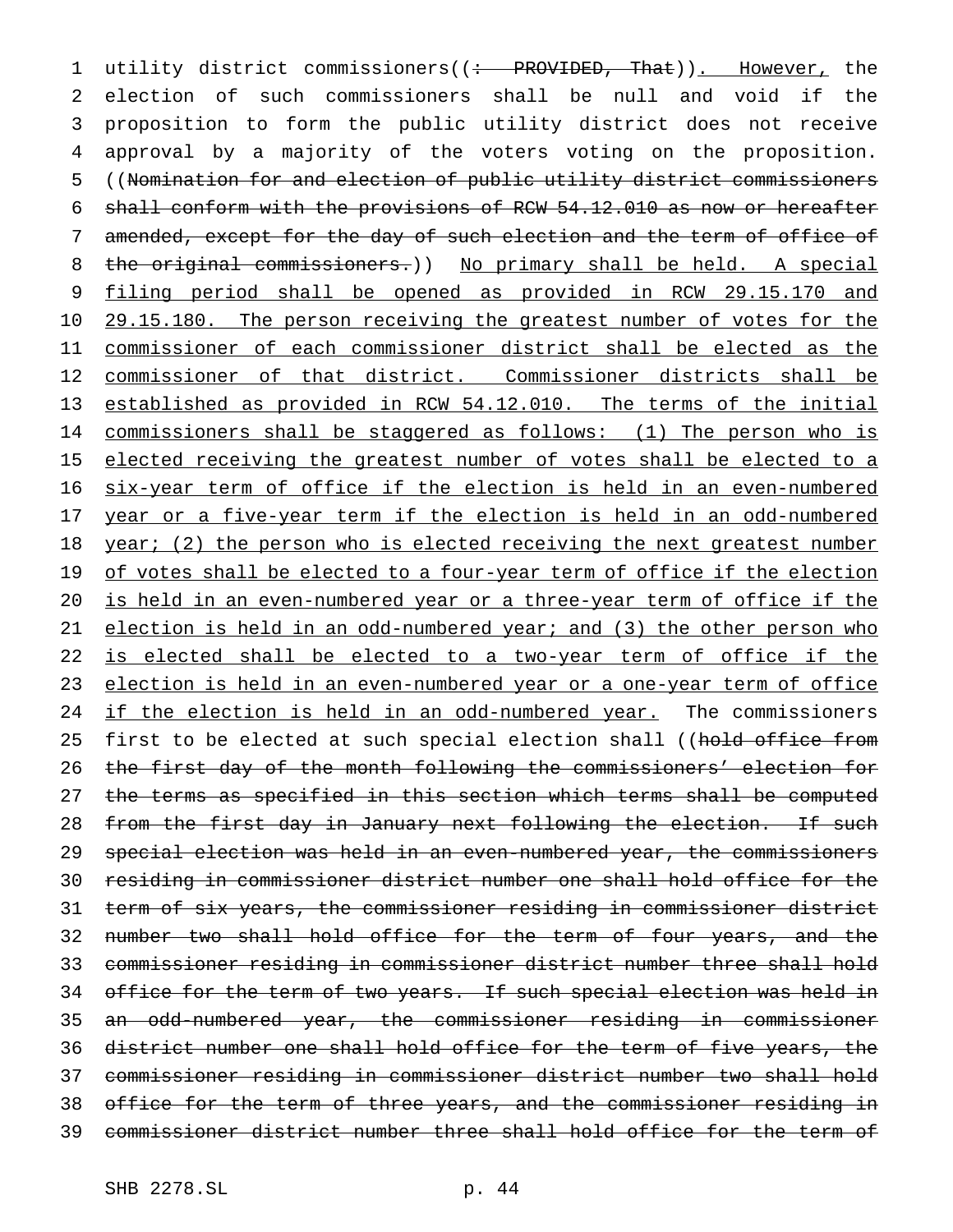utility district commissioners((: PROVIDED, That)). However, the election of such commissioners shall be null and void if the proposition to form the public utility district does not receive approval by a majority of the voters voting on the proposition. ((Nomination for and election of public utility district commissioners shall conform with the provisions of RCW 54.12.010 as now or hereafter amended, except for the day of such election and the term of office of the original commissioners.)) No primary shall be held. A special filing period shall be opened as provided in RCW 29.15.170 and 29.15.180. The person receiving the greatest number of votes for the commissioner of each commissioner district shall be elected as the commissioner of that district. Commissioner districts shall be established as provided in RCW 54.12.010. The terms of the initial commissioners shall be staggered as follows: (1) The person who is elected receiving the greatest number of votes shall be elected to a six-year term of office if the election is held in an even-numbered year or a five-year term if the election is held in an odd-numbered year; (2) the person who is elected receiving the next greatest number of votes shall be elected to a four-year term of office if the election is held in an even-numbered year or a three-year term of office if the election is held in an odd-numbered year; and (3) the other person who is elected shall be elected to a two-year term of office if the election is held in an even-numbered year or a one-year term of office if the election is held in an odd-numbered year. The commissioners first to be elected at such special election shall ((hold office from the first day of the month following the commissioners' election for the terms as specified in this section which terms shall be computed from the first day in January next following the election. If such special election was held in an even-numbered year, the commissioners residing in commissioner district number one shall hold office for the term of six years, the commissioner residing in commissioner district number two shall hold office for the term of four years, and the commissioner residing in commissioner district number three shall hold office for the term of two years. If such special election was held in an odd-numbered year, the commissioner residing in commissioner district number one shall hold office for the term of five years, the commissioner residing in commissioner district number two shall hold office for the term of three years, and the commissioner residing in commissioner district number three shall hold office for the term of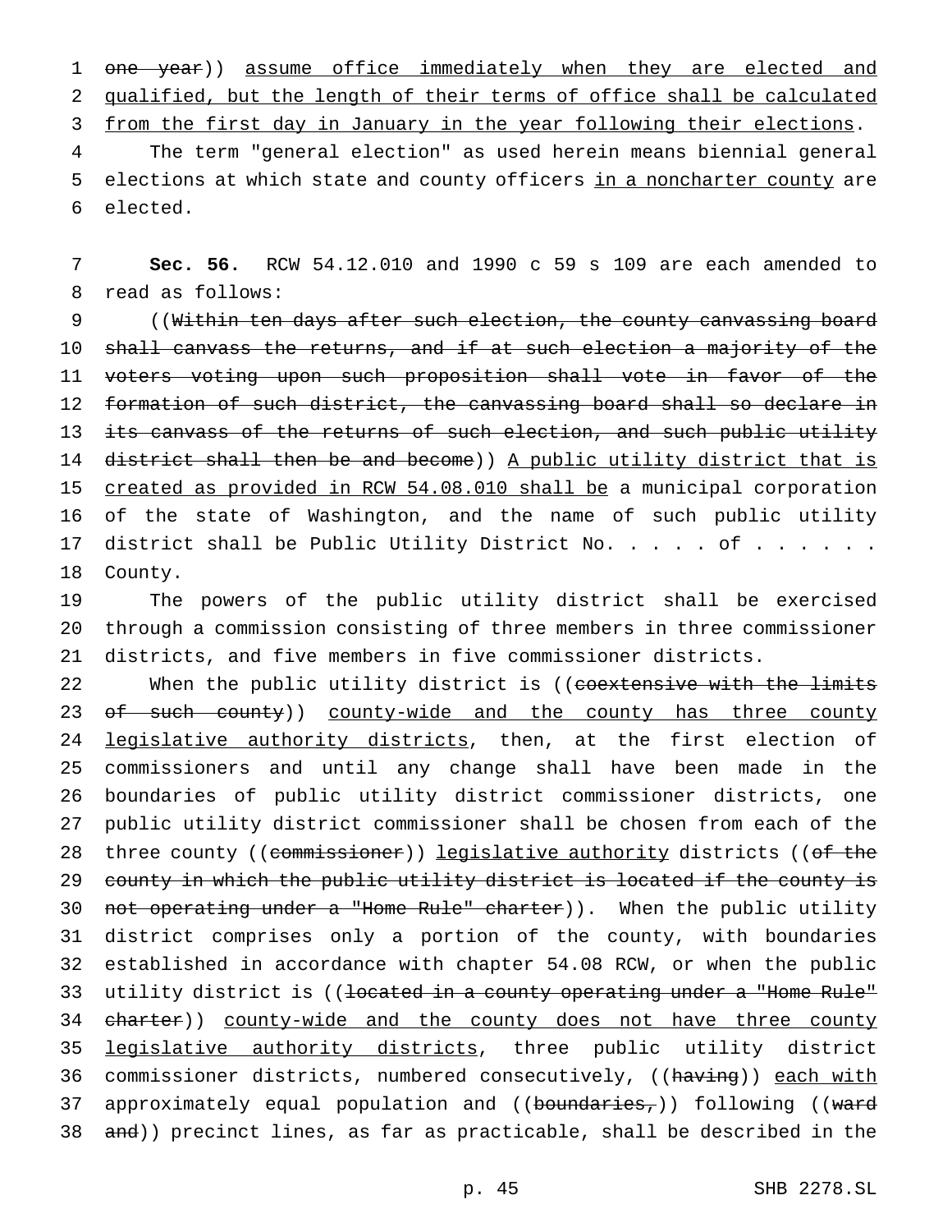~~one year~~)) assume office immediately when they are elected and qualified, but the length of their terms of office shall be calculated from the first day in January in the year following their elections.

The term "general election" as used herein means biennial general elections at which state and county officers in a noncharter county are elected.

**Sec. 56.** RCW 54.12.010 and 1990 c 59 s 109 are each amended to read as follows:

((~~Within ten days after such election, the county canvassing board shall canvass the returns, and if at such election a majority of the voters voting upon such proposition shall vote in favor of the formation of such district, the canvassing board shall so declare in its canvass of the returns of such election, and such public utility district shall then be and become~~)) A public utility district that is created as provided in RCW 54.08.010 shall be a municipal corporation of the state of Washington, and the name of such public utility district shall be Public Utility District No. . . . . of . . . . . . County.

The powers of the public utility district shall be exercised through a commission consisting of three members in three commissioner districts, and five members in five commissioner districts.

When the public utility district is ((~~coextensive with the limits of such county~~)) county-wide and the county has three county legislative authority districts, then, at the first election of commissioners and until any change shall have been made in the boundaries of public utility district commissioner districts, one public utility district commissioner shall be chosen from each of the three county ((~~commissioner~~)) legislative authority districts ((~~of the county in which the public utility district is located if the county is not operating under a "Home Rule" charter~~)). When the public utility district comprises only a portion of the county, with boundaries established in accordance with chapter 54.08 RCW, or when the public utility district is ((~~located in a county operating under a "Home Rule" charter~~)) county-wide and the county does not have three county legislative authority districts, three public utility district commissioner districts, numbered consecutively, ((~~having~~)) each with approximately equal population and ((~~boundaries,~~)) following ((~~ward and~~)) precinct lines, as far as practicable, shall be described in the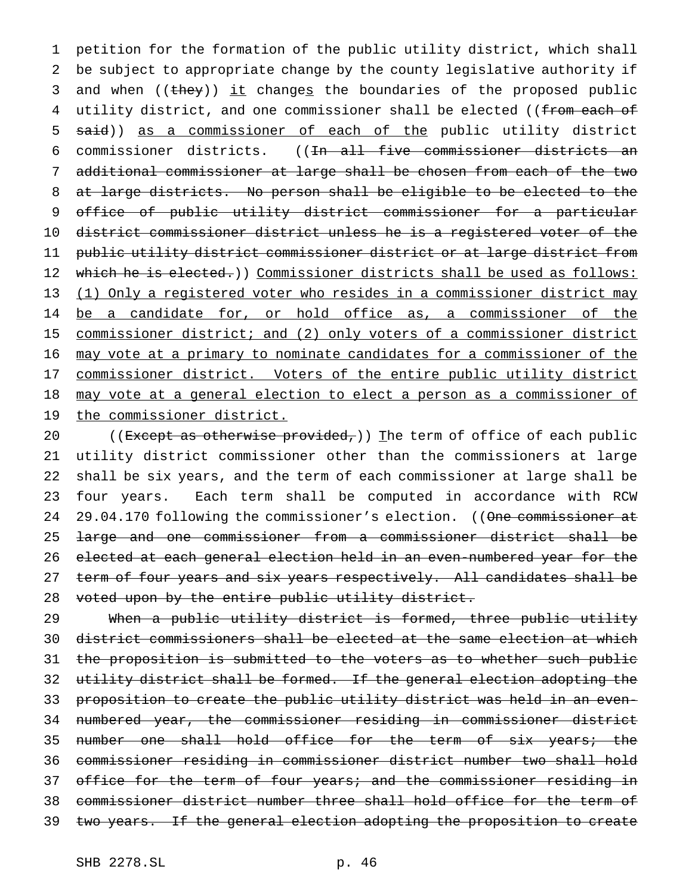petition for the formation of the public utility district, which shall be subject to appropriate change by the county legislative authority if and when ((~~they~~)) <u>it</u> change<u>s</u> the boundaries of the proposed public utility district, and one commissioner shall be elected ((~~from each of said~~)) <u>as a commissioner of each of the</u> public utility district commissioner districts. ((~~In all five commissioner districts an additional commissioner at large shall be chosen from each of the two at large districts. No person shall be eligible to be elected to the office of public utility district commissioner for a particular district commissioner district unless he is a registered voter of the public utility district commissioner district or at large district from which he is elected.~~)) <u>Commissioner districts shall be used as follows: (1) Only a registered voter who resides in a commissioner district may be a candidate for, or hold office as, a commissioner of the commissioner district; and (2) only voters of a commissioner district may vote at a primary to nominate candidates for a commissioner of the commissioner district. Voters of the entire public utility district may vote at a general election to elect a person as a commissioner of the commissioner district.</u>

((~~Except as otherwise provided,~~)) <u>T</u>he term of office of each public utility district commissioner other than the commissioners at large shall be six years, and the term of each commissioner at large shall be four years. Each term shall be computed in accordance with RCW 29.04.170 following the commissioner's election. ((~~One commissioner at large and one commissioner from a commissioner district shall be elected at each general election held in an even-numbered year for the term of four years and six years respectively. All candidates shall be voted upon by the entire public utility district.~~

~~When a public utility district is formed, three public utility district commissioners shall be elected at the same election at which the proposition is submitted to the voters as to whether such public utility district shall be formed. If the general election adopting the proposition to create the public utility district was held in an even-numbered year, the commissioner residing in commissioner district number one shall hold office for the term of six years; the commissioner residing in commissioner district number two shall hold office for the term of four years; and the commissioner residing in commissioner district number three shall hold office for the term of two years. If the general election adopting the proposition to create~~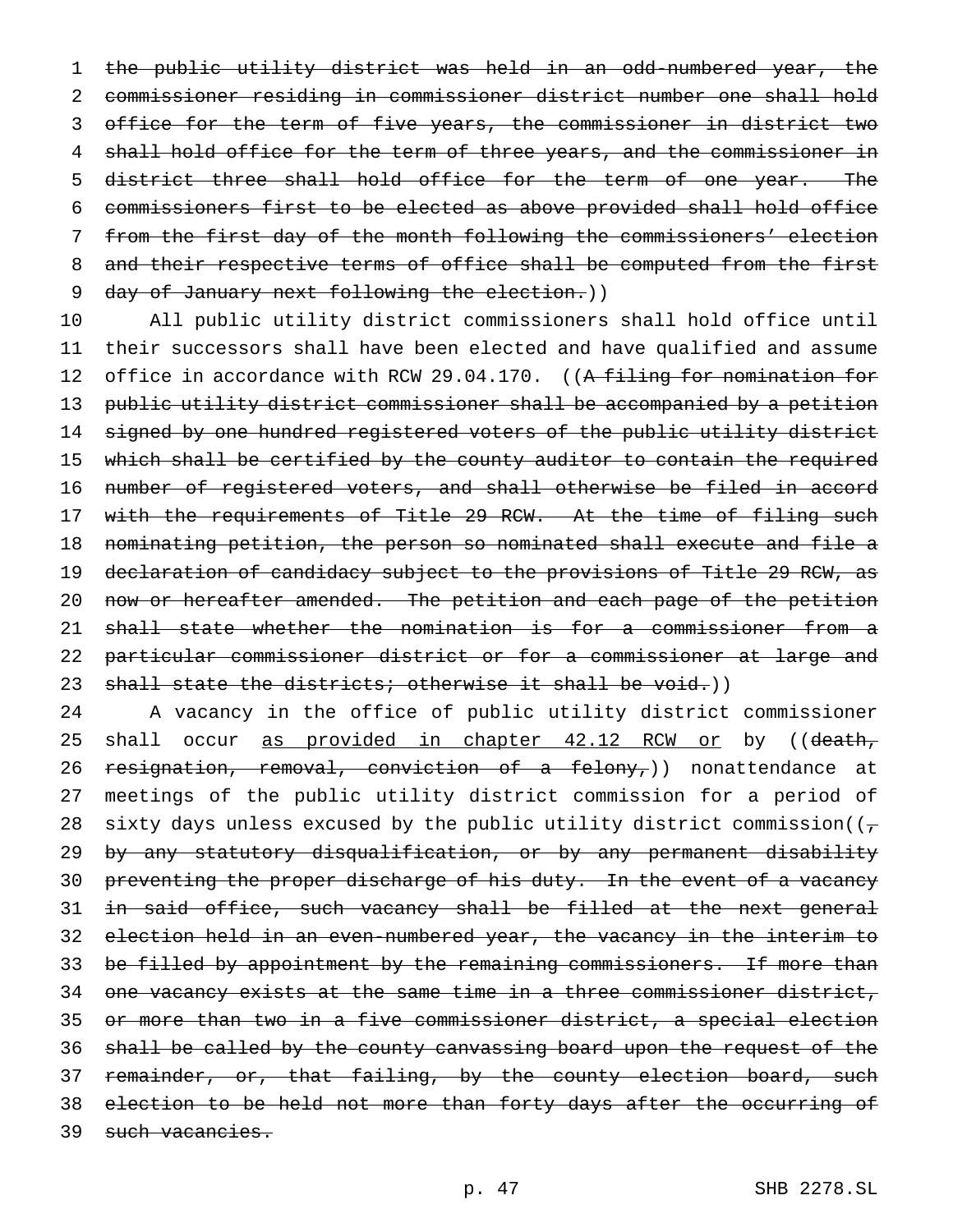~~the public utility district was held in an odd-numbered year, the commissioner residing in commissioner district number one shall hold office for the term of five years, the commissioner in district two shall hold office for the term of three years, and the commissioner in district three shall hold office for the term of one year. The commissioners first to be elected as above provided shall hold office from the first day of the month following the commissioners' election and their respective terms of office shall be computed from the first day of January next following the election.~~))

All public utility district commissioners shall hold office until their successors shall have been elected and have qualified and assume office in accordance with RCW 29.04.170. ((~~A filing for nomination for public utility district commissioner shall be accompanied by a petition signed by one hundred registered voters of the public utility district which shall be certified by the county auditor to contain the required number of registered voters, and shall otherwise be filed in accord with the requirements of Title 29 RCW. At the time of filing such nominating petition, the person so nominated shall execute and file a declaration of candidacy subject to the provisions of Title 29 RCW, as now or hereafter amended. The petition and each page of the petition shall state whether the nomination is for a commissioner from a particular commissioner district or for a commissioner at large and shall state the districts; otherwise it shall be void.~~))

A vacancy in the office of public utility district commissioner shall occur <u>as provided in chapter 42.12 RCW or</u> by ((~~death, resignation, removal, conviction of a felony,~~)) nonattendance at meetings of the public utility district commission for a period of sixty days unless excused by the public utility district commission((~~, by any statutory disqualification, or by any permanent disability preventing the proper discharge of his duty. In the event of a vacancy in said office, such vacancy shall be filled at the next general election held in an even-numbered year, the vacancy in the interim to be filled by appointment by the remaining commissioners. If more than one vacancy exists at the same time in a three commissioner district, or more than two in a five commissioner district, a special election shall be called by the county canvassing board upon the request of the remainder, or, that failing, by the county election board, such election to be held not more than forty days after the occurring of such vacancies.~~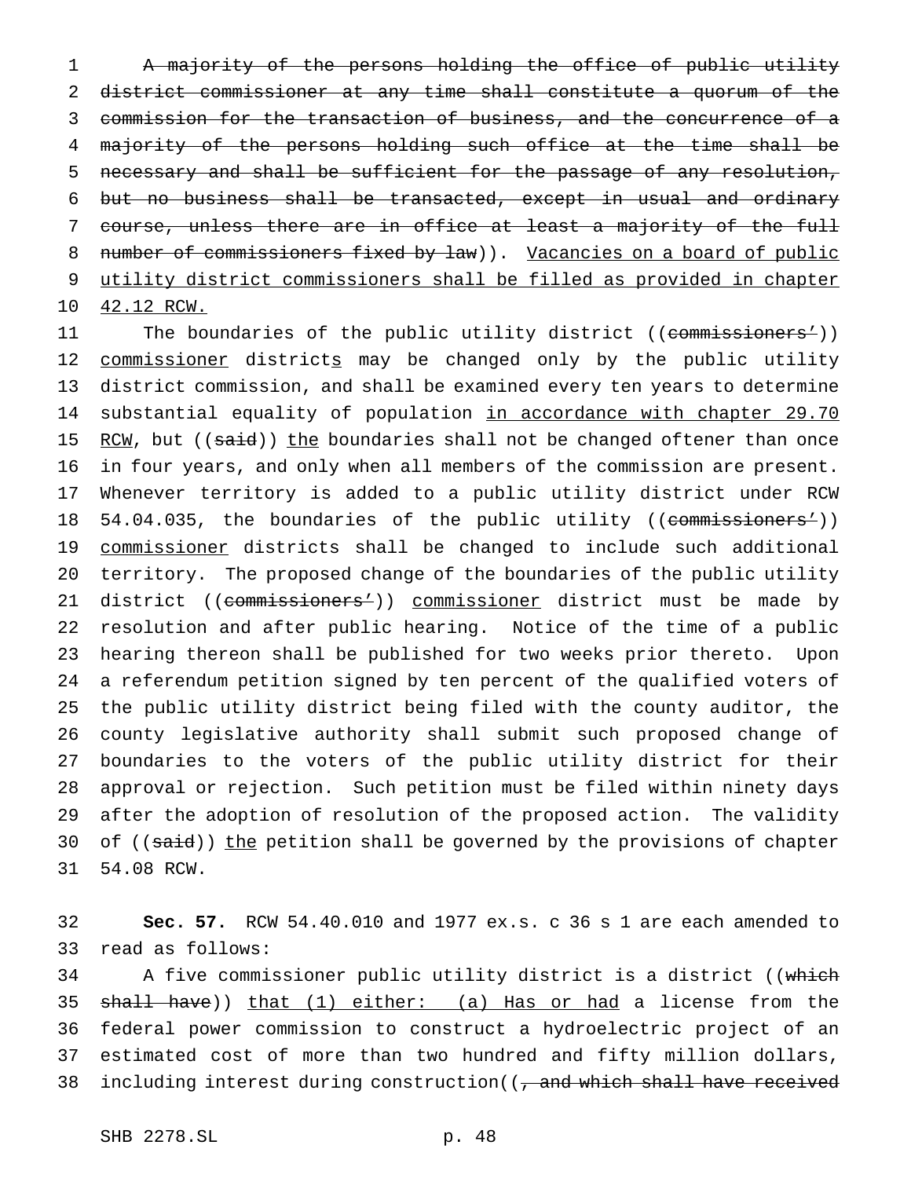~~A majority of the persons holding the office of public utility district commissioner at any time shall constitute a quorum of the commission for the transaction of business, and the concurrence of a majority of the persons holding such office at the time shall be necessary and shall be sufficient for the passage of any resolution, but no business shall be transacted, except in usual and ordinary course, unless there are in office at least a majority of the full number of commissioners fixed by law~~)). <u>Vacancies on a board of public utility district commissioners shall be filled as provided in chapter 42.12 RCW.</u>

The boundaries of the public utility district ((~~commissioners'~~)) <u>commissioner</u> district<u>s</u> may be changed only by the public utility district commission, and shall be examined every ten years to determine substantial equality of population <u>in accordance with chapter 29.70 RCW</u>, but ((~~said~~)) <u>the</u> boundaries shall not be changed oftener than once in four years, and only when all members of the commission are present. Whenever territory is added to a public utility district under RCW 54.04.035, the boundaries of the public utility ((~~commissioners'~~)) <u>commissioner</u> districts shall be changed to include such additional territory. The proposed change of the boundaries of the public utility district ((~~commissioners'~~)) <u>commissioner</u> district must be made by resolution and after public hearing. Notice of the time of a public hearing thereon shall be published for two weeks prior thereto. Upon a referendum petition signed by ten percent of the qualified voters of the public utility district being filed with the county auditor, the county legislative authority shall submit such proposed change of boundaries to the voters of the public utility district for their approval or rejection. Such petition must be filed within ninety days after the adoption of resolution of the proposed action. The validity of ((~~said~~)) <u>the</u> petition shall be governed by the provisions of chapter 54.08 RCW.

**Sec. 57.** RCW 54.40.010 and 1977 ex.s. c 36 s 1 are each amended to read as follows:

A five commissioner public utility district is a district ((~~which shall have~~)) <u>that (1) either: (a) Has or had</u> a license from the federal power commission to construct a hydroelectric project of an estimated cost of more than two hundred and fifty million dollars, including interest during construction((~~, and which shall have received~~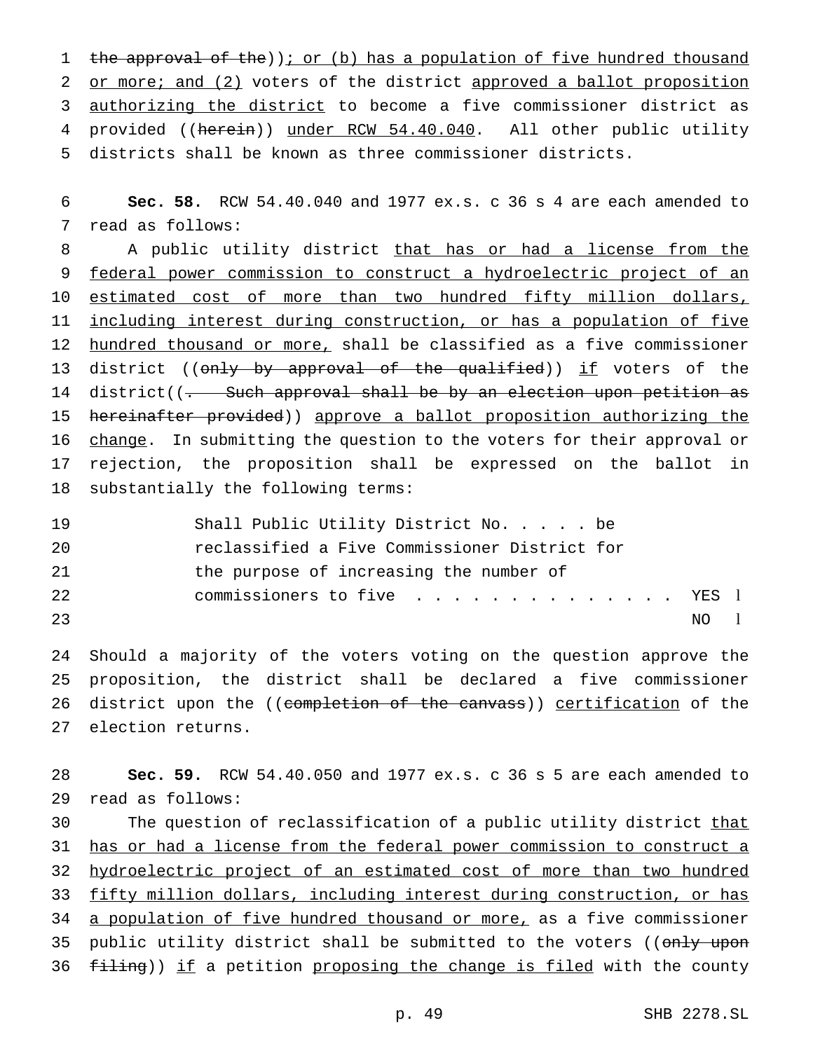~~the approval of the~~)); <u>or (b) has a population of five hundred thousand or more; and (2)</u> voters of the district <u>approved a ballot proposition authorizing the district</u> to become a five commissioner district as provided ((~~herein~~)) <u>under RCW 54.40.040</u>. All other public utility districts shall be known as three commissioner districts.

**Sec. 58.** RCW 54.40.040 and 1977 ex.s. c 36 s 4 are each amended to read as follows:

A public utility district <u>that has or had a license from the federal power commission to construct a hydroelectric project of an estimated cost of more than two hundred fifty million dollars, including interest during construction, or has a population of five hundred thousand or more,</u> shall be classified as a five commissioner district ((~~only by approval of the qualified~~)) <u>if</u> voters of the district((~~. Such approval shall be by an election upon petition as hereinafter provided~~)) <u>approve a ballot proposition authorizing the change</u>. In submitting the question to the voters for their approval or rejection, the proposition shall be expressed on the ballot in substantially the following terms:

Shall Public Utility District No. . . . . be reclassified a Five Commissioner District for the purpose of increasing the number of commissioners to five . . . . . . . . . . . . . . YES □
NO □

Should a majority of the voters voting on the question approve the proposition, the district shall be declared a five commissioner district upon the ((~~completion of the canvass~~)) <u>certification</u> of the election returns.

**Sec. 59.** RCW 54.40.050 and 1977 ex.s. c 36 s 5 are each amended to read as follows:

The question of reclassification of a public utility district <u>that has or had a license from the federal power commission to construct a hydroelectric project of an estimated cost of more than two hundred fifty million dollars, including interest during construction, or has a population of five hundred thousand or more,</u> as a five commissioner public utility district shall be submitted to the voters ((~~only upon filing~~)) <u>if</u> a petition <u>proposing the change is filed</u> with the county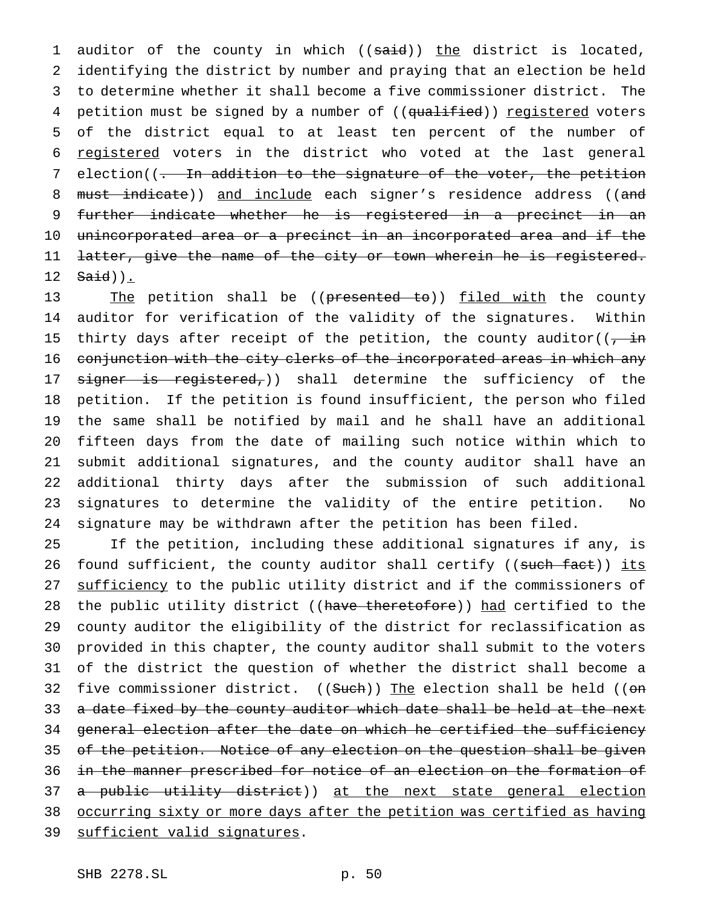auditor of the county in which ((~~said~~)) <u>the</u> district is located, identifying the district by number and praying that an election be held to determine whether it shall become a five commissioner district. The petition must be signed by a number of ((~~qualified~~)) <u>registered</u> voters of the district equal to at least ten percent of the number of <u>registered</u> voters in the district who voted at the last general election((~~. In addition to the signature of the voter, the petition must indicate~~)) <u>and include</u> each signer's residence address ((~~and further indicate whether he is registered in a precinct in an unincorporated area or a precinct in an incorporated area and if the latter, give the name of the city or town wherein he is registered. Said~~))<u>.</u>

<u>The</u> petition shall be ((~~presented to~~)) <u>filed with</u> the county auditor for verification of the validity of the signatures. Within thirty days after receipt of the petition, the county auditor((~~, in conjunction with the city clerks of the incorporated areas in which any signer is registered,~~)) shall determine the sufficiency of the petition. If the petition is found insufficient, the person who filed the same shall be notified by mail and he shall have an additional fifteen days from the date of mailing such notice within which to submit additional signatures, and the county auditor shall have an additional thirty days after the submission of such additional signatures to determine the validity of the entire petition. No signature may be withdrawn after the petition has been filed.

If the petition, including these additional signatures if any, is found sufficient, the county auditor shall certify ((~~such fact~~)) <u>its sufficiency</u> to the public utility district and if the commissioners of the public utility district ((~~have theretofore~~)) <u>had</u> certified to the county auditor the eligibility of the district for reclassification as provided in this chapter, the county auditor shall submit to the voters of the district the question of whether the district shall become a five commissioner district. ((~~Such~~)) <u>The</u> election shall be held ((~~on a date fixed by the county auditor which date shall be held at the next general election after the date on which he certified the sufficiency of the petition. Notice of any election on the question shall be given in the manner prescribed for notice of an election on the formation of a public utility district~~)) <u>at the next state general election occurring sixty or more days after the petition was certified as having sufficient valid signatures</u>.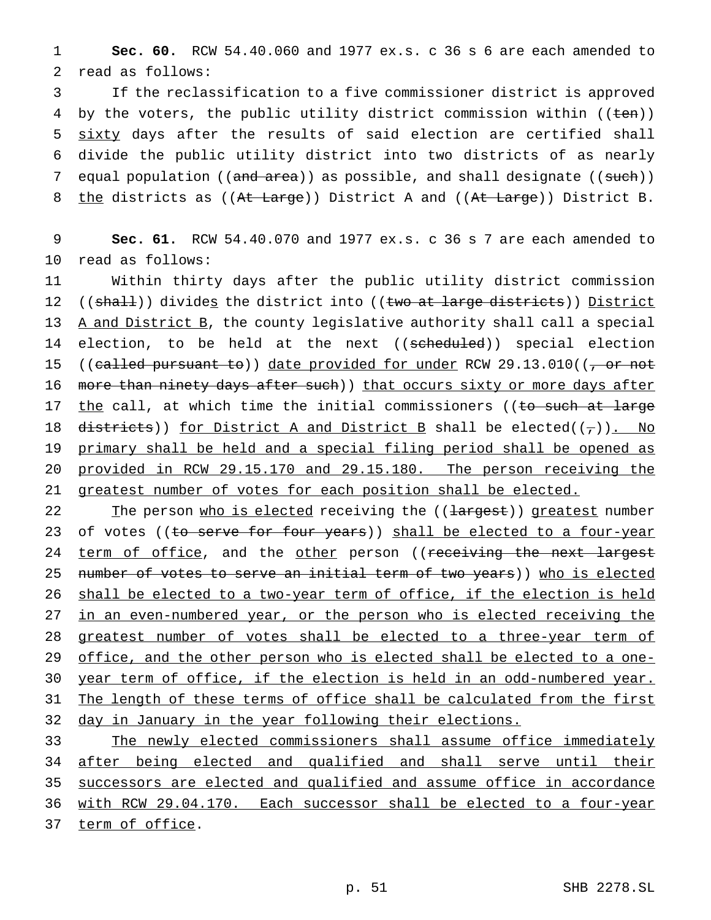**Sec. 60.** RCW 54.40.060 and 1977 ex.s. c 36 s 6 are each amended to read as follows:

If the reclassification to a five commissioner district is approved by the voters, the public utility district commission within ((ten)) sixty days after the results of said election are certified shall divide the public utility district into two districts of as nearly equal population ((and area)) as possible, and shall designate ((such)) the districts as ((At Large)) District A and ((At Large)) District B.

**Sec. 61.** RCW 54.40.070 and 1977 ex.s. c 36 s 7 are each amended to read as follows:

Within thirty days after the public utility district commission ((shall)) divides the district into ((two at large districts)) District A and District B, the county legislative authority shall call a special election, to be held at the next ((scheduled)) special election ((called pursuant to)) date provided for under RCW 29.13.010((, or not more than ninety days after such)) that occurs sixty or more days after the call, at which time the initial commissioners ((to such at large districts)) for District A and District B shall be elected((,)). No primary shall be held and a special filing period shall be opened as provided in RCW 29.15.170 and 29.15.180. The person receiving the greatest number of votes for each position shall be elected.

The person who is elected receiving the ((largest)) greatest number of votes ((to serve for four years)) shall be elected to a four-year term of office, and the other person ((receiving the next largest number of votes to serve an initial term of two years)) who is elected shall be elected to a two-year term of office, if the election is held in an even-numbered year, or the person who is elected receiving the greatest number of votes shall be elected to a three-year term of office, and the other person who is elected shall be elected to a one-year term of office, if the election is held in an odd-numbered year. The length of these terms of office shall be calculated from the first day in January in the year following their elections.

The newly elected commissioners shall assume office immediately after being elected and qualified and shall serve until their successors are elected and qualified and assume office in accordance with RCW 29.04.170. Each successor shall be elected to a four-year term of office.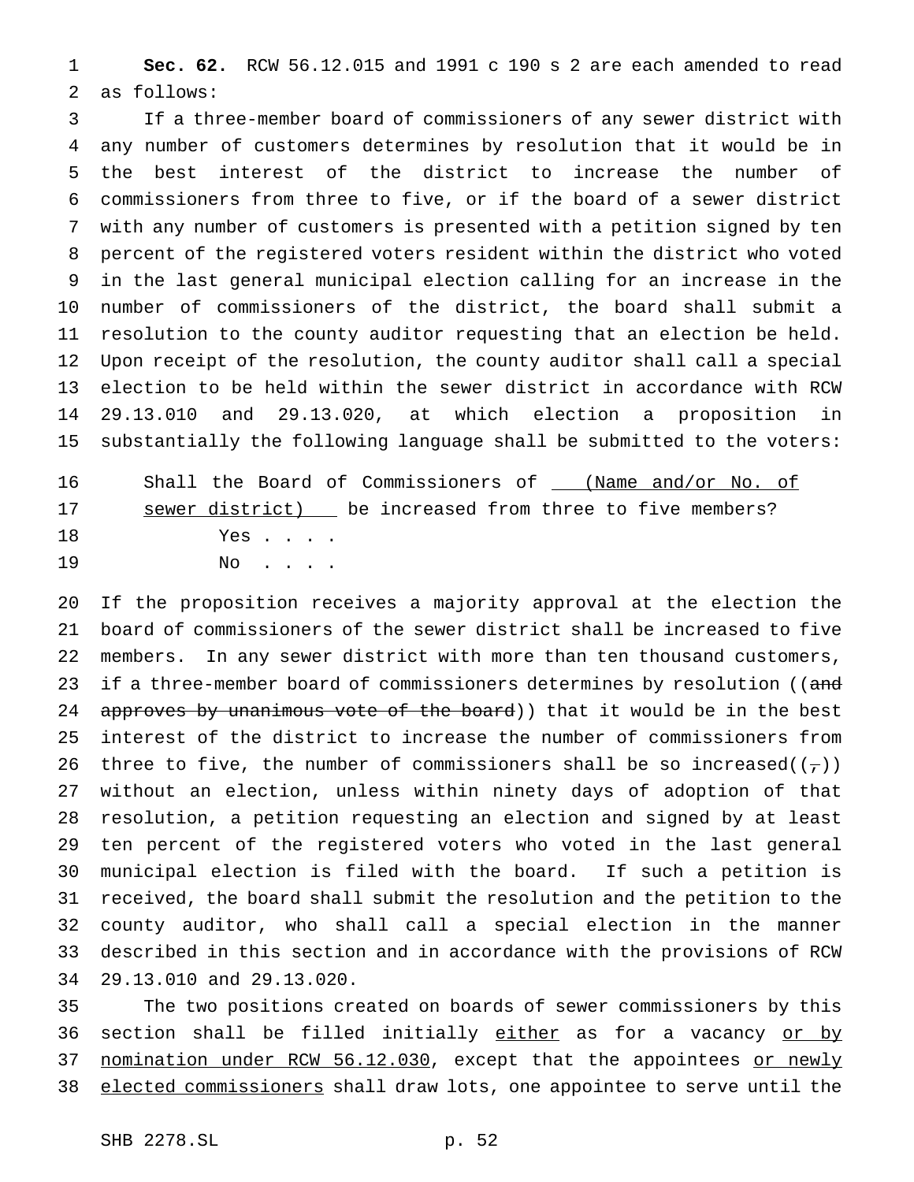**Sec. 62.** RCW 56.12.015 and 1991 c 190 s 2 are each amended to read as follows:

If a three-member board of commissioners of any sewer district with any number of customers determines by resolution that it would be in the best interest of the district to increase the number of commissioners from three to five, or if the board of a sewer district with any number of customers is presented with a petition signed by ten percent of the registered voters resident within the district who voted in the last general municipal election calling for an increase in the number of commissioners of the district, the board shall submit a resolution to the county auditor requesting that an election be held. Upon receipt of the resolution, the county auditor shall call a special election to be held within the sewer district in accordance with RCW 29.13.010 and 29.13.020, at which election a proposition in substantially the following language shall be submitted to the voters:

> Shall the Board of Commissioners of <u>(Name and/or No. of sewer district)</u> be increased from three to five members?
>
> Yes . . . .
>
> No . . . .

If the proposition receives a majority approval at the election the board of commissioners of the sewer district shall be increased to five members. In any sewer district with more than ten thousand customers, if a three-member board of commissioners determines by resolution ((~~and approves by unanimous vote of the board~~)) that it would be in the best interest of the district to increase the number of commissioners from three to five, the number of commissioners shall be so increased((~~,~~)) without an election, unless within ninety days of adoption of that resolution, a petition requesting an election and signed by at least ten percent of the registered voters who voted in the last general municipal election is filed with the board. If such a petition is received, the board shall submit the resolution and the petition to the county auditor, who shall call a special election in the manner described in this section and in accordance with the provisions of RCW 29.13.010 and 29.13.020.

The two positions created on boards of sewer commissioners by this section shall be filled initially <u>either</u> as for a vacancy <u>or by nomination under RCW 56.12.030</u>, except that the appointees <u>or newly elected commissioners</u> shall draw lots, one appointee to serve until the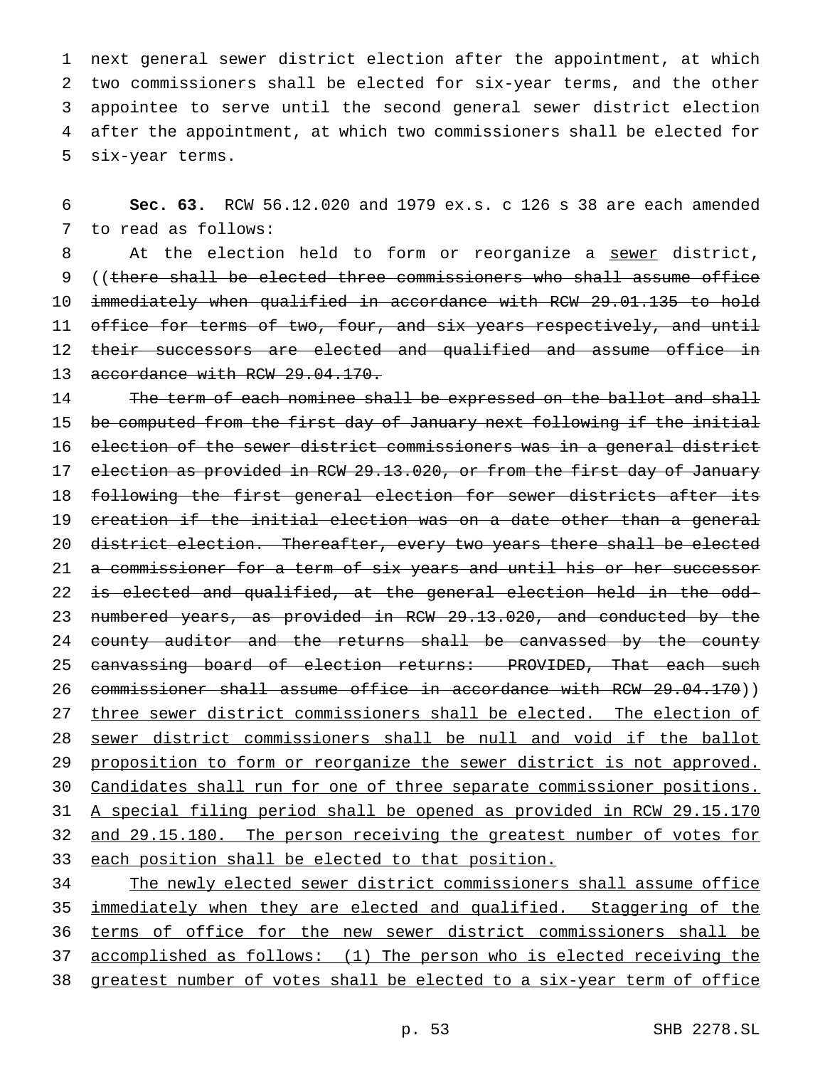next general sewer district election after the appointment, at which two commissioners shall be elected for six-year terms, and the other appointee to serve until the second general sewer district election after the appointment, at which two commissioners shall be elected for six-year terms.

**Sec. 63.** RCW 56.12.020 and 1979 ex.s. c 126 s 38 are each amended to read as follows:

At the election held to form or reorganize a <u>sewer</u> district, ((~~there shall be elected three commissioners who shall assume office immediately when qualified in accordance with RCW 29.01.135 to hold office for terms of two, four, and six years respectively, and until their successors are elected and qualified and assume office in accordance with RCW 29.04.170.~~

~~The term of each nominee shall be expressed on the ballot and shall be computed from the first day of January next following if the initial election of the sewer district commissioners was in a general district election as provided in RCW 29.13.020, or from the first day of January following the first general election for sewer districts after its creation if the initial election was on a date other than a general district election. Thereafter, every two years there shall be elected a commissioner for a term of six years and until his or her successor is elected and qualified, at the general election held in the odd-numbered years, as provided in RCW 29.13.020, and conducted by the county auditor and the returns shall be canvassed by the county canvassing board of election returns: PROVIDED, That each such commissioner shall assume office in accordance with RCW 29.04.170~~)) <u>three sewer district commissioners shall be elected. The election of sewer district commissioners shall be null and void if the ballot proposition to form or reorganize the sewer district is not approved. Candidates shall run for one of three separate commissioner positions. A special filing period shall be opened as provided in RCW 29.15.170 and 29.15.180. The person receiving the greatest number of votes for each position shall be elected to that position.</u>

<u>The newly elected sewer district commissioners shall assume office immediately when they are elected and qualified. Staggering of the terms of office for the new sewer district commissioners shall be accomplished as follows: (1) The person who is elected receiving the greatest number of votes shall be elected to a six-year term of office</u>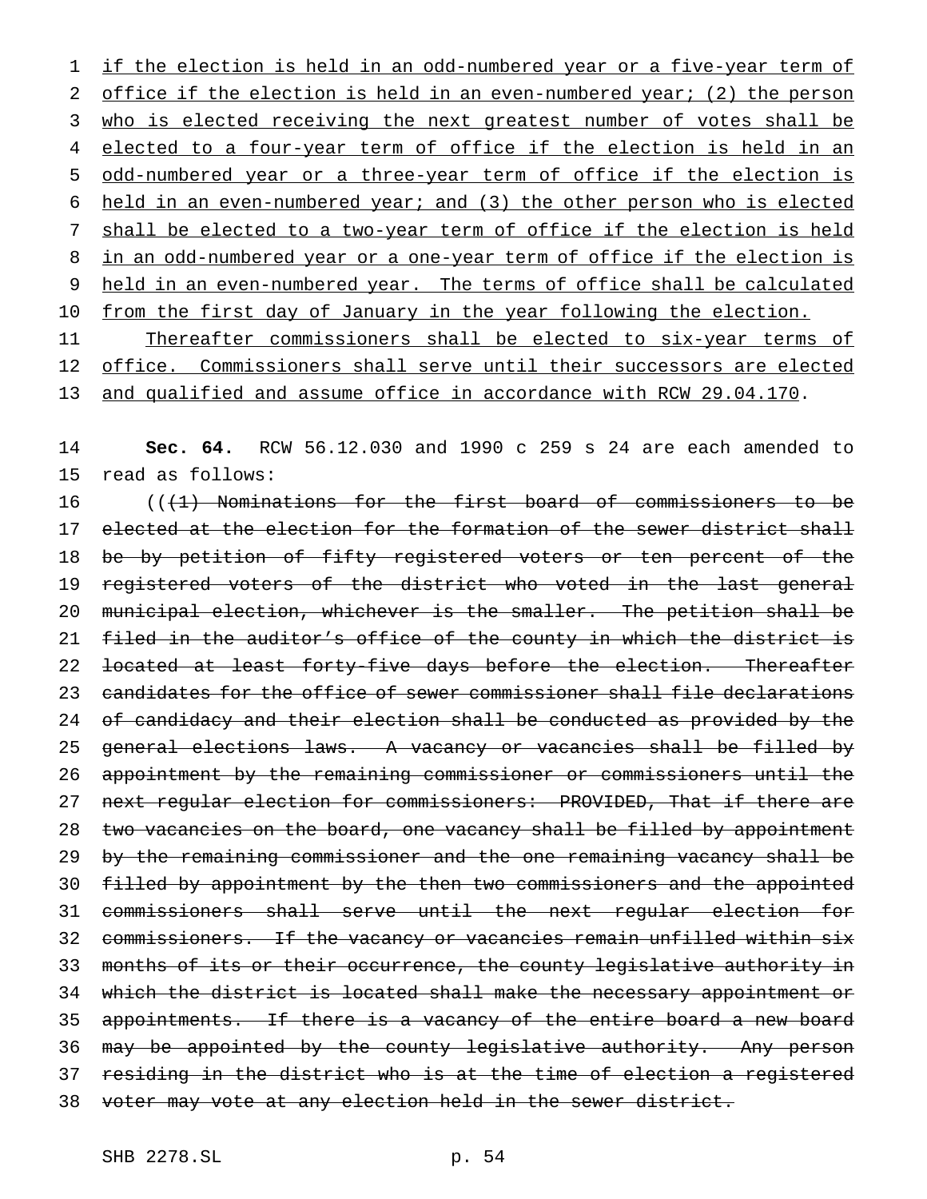if the election is held in an odd-numbered year or a five-year term of office if the election is held in an even-numbered year; (2) the person who is elected receiving the next greatest number of votes shall be elected to a four-year term of office if the election is held in an odd-numbered year or a three-year term of office if the election is held in an even-numbered year; and (3) the other person who is elected shall be elected to a two-year term of office if the election is held in an odd-numbered year or a one-year term of office if the election is held in an even-numbered year. The terms of office shall be calculated from the first day of January in the year following the election.

Thereafter commissioners shall be elected to six-year terms of office. Commissioners shall serve until their successors are elected and qualified and assume office in accordance with RCW 29.04.170.

**Sec. 64.** RCW 56.12.030 and 1990 c 259 s 24 are each amended to read as follows:

((~~(1) Nominations for the first board of commissioners to be elected at the election for the formation of the sewer district shall be by petition of fifty registered voters or ten percent of the registered voters of the district who voted in the last general municipal election, whichever is the smaller. The petition shall be filed in the auditor's office of the county in which the district is located at least forty-five days before the election. Thereafter candidates for the office of sewer commissioner shall file declarations of candidacy and their election shall be conducted as provided by the general elections laws. A vacancy or vacancies shall be filled by appointment by the remaining commissioner or commissioners until the next regular election for commissioners: PROVIDED, That if there are two vacancies on the board, one vacancy shall be filled by appointment by the remaining commissioner and the one remaining vacancy shall be filled by appointment by the then two commissioners and the appointed commissioners shall serve until the next regular election for commissioners. If the vacancy or vacancies remain unfilled within six months of its or their occurrence, the county legislative authority in which the district is located shall make the necessary appointment or appointments. If there is a vacancy of the entire board a new board may be appointed by the county legislative authority. Any person residing in the district who is at the time of election a registered voter may vote at any election held in the sewer district.~~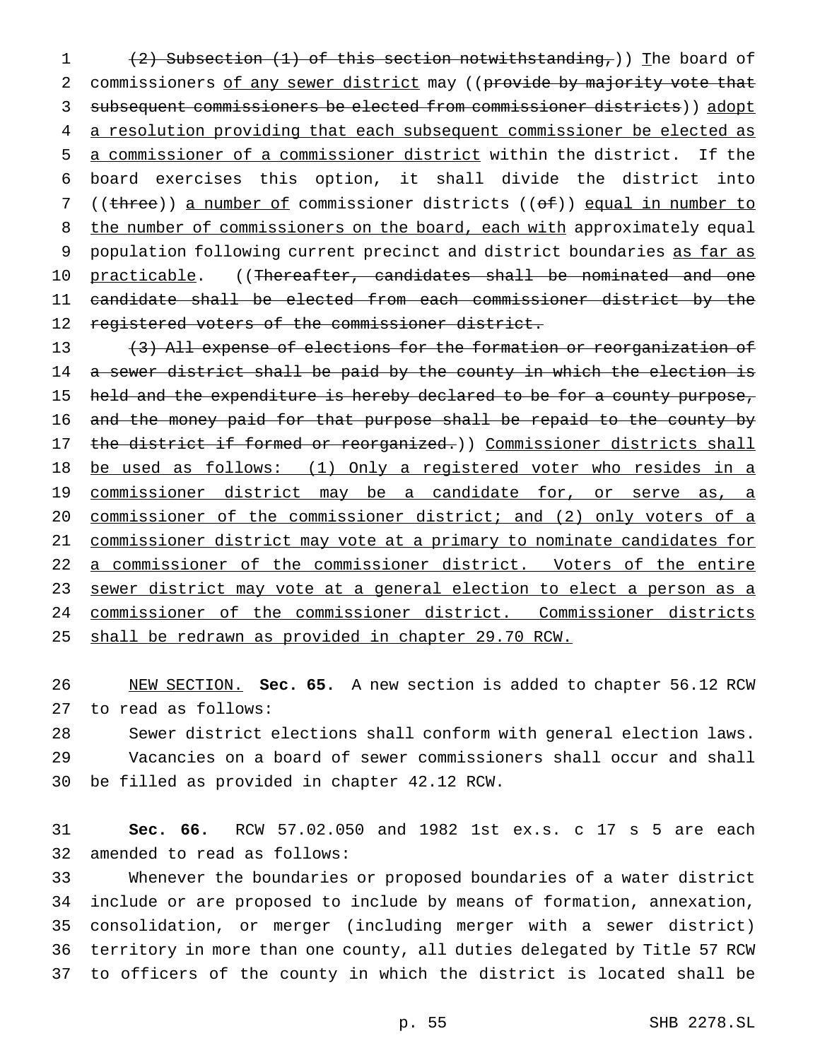(~~(2) Subsection (1) of this section notwithstanding,~~)) <u>T</u>he board of commissioners <u>of any sewer district</u> may ((~~provide by majority vote that subsequent commissioners be elected from commissioner districts~~)) <u>adopt a resolution providing that each subsequent commissioner be elected as a commissioner of a commissioner district</u> within the district. If the board exercises this option, it shall divide the district into ((~~three~~)) <u>a number of</u> commissioner districts ((~~of~~)) <u>equal in number to the number of commissioners on the board, each with</u> approximately equal population following current precinct and district boundaries <u>as far as practicable</u>. ((~~Thereafter, candidates shall be nominated and one candidate shall be elected from each commissioner district by the registered voters of the commissioner district.~~

~~(3) All expense of elections for the formation or reorganization of a sewer district shall be paid by the county in which the election is held and the expenditure is hereby declared to be for a county purpose, and the money paid for that purpose shall be repaid to the county by the district if formed or reorganized.~~)) <u>Commissioner districts shall be used as follows: (1) Only a registered voter who resides in a commissioner district may be a candidate for, or serve as, a commissioner of the commissioner district; and (2) only voters of a commissioner district may vote at a primary to nominate candidates for a commissioner of the commissioner district. Voters of the entire sewer district may vote at a general election to elect a person as a commissioner of the commissioner district. Commissioner districts shall be redrawn as provided in chapter 29.70 RCW.</u>

<u>NEW SECTION.</u> **Sec. 65.** A new section is added to chapter 56.12 RCW to read as follows:

Sewer district elections shall conform with general election laws. Vacancies on a board of sewer commissioners shall occur and shall be filled as provided in chapter 42.12 RCW.

**Sec. 66.** RCW 57.02.050 and 1982 1st ex.s. c 17 s 5 are each amended to read as follows:

Whenever the boundaries or proposed boundaries of a water district include or are proposed to include by means of formation, annexation, consolidation, or merger (including merger with a sewer district) territory in more than one county, all duties delegated by Title 57 RCW to officers of the county in which the district is located shall be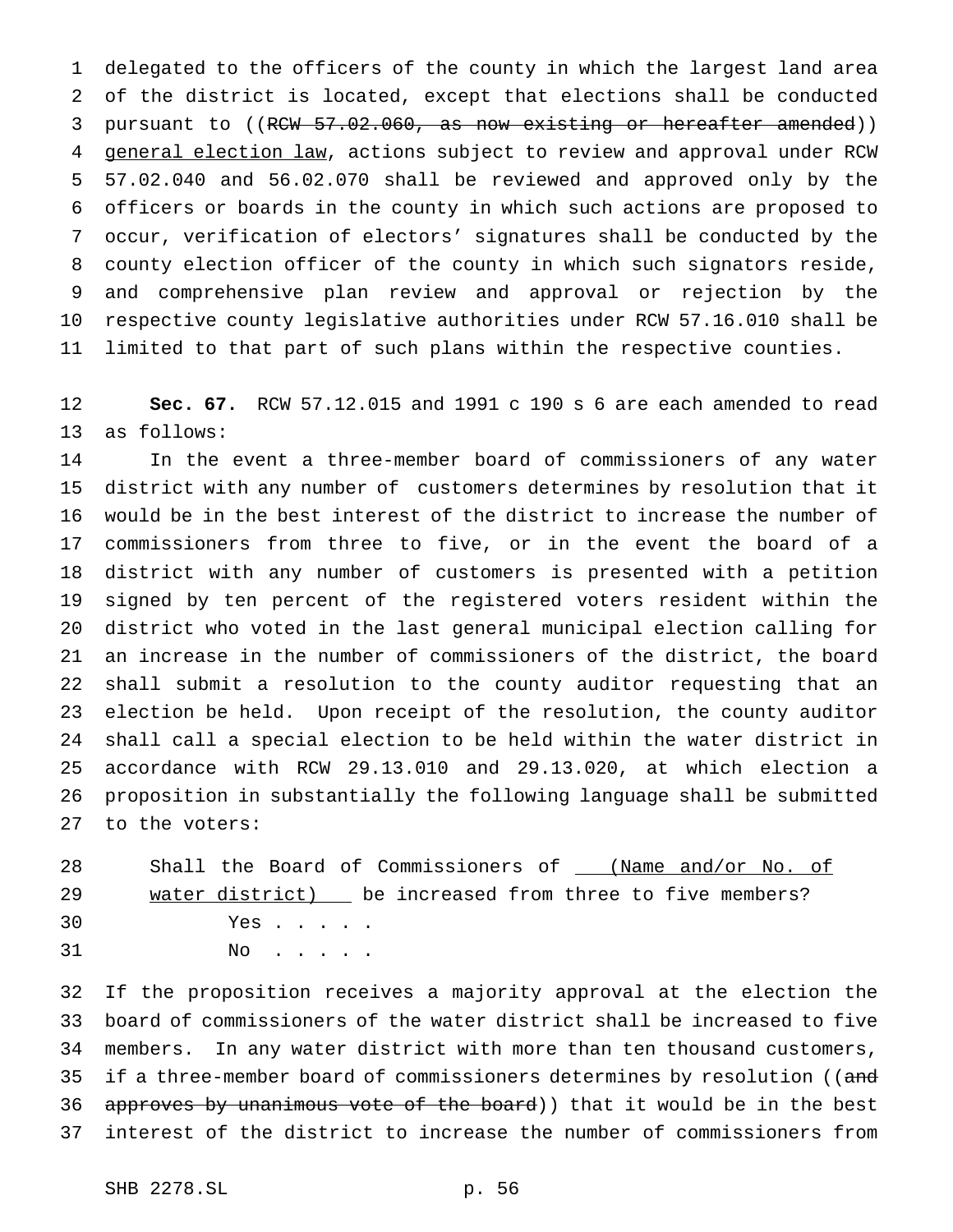delegated to the officers of the county in which the largest land area of the district is located, except that elections shall be conducted pursuant to ((~~RCW 57.02.060, as now existing or hereafter amended~~)) <u>general election law</u>, actions subject to review and approval under RCW 57.02.040 and 56.02.070 shall be reviewed and approved only by the officers or boards in the county in which such actions are proposed to occur, verification of electors' signatures shall be conducted by the county election officer of the county in which such signators reside, and comprehensive plan review and approval or rejection by the respective county legislative authorities under RCW 57.16.010 shall be limited to that part of such plans within the respective counties.

**Sec. 67.** RCW 57.12.015 and 1991 c 190 s 6 are each amended to read as follows:

In the event a three-member board of commissioners of any water district with any number of customers determines by resolution that it would be in the best interest of the district to increase the number of commissioners from three to five, or in the event the board of a district with any number of customers is presented with a petition signed by ten percent of the registered voters resident within the district who voted in the last general municipal election calling for an increase in the number of commissioners of the district, the board shall submit a resolution to the county auditor requesting that an election be held. Upon receipt of the resolution, the county auditor shall call a special election to be held within the water district in accordance with RCW 29.13.010 and 29.13.020, at which election a proposition in substantially the following language shall be submitted to the voters:

> Shall the Board of Commissioners of <u>   (Name and/or No. of water district)   </u> be increased from three to five members?
>
> Yes . . . . .
>
> No . . . . .

If the proposition receives a majority approval at the election the board of commissioners of the water district shall be increased to five members. In any water district with more than ten thousand customers, if a three-member board of commissioners determines by resolution ((~~and approves by unanimous vote of the board~~)) that it would be in the best interest of the district to increase the number of commissioners from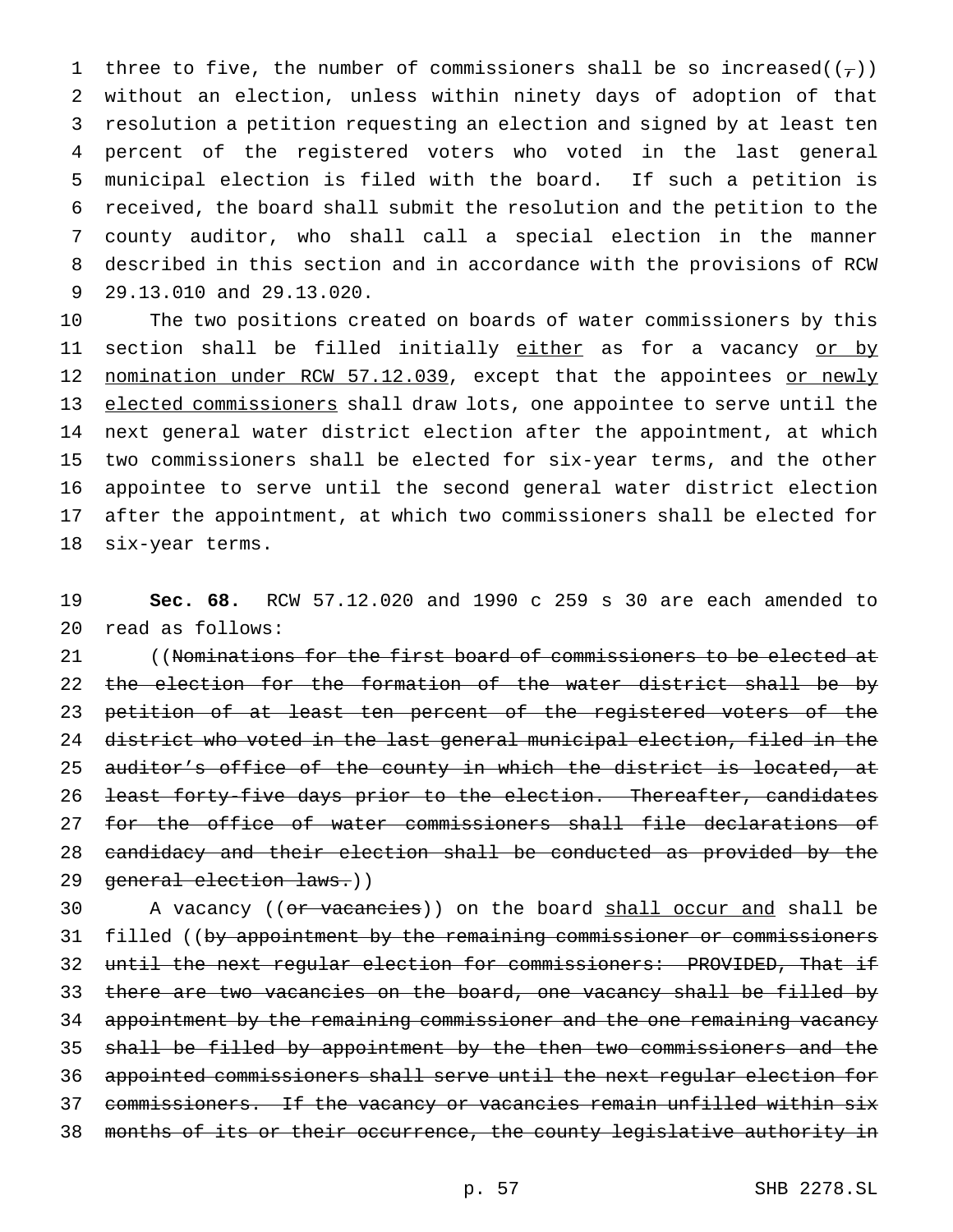three to five, the number of commissioners shall be so increased((,)) without an election, unless within ninety days of adoption of that resolution a petition requesting an election and signed by at least ten percent of the registered voters who voted in the last general municipal election is filed with the board. If such a petition is received, the board shall submit the resolution and the petition to the county auditor, who shall call a special election in the manner described in this section and in accordance with the provisions of RCW 29.13.010 and 29.13.020.

The two positions created on boards of water commissioners by this section shall be filled initially either as for a vacancy or by nomination under RCW 57.12.039, except that the appointees or newly elected commissioners shall draw lots, one appointee to serve until the next general water district election after the appointment, at which two commissioners shall be elected for six-year terms, and the other appointee to serve until the second general water district election after the appointment, at which two commissioners shall be elected for six-year terms.

**Sec. 68.** RCW 57.12.020 and 1990 c 259 s 30 are each amended to read as follows:

((~~Nominations for the first board of commissioners to be elected at the election for the formation of the water district shall be by petition of at least ten percent of the registered voters of the district who voted in the last general municipal election, filed in the auditor's office of the county in which the district is located, at least forty-five days prior to the election. Thereafter, candidates for the office of water commissioners shall file declarations of candidacy and their election shall be conducted as provided by the general election laws.~~))

A vacancy ((~~or vacancies~~)) on the board shall occur and shall be filled ((~~by appointment by the remaining commissioner or commissioners until the next regular election for commissioners: PROVIDED, That if there are two vacancies on the board, one vacancy shall be filled by appointment by the remaining commissioner and the one remaining vacancy shall be filled by appointment by the then two commissioners and the appointed commissioners shall serve until the next regular election for commissioners. If the vacancy or vacancies remain unfilled within six months of its or their occurrence, the county legislative authority in~~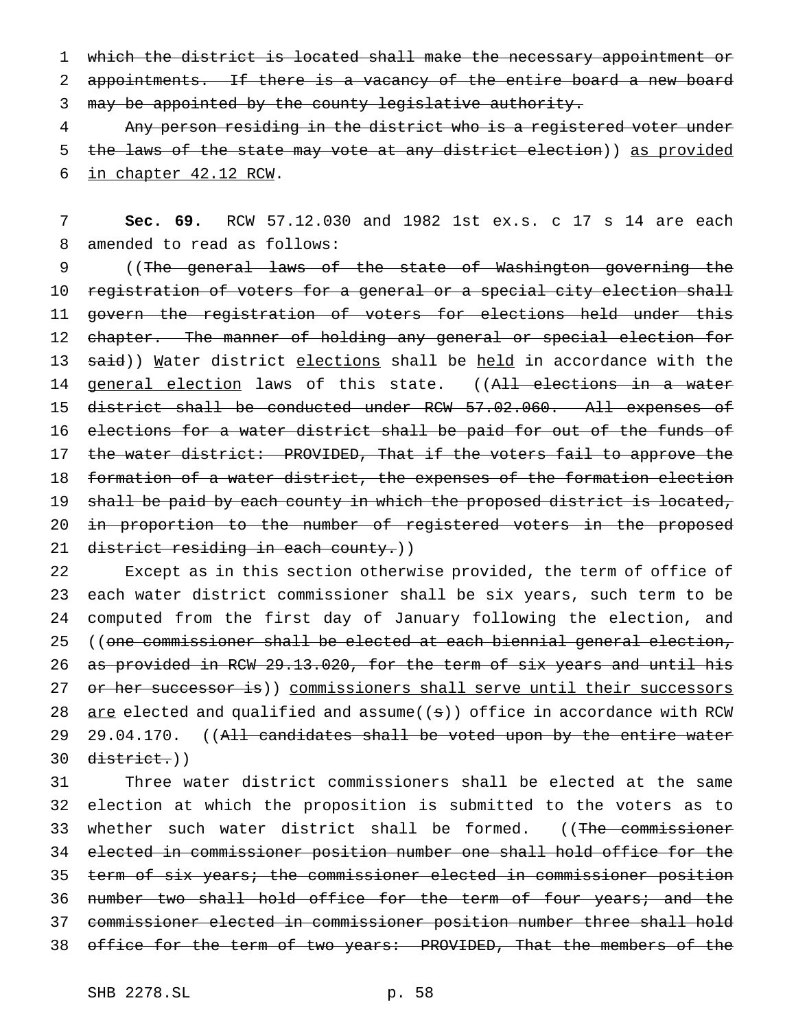which the district is located shall make the necessary appointment or appointments. If there is a vacancy of the entire board a new board may be appointed by the county legislative authority.

Any person residing in the district who is a registered voter under the laws of the state may vote at any district election)) as provided in chapter 42.12 RCW.

**Sec. 69.** RCW 57.12.030 and 1982 1st ex.s. c 17 s 14 are each amended to read as follows:

((The general laws of the state of Washington governing the registration of voters for a general or a special city election shall govern the registration of voters for elections held under this chapter. The manner of holding any general or special election for said)) Water district elections shall be held in accordance with the general election laws of this state. ((All elections in a water district shall be conducted under RCW 57.02.060. All expenses of elections for a water district shall be paid for out of the funds of the water district: PROVIDED, That if the voters fail to approve the formation of a water district, the expenses of the formation election shall be paid by each county in which the proposed district is located, in proportion to the number of registered voters in the proposed district residing in each county.))

Except as in this section otherwise provided, the term of office of each water district commissioner shall be six years, such term to be computed from the first day of January following the election, and ((one commissioner shall be elected at each biennial general election, as provided in RCW 29.13.020, for the term of six years and until his or her successor is)) commissioners shall serve until their successors are elected and qualified and assume((s)) office in accordance with RCW 29.04.170. ((All candidates shall be voted upon by the entire water district.))

Three water district commissioners shall be elected at the same election at which the proposition is submitted to the voters as to whether such water district shall be formed. ((The commissioner elected in commissioner position number one shall hold office for the term of six years; the commissioner elected in commissioner position number two shall hold office for the term of four years; and the commissioner elected in commissioner position number three shall hold office for the term of two years: PROVIDED, That the members of the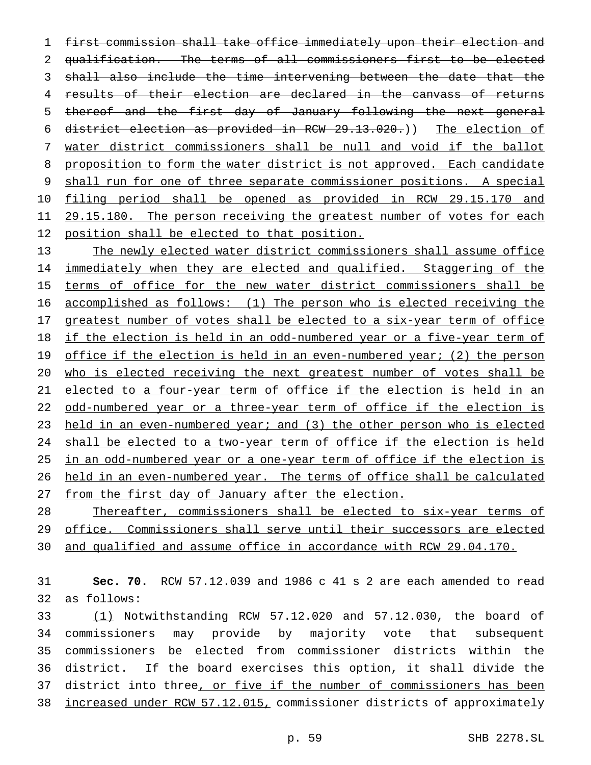~~first commission shall take office immediately upon their election and qualification. The terms of all commissioners first to be elected shall also include the time intervening between the date that the results of their election are declared in the canvass of returns thereof and the first day of January following the next general district election as provided in RCW 29.13.020.~~)) <u>The election of water district commissioners shall be null and void if the ballot proposition to form the water district is not approved. Each candidate shall run for one of three separate commissioner positions. A special filing period shall be opened as provided in RCW 29.15.170 and 29.15.180. The person receiving the greatest number of votes for each position shall be elected to that position.</u>

<u>The newly elected water district commissioners shall assume office immediately when they are elected and qualified. Staggering of the terms of office for the new water district commissioners shall be accomplished as follows: (1) The person who is elected receiving the greatest number of votes shall be elected to a six-year term of office if the election is held in an odd-numbered year or a five-year term of office if the election is held in an even-numbered year; (2) the person who is elected receiving the next greatest number of votes shall be elected to a four-year term of office if the election is held in an odd-numbered year or a three-year term of office if the election is held in an even-numbered year; and (3) the other person who is elected shall be elected to a two-year term of office if the election is held in an odd-numbered year or a one-year term of office if the election is held in an even-numbered year. The terms of office shall be calculated from the first day of January after the election.</u>

<u>Thereafter, commissioners shall be elected to six-year terms of office. Commissioners shall serve until their successors are elected and qualified and assume office in accordance with RCW 29.04.170.</u>

**Sec. 70.** RCW 57.12.039 and 1986 c 41 s 2 are each amended to read as follows:

<u>(1)</u> Notwithstanding RCW 57.12.020 and 57.12.030, the board of commissioners may provide by majority vote that subsequent commissioners be elected from commissioner districts within the district. If the board exercises this option, it shall divide the district into three<u>, or five if the number of commissioners has been increased under RCW 57.12.015,</u> commissioner districts of approximately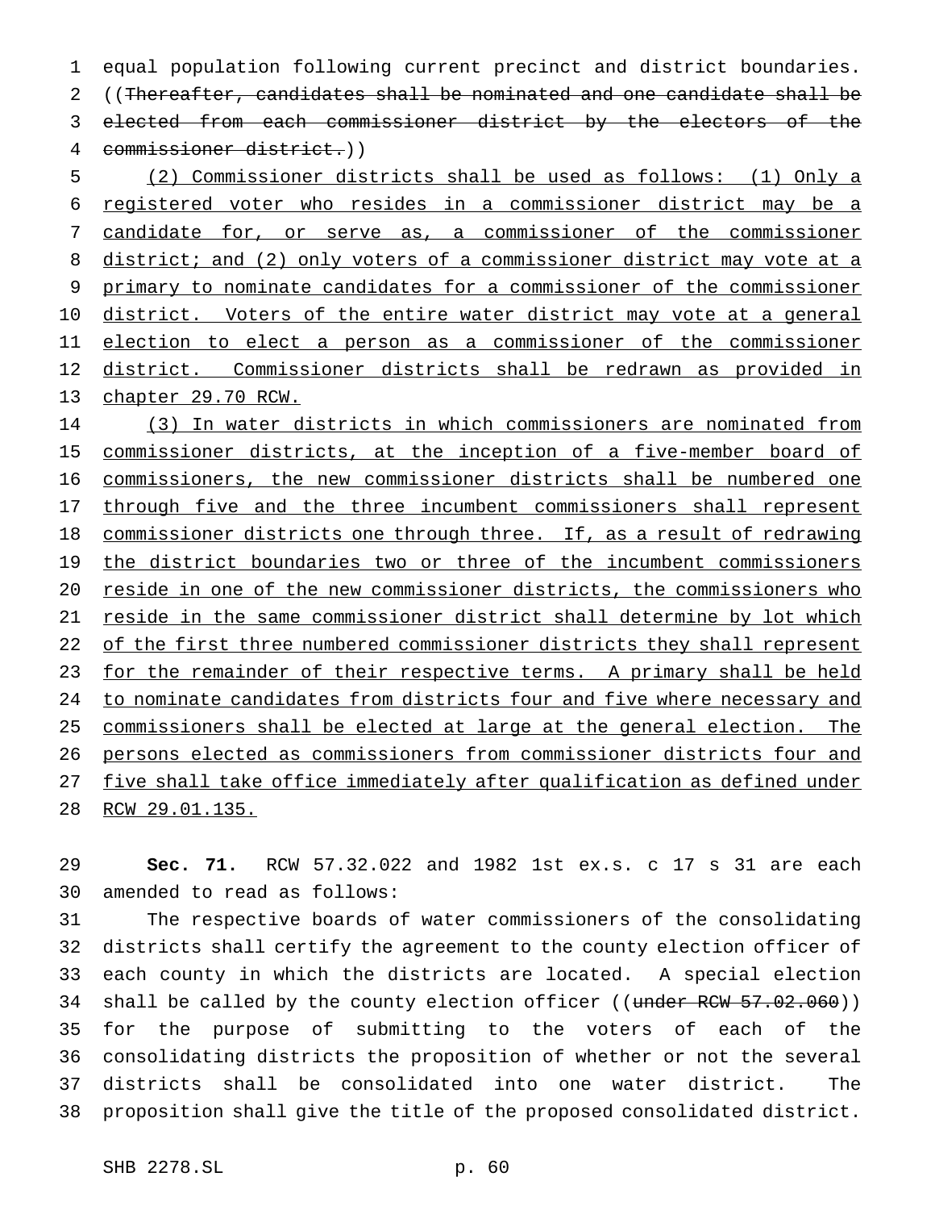equal population following current precinct and district boundaries. ((~~Thereafter, candidates shall be nominated and one candidate shall be elected from each commissioner district by the electors of the commissioner district.~~))

<u>(2) Commissioner districts shall be used as follows: (1) Only a registered voter who resides in a commissioner district may be a candidate for, or serve as, a commissioner of the commissioner district; and (2) only voters of a commissioner district may vote at a primary to nominate candidates for a commissioner of the commissioner district. Voters of the entire water district may vote at a general election to elect a person as a commissioner of the commissioner district. Commissioner districts shall be redrawn as provided in chapter 29.70 RCW.</u>

<u>(3) In water districts in which commissioners are nominated from commissioner districts, at the inception of a five-member board of commissioners, the new commissioner districts shall be numbered one through five and the three incumbent commissioners shall represent commissioner districts one through three. If, as a result of redrawing the district boundaries two or three of the incumbent commissioners reside in one of the new commissioner districts, the commissioners who reside in the same commissioner district shall determine by lot which of the first three numbered commissioner districts they shall represent for the remainder of their respective terms. A primary shall be held to nominate candidates from districts four and five where necessary and commissioners shall be elected at large at the general election. The persons elected as commissioners from commissioner districts four and five shall take office immediately after qualification as defined under RCW 29.01.135.</u>

**Sec. 71.** RCW 57.32.022 and 1982 1st ex.s. c 17 s 31 are each amended to read as follows:

The respective boards of water commissioners of the consolidating districts shall certify the agreement to the county election officer of each county in which the districts are located. A special election shall be called by the county election officer ((~~under RCW 57.02.060~~)) for the purpose of submitting to the voters of each of the consolidating districts the proposition of whether or not the several districts shall be consolidated into one water district. The proposition shall give the title of the proposed consolidated district.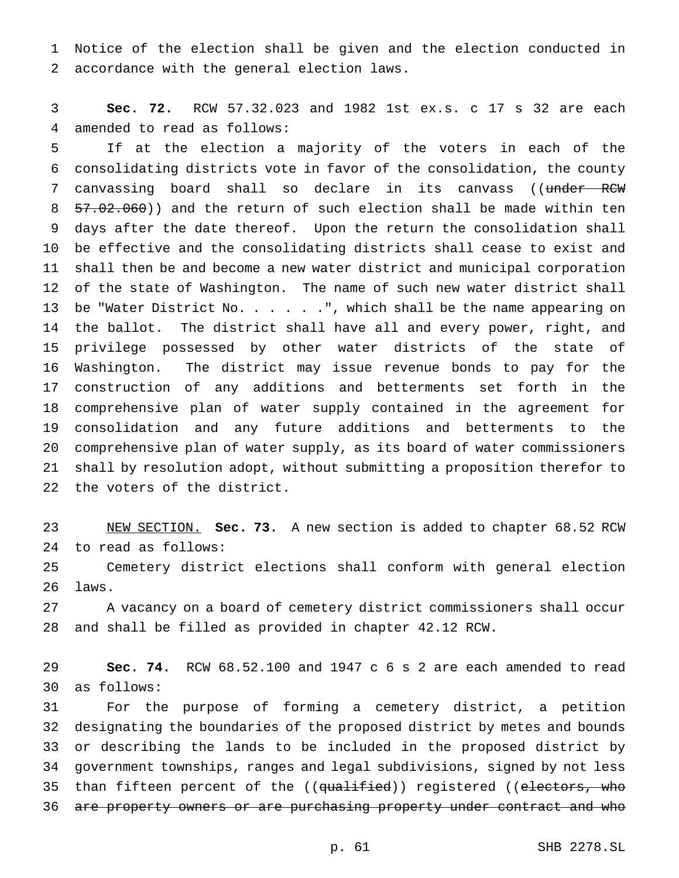Notice of the election shall be given and the election conducted in accordance with the general election laws.

**Sec. 72.** RCW 57.32.023 and 1982 1st ex.s. c 17 s 32 are each amended to read as follows:

If at the election a majority of the voters in each of the consolidating districts vote in favor of the consolidation, the county canvassing board shall so declare in its canvass ((~~under RCW 57.02.060~~)) and the return of such election shall be made within ten days after the date thereof. Upon the return the consolidation shall be effective and the consolidating districts shall cease to exist and shall then be and become a new water district and municipal corporation of the state of Washington. The name of such new water district shall be "Water District No. . . . . .", which shall be the name appearing on the ballot. The district shall have all and every power, right, and privilege possessed by other water districts of the state of Washington. The district may issue revenue bonds to pay for the construction of any additions and betterments set forth in the comprehensive plan of water supply contained in the agreement for consolidation and any future additions and betterments to the comprehensive plan of water supply, as its board of water commissioners shall by resolution adopt, without submitting a proposition therefor to the voters of the district.

NEW SECTION. **Sec. 73.** A new section is added to chapter 68.52 RCW to read as follows:

Cemetery district elections shall conform with general election laws.

A vacancy on a board of cemetery district commissioners shall occur and shall be filled as provided in chapter 42.12 RCW.

**Sec. 74.** RCW 68.52.100 and 1947 c 6 s 2 are each amended to read as follows:

For the purpose of forming a cemetery district, a petition designating the boundaries of the proposed district by metes and bounds or describing the lands to be included in the proposed district by government townships, ranges and legal subdivisions, signed by not less than fifteen percent of the ((~~qualified~~)) registered ((~~electors, who are property owners or are purchasing property under contract and who~~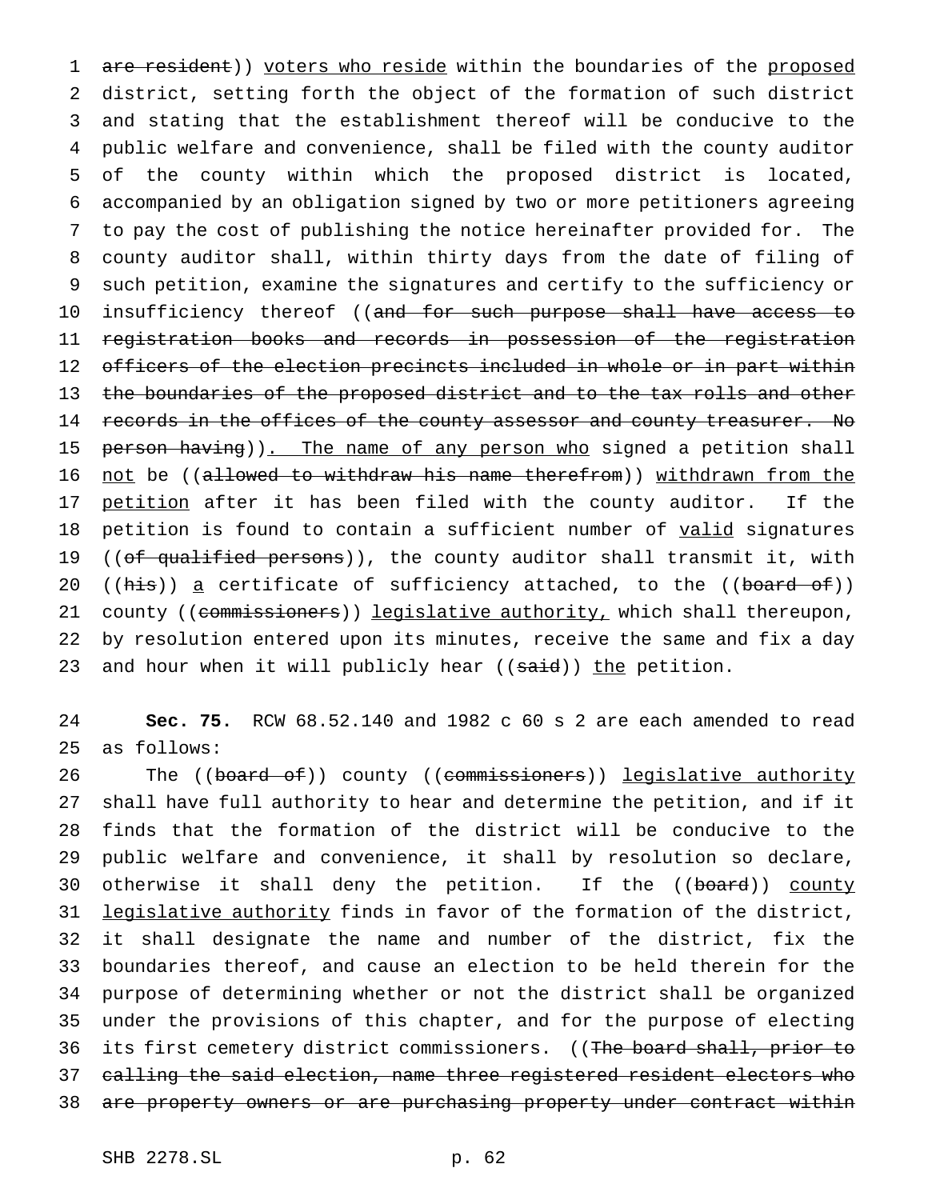are resident)) voters who reside within the boundaries of the proposed district, setting forth the object of the formation of such district and stating that the establishment thereof will be conducive to the public welfare and convenience, shall be filed with the county auditor of the county within which the proposed district is located, accompanied by an obligation signed by two or more petitioners agreeing to pay the cost of publishing the notice hereinafter provided for. The county auditor shall, within thirty days from the date of filing of such petition, examine the signatures and certify to the sufficiency or insufficiency thereof ((and for such purpose shall have access to registration books and records in possession of the registration officers of the election precincts included in whole or in part within the boundaries of the proposed district and to the tax rolls and other records in the offices of the county assessor and county treasurer. No person having)). The name of any person who signed a petition shall not be ((allowed to withdraw his name therefrom)) withdrawn from the petition after it has been filed with the county auditor. If the petition is found to contain a sufficient number of valid signatures ((of qualified persons)), the county auditor shall transmit it, with ((his)) a certificate of sufficiency attached, to the ((board of)) county ((commissioners)) legislative authority, which shall thereupon, by resolution entered upon its minutes, receive the same and fix a day and hour when it will publicly hear ((said)) the petition.

**Sec. 75.** RCW 68.52.140 and 1982 c 60 s 2 are each amended to read as follows:

The ((board of)) county ((commissioners)) legislative authority shall have full authority to hear and determine the petition, and if it finds that the formation of the district will be conducive to the public welfare and convenience, it shall by resolution so declare, otherwise it shall deny the petition. If the ((board)) county legislative authority finds in favor of the formation of the district, it shall designate the name and number of the district, fix the boundaries thereof, and cause an election to be held therein for the purpose of determining whether or not the district shall be organized under the provisions of this chapter, and for the purpose of electing its first cemetery district commissioners. ((The board shall, prior to calling the said election, name three registered resident electors who are property owners or are purchasing property under contract within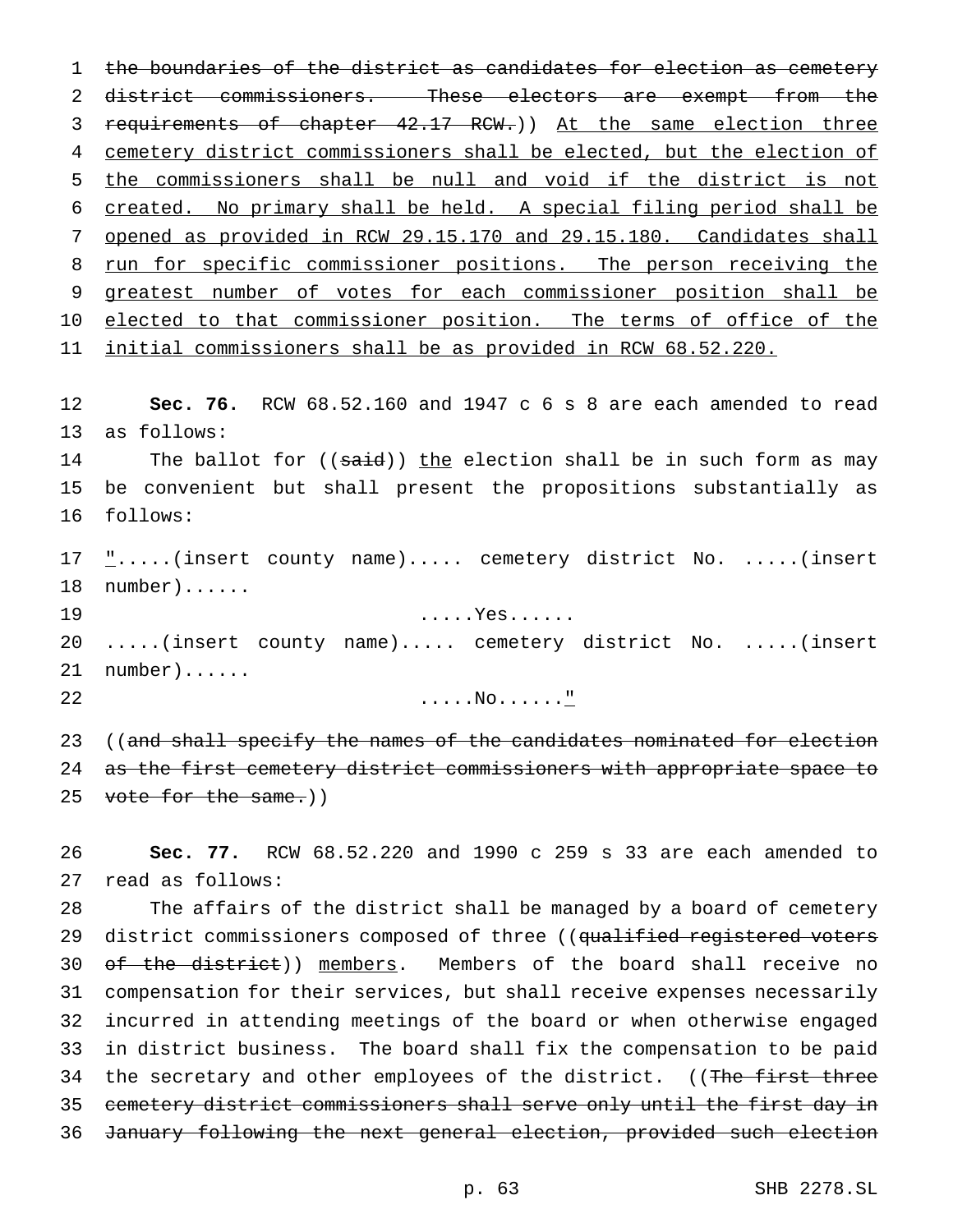the boundaries of the district as candidates for election as cemetery district commissioners. These electors are exempt from the requirements of chapter 42.17 RCW.)) At the same election three cemetery district commissioners shall be elected, but the election of the commissioners shall be null and void if the district is not created. No primary shall be held. A special filing period shall be opened as provided in RCW 29.15.170 and 29.15.180. Candidates shall run for specific commissioner positions. The person receiving the greatest number of votes for each commissioner position shall be elected to that commissioner position. The terms of office of the initial commissioners shall be as provided in RCW 68.52.220.

**Sec. 76.** RCW 68.52.160 and 1947 c 6 s 8 are each amended to read as follows:

The ballot for ((said)) the election shall be in such form as may be convenient but shall present the propositions substantially as follows:

".....(insert county name)..... cemetery district No. .....(insert number)......

.....Yes......

.....(insert county name)..... cemetery district No. .....(insert number)......

.....No......"

((and shall specify the names of the candidates nominated for election as the first cemetery district commissioners with appropriate space to vote for the same.))

**Sec. 77.** RCW 68.52.220 and 1990 c 259 s 33 are each amended to read as follows:

The affairs of the district shall be managed by a board of cemetery district commissioners composed of three ((qualified registered voters of the district)) members. Members of the board shall receive no compensation for their services, but shall receive expenses necessarily incurred in attending meetings of the board or when otherwise engaged in district business. The board shall fix the compensation to be paid the secretary and other employees of the district. ((The first three cemetery district commissioners shall serve only until the first day in January following the next general election, provided such election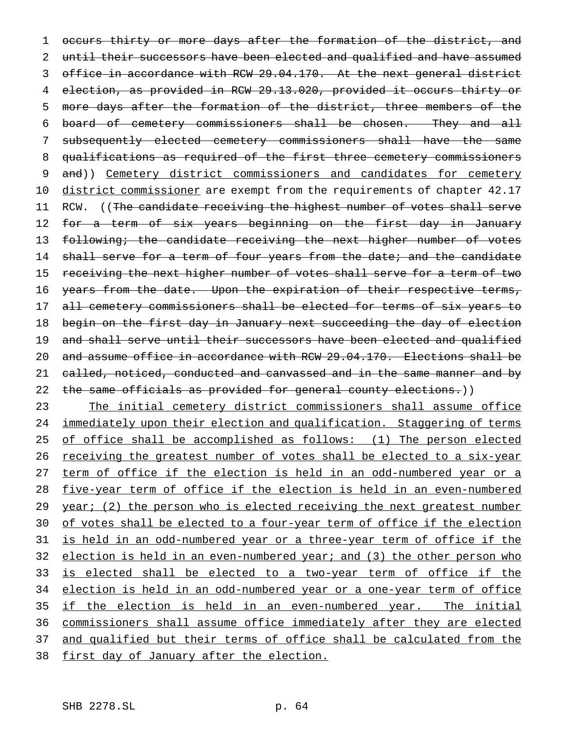occurs thirty or more days after the formation of the district, and until their successors have been elected and qualified and have assumed office in accordance with RCW 29.04.170. At the next general district election, as provided in RCW 29.13.020, provided it occurs thirty or more days after the formation of the district, three members of the board of cemetery commissioners shall be chosen. They and all subsequently elected cemetery commissioners shall have the same qualifications as required of the first three cemetery commissioners and)) Cemetery district commissioners and candidates for cemetery district commissioner are exempt from the requirements of chapter 42.17 RCW. ((The candidate receiving the highest number of votes shall serve for a term of six years beginning on the first day in January following; the candidate receiving the next higher number of votes shall serve for a term of four years from the date; and the candidate receiving the next higher number of votes shall serve for a term of two years from the date. Upon the expiration of their respective terms, all cemetery commissioners shall be elected for terms of six years to begin on the first day in January next succeeding the day of election and shall serve until their successors have been elected and qualified and assume office in accordance with RCW 29.04.170. Elections shall be called, noticed, conducted and canvassed and in the same manner and by the same officials as provided for general county elections.))

The initial cemetery district commissioners shall assume office immediately upon their election and qualification. Staggering of terms of office shall be accomplished as follows: (1) The person elected receiving the greatest number of votes shall be elected to a six-year term of office if the election is held in an odd-numbered year or a five-year term of office if the election is held in an even-numbered year; (2) the person who is elected receiving the next greatest number of votes shall be elected to a four-year term of office if the election is held in an odd-numbered year or a three-year term of office if the election is held in an even-numbered year; and (3) the other person who is elected shall be elected to a two-year term of office if the election is held in an odd-numbered year or a one-year term of office if the election is held in an even-numbered year. The initial commissioners shall assume office immediately after they are elected and qualified but their terms of office shall be calculated from the first day of January after the election.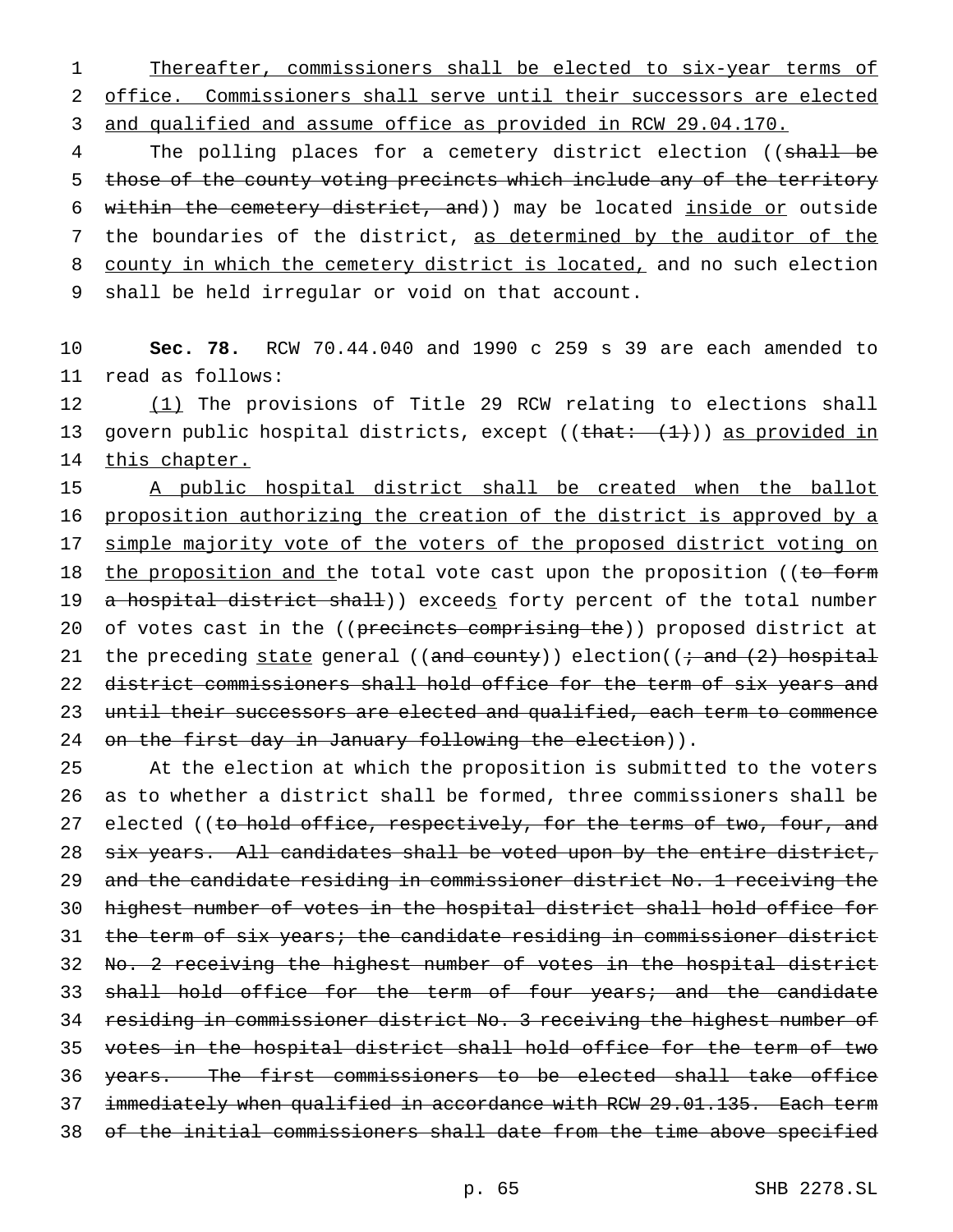Thereafter, commissioners shall be elected to six-year terms of office. Commissioners shall serve until their successors are elected and qualified and assume office as provided in RCW 29.04.170.

The polling places for a cemetery district election ((~~shall be those of the county voting precincts which include any of the territory within the cemetery district, and~~)) may be located inside or outside the boundaries of the district, as determined by the auditor of the county in which the cemetery district is located, and no such election shall be held irregular or void on that account.

**Sec. 78.** RCW 70.44.040 and 1990 c 259 s 39 are each amended to read as follows:

(1) The provisions of Title 29 RCW relating to elections shall govern public hospital districts, except ((~~that: (1)~~)) as provided in this chapter.

A public hospital district shall be created when the ballot proposition authorizing the creation of the district is approved by a simple majority vote of the voters of the proposed district voting on the proposition and the total vote cast upon the proposition ((~~to form a hospital district shall~~)) exceeds forty percent of the total number of votes cast in the ((~~precincts comprising the~~)) proposed district at the preceding state general ((~~and county~~)) election((~~; and (2) hospital district commissioners shall hold office for the term of six years and until their successors are elected and qualified, each term to commence on the first day in January following the election~~)).

At the election at which the proposition is submitted to the voters as to whether a district shall be formed, three commissioners shall be elected ((~~to hold office, respectively, for the terms of two, four, and six years. All candidates shall be voted upon by the entire district, and the candidate residing in commissioner district No. 1 receiving the highest number of votes in the hospital district shall hold office for the term of six years; the candidate residing in commissioner district No. 2 receiving the highest number of votes in the hospital district shall hold office for the term of four years; and the candidate residing in commissioner district No. 3 receiving the highest number of votes in the hospital district shall hold office for the term of two years. The first commissioners to be elected shall take office immediately when qualified in accordance with RCW 29.01.135. Each term of the initial commissioners shall date from the time above specified~~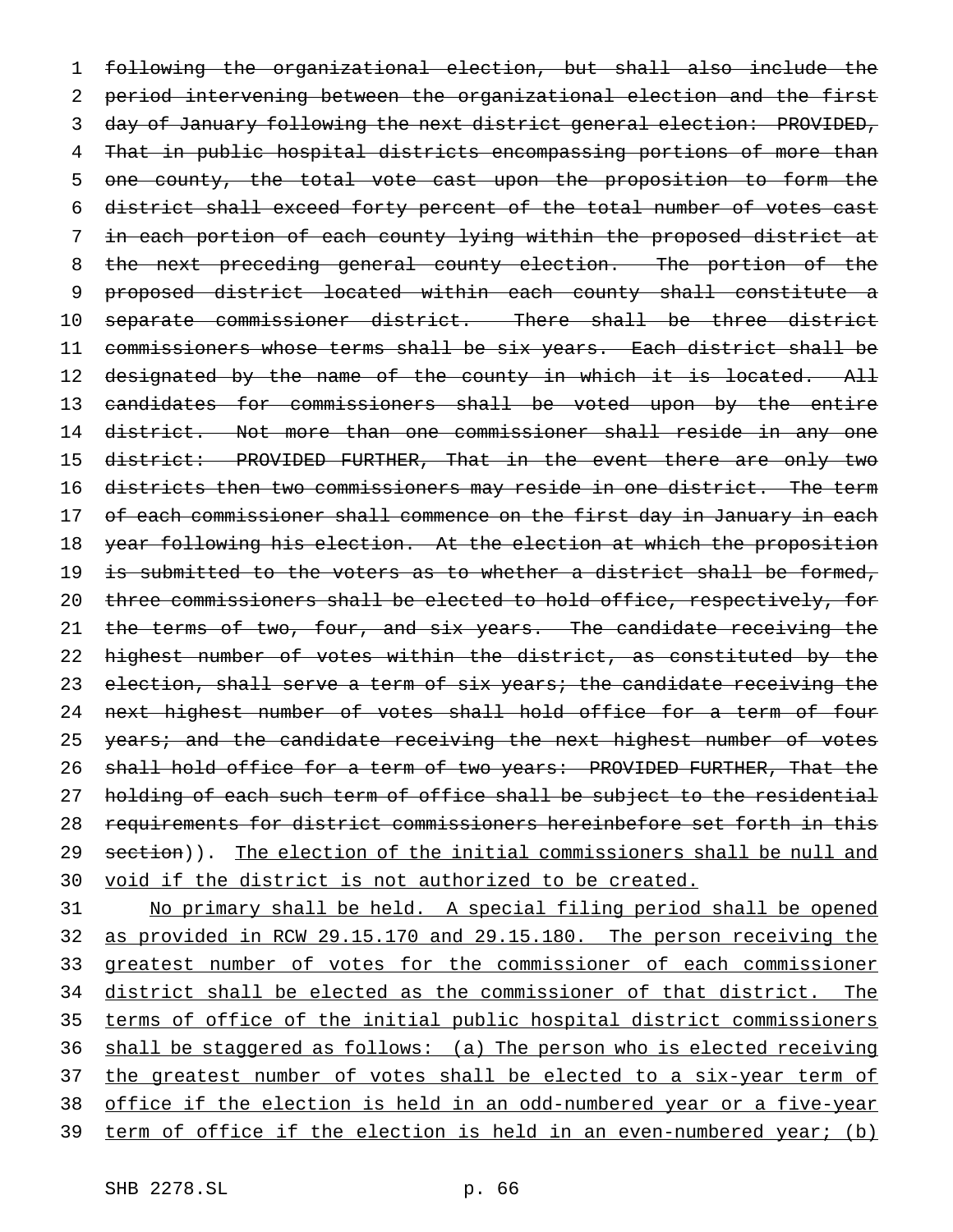~~following the organizational election, but shall also include the period intervening between the organizational election and the first day of January following the next district general election: PROVIDED, That in public hospital districts encompassing portions of more than one county, the total vote cast upon the proposition to form the district shall exceed forty percent of the total number of votes cast in each portion of each county lying within the proposed district at the next preceding general county election. The portion of the proposed district located within each county shall constitute a separate commissioner district. There shall be three district commissioners whose terms shall be six years. Each district shall be designated by the name of the county in which it is located. All candidates for commissioners shall be voted upon by the entire district. Not more than one commissioner shall reside in any one district: PROVIDED FURTHER, That in the event there are only two districts then two commissioners may reside in one district. The term of each commissioner shall commence on the first day in January in each year following his election. At the election at which the proposition is submitted to the voters as to whether a district shall be formed, three commissioners shall be elected to hold office, respectively, for the terms of two, four, and six years. The candidate receiving the highest number of votes within the district, as constituted by the election, shall serve a term of six years; the candidate receiving the next highest number of votes shall hold office for a term of four years; and the candidate receiving the next highest number of votes shall hold office for a term of two years: PROVIDED FURTHER, That the holding of each such term of office shall be subject to the residential requirements for district commissioners hereinbefore set forth in this section~~)). <u>The election of the initial commissioners shall be null and void if the district is not authorized to be created.</u>

<u>No primary shall be held. A special filing period shall be opened as provided in RCW 29.15.170 and 29.15.180. The person receiving the greatest number of votes for the commissioner of each commissioner district shall be elected as the commissioner of that district. The terms of office of the initial public hospital district commissioners shall be staggered as follows: (a) The person who is elected receiving the greatest number of votes shall be elected to a six-year term of office if the election is held in an odd-numbered year or a five-year term of office if the election is held in an even-numbered year; (b)</u>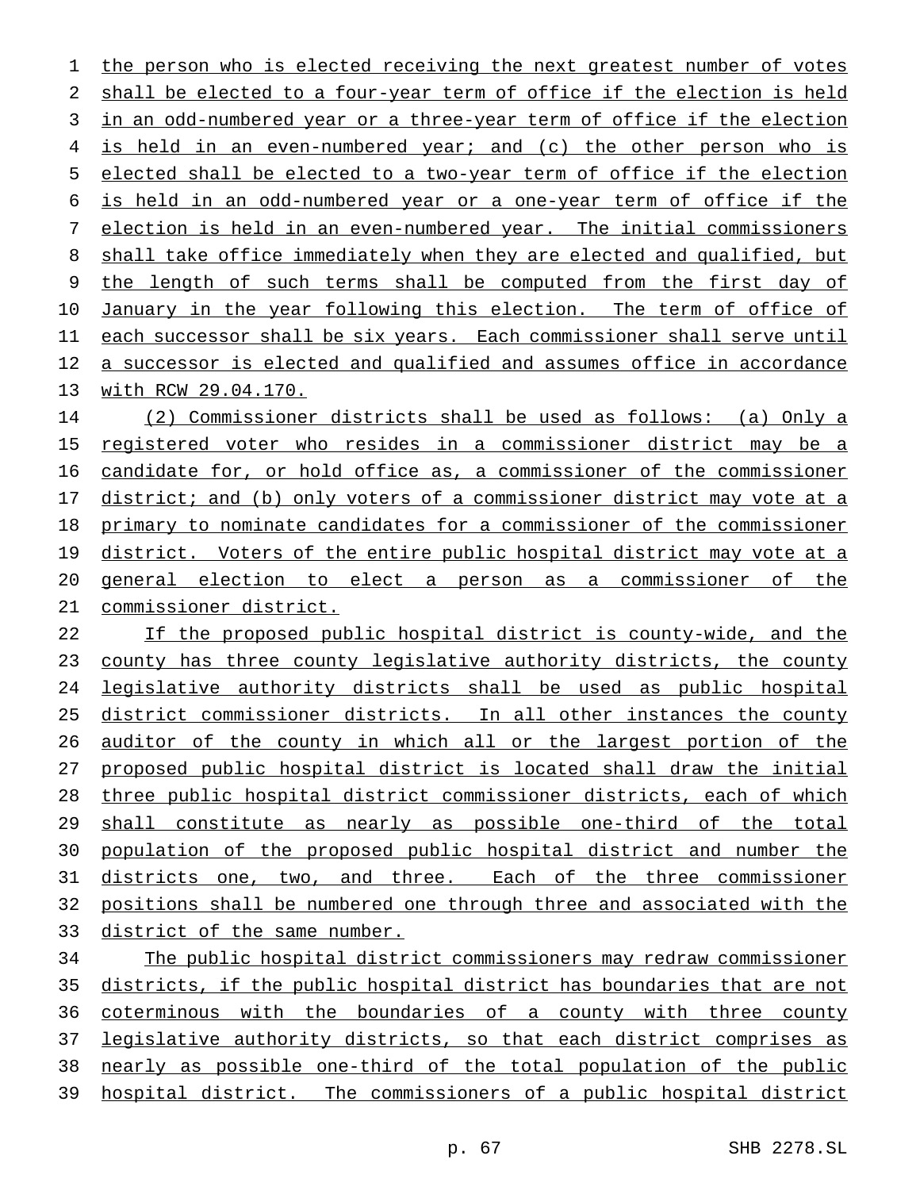the person who is elected receiving the next greatest number of votes shall be elected to a four-year term of office if the election is held in an odd-numbered year or a three-year term of office if the election is held in an even-numbered year; and (c) the other person who is elected shall be elected to a two-year term of office if the election is held in an odd-numbered year or a one-year term of office if the election is held in an even-numbered year. The initial commissioners shall take office immediately when they are elected and qualified, but the length of such terms shall be computed from the first day of January in the year following this election. The term of office of each successor shall be six years. Each commissioner shall serve until a successor is elected and qualified and assumes office in accordance with RCW 29.04.170.

(2) Commissioner districts shall be used as follows: (a) Only a registered voter who resides in a commissioner district may be a candidate for, or hold office as, a commissioner of the commissioner district; and (b) only voters of a commissioner district may vote at a primary to nominate candidates for a commissioner of the commissioner district. Voters of the entire public hospital district may vote at a general election to elect a person as a commissioner of the commissioner district.

If the proposed public hospital district is county-wide, and the county has three county legislative authority districts, the county legislative authority districts shall be used as public hospital district commissioner districts. In all other instances the county auditor of the county in which all or the largest portion of the proposed public hospital district is located shall draw the initial three public hospital district commissioner districts, each of which shall constitute as nearly as possible one-third of the total population of the proposed public hospital district and number the districts one, two, and three. Each of the three commissioner positions shall be numbered one through three and associated with the district of the same number.

The public hospital district commissioners may redraw commissioner districts, if the public hospital district has boundaries that are not coterminous with the boundaries of a county with three county legislative authority districts, so that each district comprises as nearly as possible one-third of the total population of the public hospital district. The commissioners of a public hospital district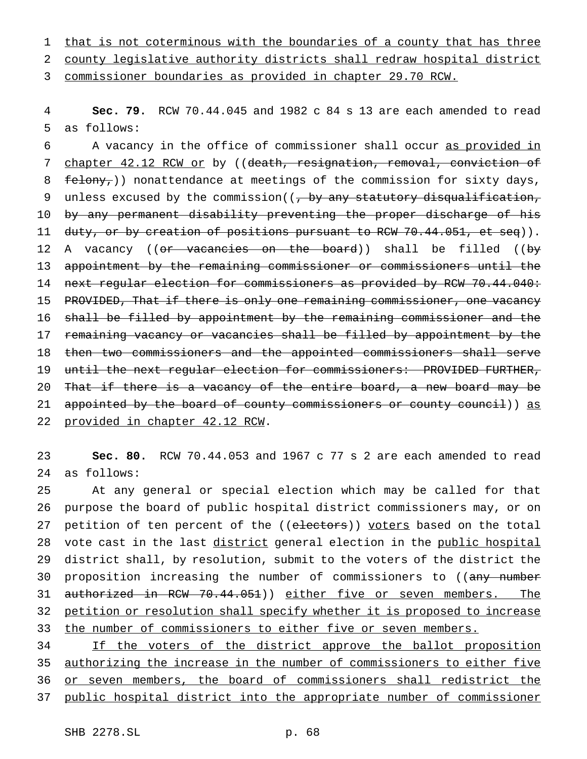that is not coterminous with the boundaries of a county that has three county legislative authority districts shall redraw hospital district commissioner boundaries as provided in chapter 29.70 RCW.

**Sec. 79.** RCW 70.44.045 and 1982 c 84 s 13 are each amended to read as follows:

A vacancy in the office of commissioner shall occur as provided in chapter 42.12 RCW or by ((death, resignation, removal, conviction of felony,)) nonattendance at meetings of the commission for sixty days, unless excused by the commission((, by any statutory disqualification, by any permanent disability preventing the proper discharge of his duty, or by creation of positions pursuant to RCW 70.44.051, et seq)). A vacancy ((or vacancies on the board)) shall be filled ((by appointment by the remaining commissioner or commissioners until the next regular election for commissioners as provided by RCW 70.44.040: PROVIDED, That if there is only one remaining commissioner, one vacancy shall be filled by appointment by the remaining commissioner and the remaining vacancy or vacancies shall be filled by appointment by the then two commissioners and the appointed commissioners shall serve until the next regular election for commissioners: PROVIDED FURTHER, That if there is a vacancy of the entire board, a new board may be appointed by the board of county commissioners or county council)) as provided in chapter 42.12 RCW.

**Sec. 80.** RCW 70.44.053 and 1967 c 77 s 2 are each amended to read as follows:

At any general or special election which may be called for that purpose the board of public hospital district commissioners may, or on petition of ten percent of the ((electors)) voters based on the total vote cast in the last district general election in the public hospital district shall, by resolution, submit to the voters of the district the proposition increasing the number of commissioners to ((any number authorized in RCW 70.44.051)) either five or seven members. The petition or resolution shall specify whether it is proposed to increase the number of commissioners to either five or seven members.

If the voters of the district approve the ballot proposition authorizing the increase in the number of commissioners to either five or seven members, the board of commissioners shall redistrict the public hospital district into the appropriate number of commissioner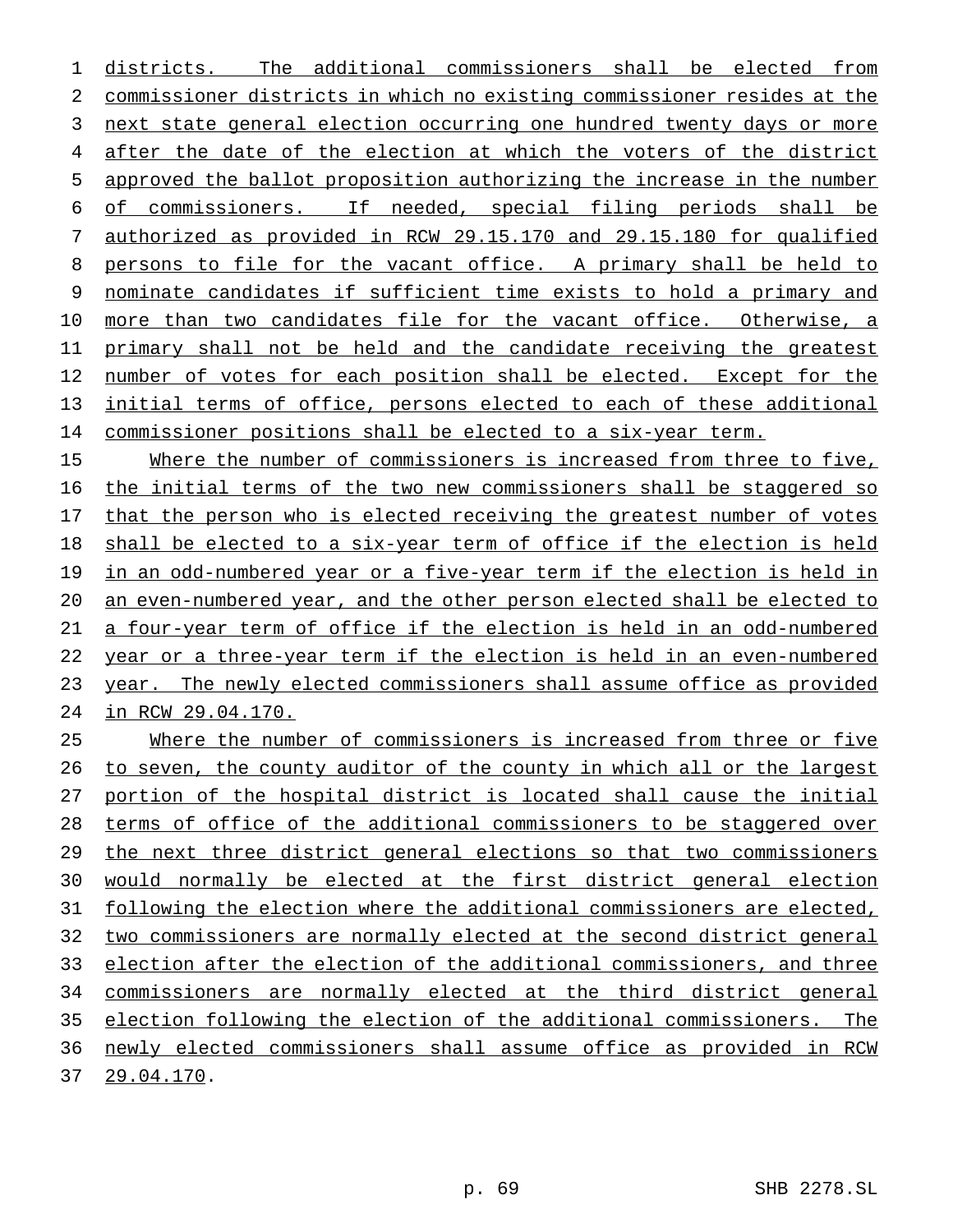districts. The additional commissioners shall be elected from commissioner districts in which no existing commissioner resides at the next state general election occurring one hundred twenty days or more after the date of the election at which the voters of the district approved the ballot proposition authorizing the increase in the number of commissioners. If needed, special filing periods shall be authorized as provided in RCW 29.15.170 and 29.15.180 for qualified persons to file for the vacant office. A primary shall be held to nominate candidates if sufficient time exists to hold a primary and more than two candidates file for the vacant office. Otherwise, a primary shall not be held and the candidate receiving the greatest number of votes for each position shall be elected. Except for the initial terms of office, persons elected to each of these additional commissioner positions shall be elected to a six-year term.

Where the number of commissioners is increased from three to five, the initial terms of the two new commissioners shall be staggered so that the person who is elected receiving the greatest number of votes shall be elected to a six-year term of office if the election is held in an odd-numbered year or a five-year term if the election is held in an even-numbered year, and the other person elected shall be elected to a four-year term of office if the election is held in an odd-numbered year or a three-year term if the election is held in an even-numbered year. The newly elected commissioners shall assume office as provided in RCW 29.04.170.

Where the number of commissioners is increased from three or five to seven, the county auditor of the county in which all or the largest portion of the hospital district is located shall cause the initial terms of office of the additional commissioners to be staggered over the next three district general elections so that two commissioners would normally be elected at the first district general election following the election where the additional commissioners are elected, two commissioners are normally elected at the second district general election after the election of the additional commissioners, and three commissioners are normally elected at the third district general election following the election of the additional commissioners. The newly elected commissioners shall assume office as provided in RCW 29.04.170.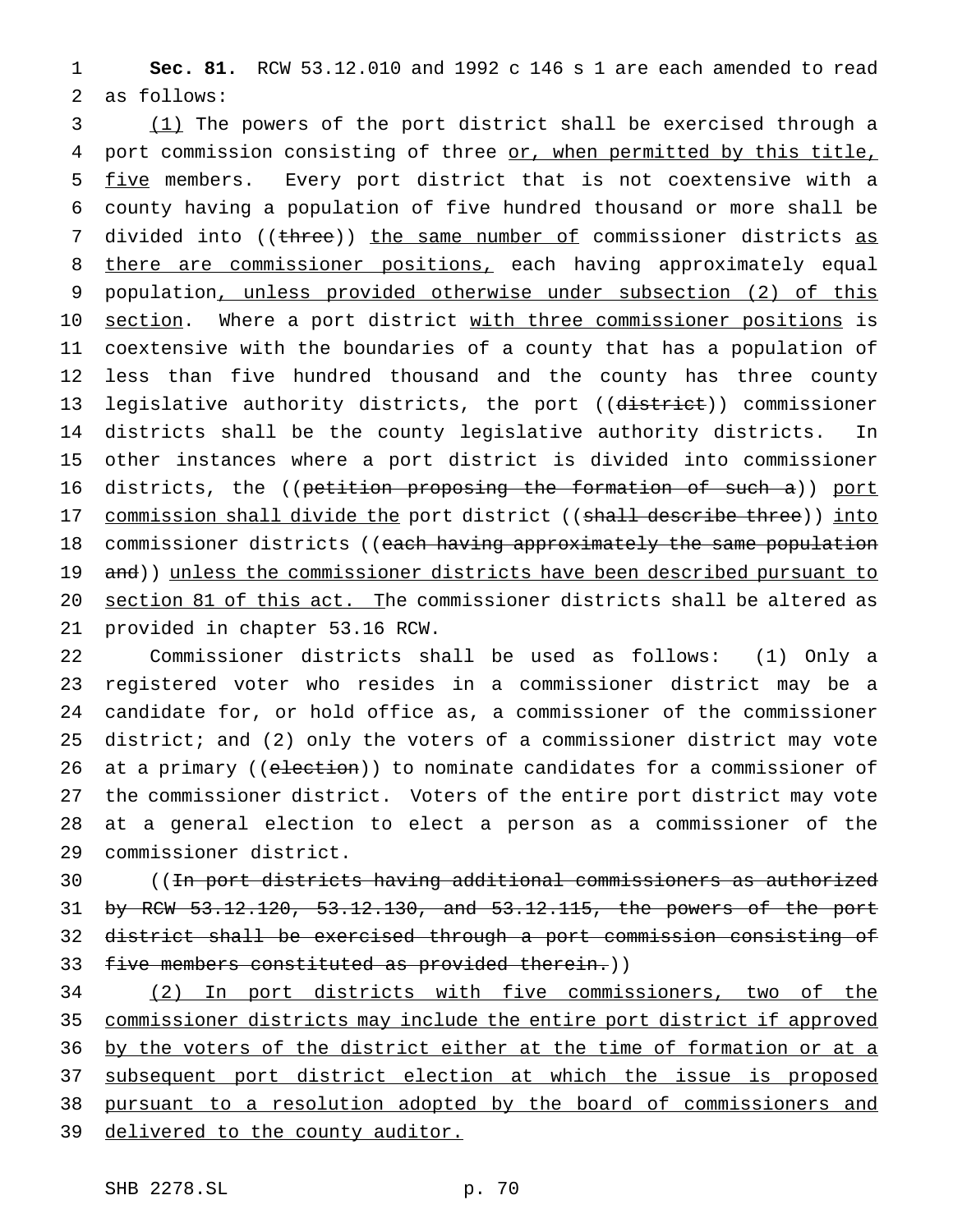**Sec. 81.** RCW 53.12.010 and 1992 c 146 s 1 are each amended to read as follows:

(1) The powers of the port district shall be exercised through a port commission consisting of three or, when permitted by this title, five members. Every port district that is not coextensive with a county having a population of five hundred thousand or more shall be divided into ((three)) the same number of commissioner districts as there are commissioner positions, each having approximately equal population, unless provided otherwise under subsection (2) of this section. Where a port district with three commissioner positions is coextensive with the boundaries of a county that has a population of less than five hundred thousand and the county has three county legislative authority districts, the port ((district)) commissioner districts shall be the county legislative authority districts. In other instances where a port district is divided into commissioner districts, the ((petition proposing the formation of such a)) port commission shall divide the port district ((shall describe three)) into commissioner districts ((each having approximately the same population and)) unless the commissioner districts have been described pursuant to section 81 of this act. The commissioner districts shall be altered as provided in chapter 53.16 RCW.

Commissioner districts shall be used as follows: (1) Only a registered voter who resides in a commissioner district may be a candidate for, or hold office as, a commissioner of the commissioner district; and (2) only the voters of a commissioner district may vote at a primary ((election)) to nominate candidates for a commissioner of the commissioner district. Voters of the entire port district may vote at a general election to elect a person as a commissioner of the commissioner district.

((In port districts having additional commissioners as authorized by RCW 53.12.120, 53.12.130, and 53.12.115, the powers of the port district shall be exercised through a port commission consisting of five members constituted as provided therein.))

(2) In port districts with five commissioners, two of the commissioner districts may include the entire port district if approved by the voters of the district either at the time of formation or at a subsequent port district election at which the issue is proposed pursuant to a resolution adopted by the board of commissioners and delivered to the county auditor.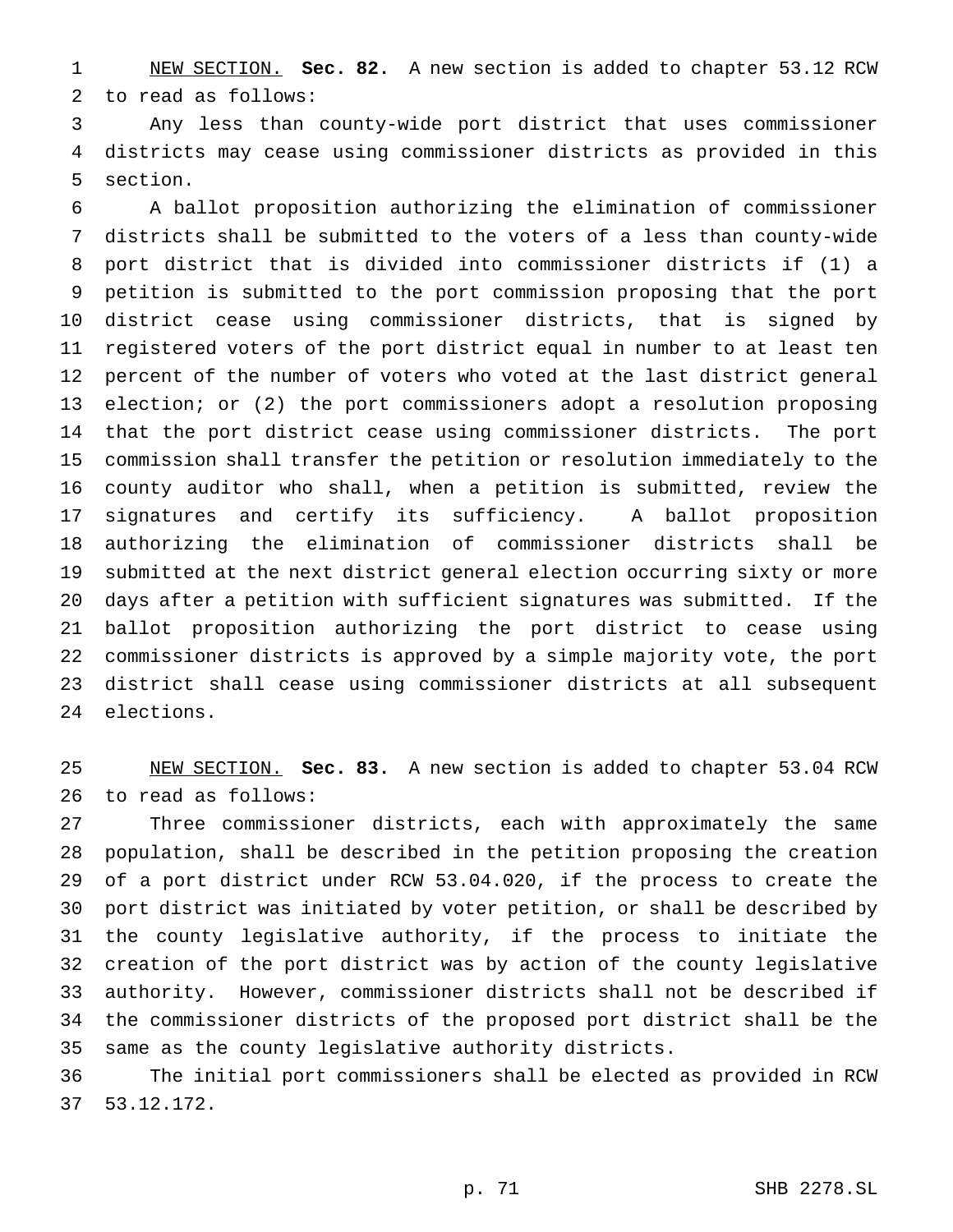NEW SECTION. **Sec. 82.** A new section is added to chapter 53.12 RCW to read as follows:

Any less than county-wide port district that uses commissioner districts may cease using commissioner districts as provided in this section.

A ballot proposition authorizing the elimination of commissioner districts shall be submitted to the voters of a less than county-wide port district that is divided into commissioner districts if (1) a petition is submitted to the port commission proposing that the port district cease using commissioner districts, that is signed by registered voters of the port district equal in number to at least ten percent of the number of voters who voted at the last district general election; or (2) the port commissioners adopt a resolution proposing that the port district cease using commissioner districts. The port commission shall transfer the petition or resolution immediately to the county auditor who shall, when a petition is submitted, review the signatures and certify its sufficiency. A ballot proposition authorizing the elimination of commissioner districts shall be submitted at the next district general election occurring sixty or more days after a petition with sufficient signatures was submitted. If the ballot proposition authorizing the port district to cease using commissioner districts is approved by a simple majority vote, the port district shall cease using commissioner districts at all subsequent elections.

NEW SECTION. **Sec. 83.** A new section is added to chapter 53.04 RCW to read as follows:

Three commissioner districts, each with approximately the same population, shall be described in the petition proposing the creation of a port district under RCW 53.04.020, if the process to create the port district was initiated by voter petition, or shall be described by the county legislative authority, if the process to initiate the creation of the port district was by action of the county legislative authority. However, commissioner districts shall not be described if the commissioner districts of the proposed port district shall be the same as the county legislative authority districts.

The initial port commissioners shall be elected as provided in RCW 53.12.172.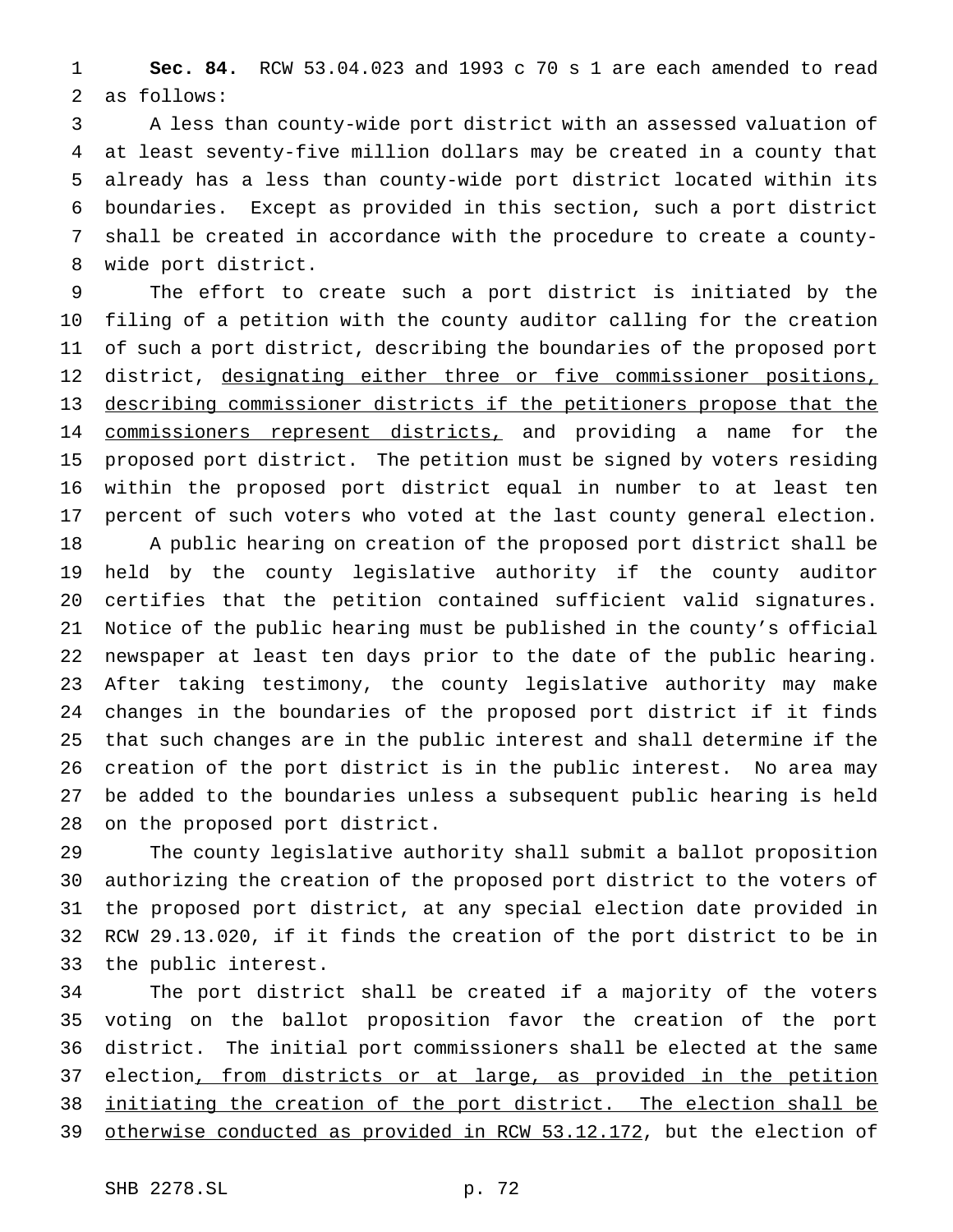**Sec. 84.** RCW 53.04.023 and 1993 c 70 s 1 are each amended to read as follows:

A less than county-wide port district with an assessed valuation of at least seventy-five million dollars may be created in a county that already has a less than county-wide port district located within its boundaries. Except as provided in this section, such a port district shall be created in accordance with the procedure to create a county-wide port district.

The effort to create such a port district is initiated by the filing of a petition with the county auditor calling for the creation of such a port district, describing the boundaries of the proposed port district, <u>designating either three or five commissioner positions, describing commissioner districts if the petitioners propose that the commissioners represent districts,</u> and providing a name for the proposed port district. The petition must be signed by voters residing within the proposed port district equal in number to at least ten percent of such voters who voted at the last county general election.

A public hearing on creation of the proposed port district shall be held by the county legislative authority if the county auditor certifies that the petition contained sufficient valid signatures. Notice of the public hearing must be published in the county's official newspaper at least ten days prior to the date of the public hearing. After taking testimony, the county legislative authority may make changes in the boundaries of the proposed port district if it finds that such changes are in the public interest and shall determine if the creation of the port district is in the public interest. No area may be added to the boundaries unless a subsequent public hearing is held on the proposed port district.

The county legislative authority shall submit a ballot proposition authorizing the creation of the proposed port district to the voters of the proposed port district, at any special election date provided in RCW 29.13.020, if it finds the creation of the port district to be in the public interest.

The port district shall be created if a majority of the voters voting on the ballot proposition favor the creation of the port district. The initial port commissioners shall be elected at the same election<u>, from districts or at large, as provided in the petition initiating the creation of the port district. The election shall be otherwise conducted as provided in RCW 53.12.172</u>, but the election of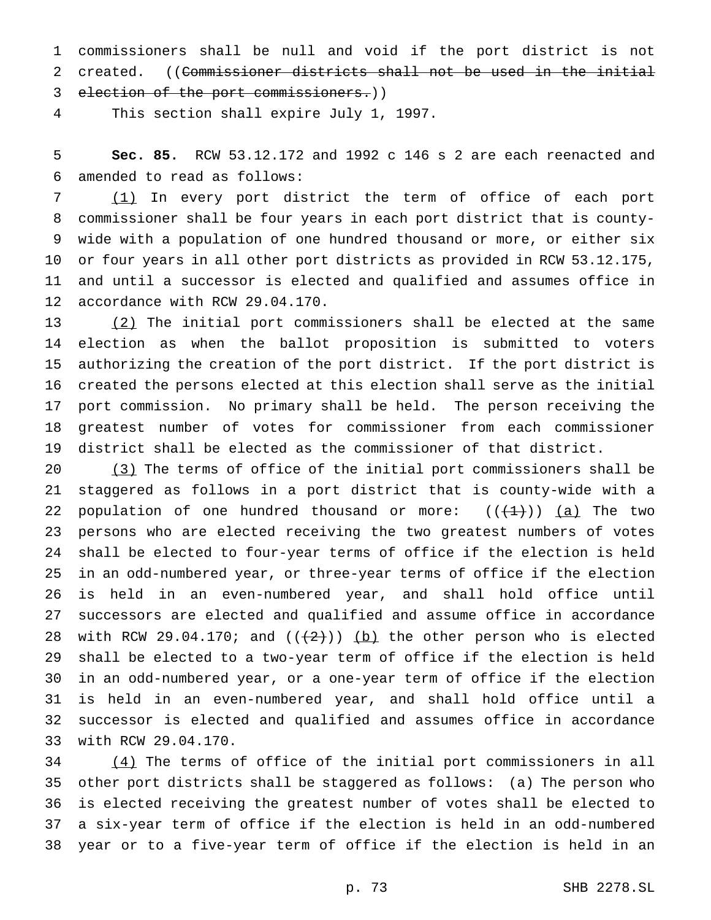commissioners shall be null and void if the port district is not created. ((~~Commissioner districts shall not be used in the initial election of the port commissioners.~~))

This section shall expire July 1, 1997.

**Sec. 85.** RCW 53.12.172 and 1992 c 146 s 2 are each reenacted and amended to read as follows:

<u>(1)</u> In every port district the term of office of each port commissioner shall be four years in each port district that is county-wide with a population of one hundred thousand or more, or either six or four years in all other port districts as provided in RCW 53.12.175, and until a successor is elected and qualified and assumes office in accordance with RCW 29.04.170.

<u>(2)</u> The initial port commissioners shall be elected at the same election as when the ballot proposition is submitted to voters authorizing the creation of the port district. If the port district is created the persons elected at this election shall serve as the initial port commission. No primary shall be held. The person receiving the greatest number of votes for commissioner from each commissioner district shall be elected as the commissioner of that district.

<u>(3)</u> The terms of office of the initial port commissioners shall be staggered as follows in a port district that is county-wide with a population of one hundred thousand or more: ((~~(1)~~)) <u>(a)</u> The two persons who are elected receiving the two greatest numbers of votes shall be elected to four-year terms of office if the election is held in an odd-numbered year, or three-year terms of office if the election is held in an even-numbered year, and shall hold office until successors are elected and qualified and assume office in accordance with RCW 29.04.170; and ((~~(2)~~)) <u>(b)</u> the other person who is elected shall be elected to a two-year term of office if the election is held in an odd-numbered year, or a one-year term of office if the election is held in an even-numbered year, and shall hold office until a successor is elected and qualified and assumes office in accordance with RCW 29.04.170.

<u>(4)</u> The terms of office of the initial port commissioners in all other port districts shall be staggered as follows: (a) The person who is elected receiving the greatest number of votes shall be elected to a six-year term of office if the election is held in an odd-numbered year or to a five-year term of office if the election is held in an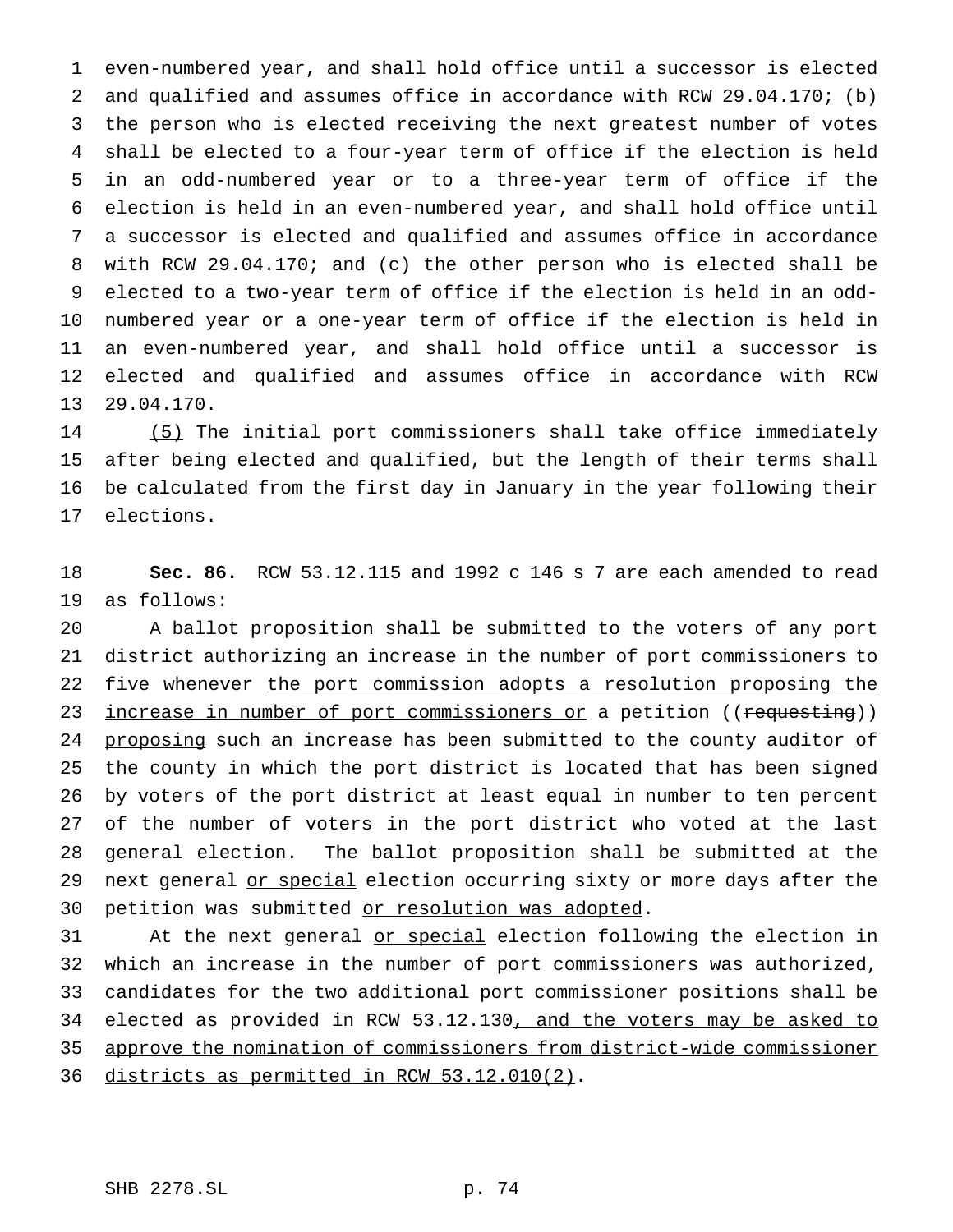even-numbered year, and shall hold office until a successor is elected and qualified and assumes office in accordance with RCW 29.04.170; (b) the person who is elected receiving the next greatest number of votes shall be elected to a four-year term of office if the election is held in an odd-numbered year or to a three-year term of office if the election is held in an even-numbered year, and shall hold office until a successor is elected and qualified and assumes office in accordance with RCW 29.04.170; and (c) the other person who is elected shall be elected to a two-year term of office if the election is held in an odd-numbered year or a one-year term of office if the election is held in an even-numbered year, and shall hold office until a successor is elected and qualified and assumes office in accordance with RCW 29.04.170.

<u>(5)</u> The initial port commissioners shall take office immediately after being elected and qualified, but the length of their terms shall be calculated from the first day in January in the year following their elections.

**Sec. 86.** RCW 53.12.115 and 1992 c 146 s 7 are each amended to read as follows:

A ballot proposition shall be submitted to the voters of any port district authorizing an increase in the number of port commissioners to five whenever <u>the port commission adopts a resolution proposing the increase in number of port commissioners or</u> a petition ((~~requesting~~)) <u>proposing</u> such an increase has been submitted to the county auditor of the county in which the port district is located that has been signed by voters of the port district at least equal in number to ten percent of the number of voters in the port district who voted at the last general election. The ballot proposition shall be submitted at the next general <u>or special</u> election occurring sixty or more days after the petition was submitted <u>or resolution was adopted</u>.

At the next general <u>or special</u> election following the election in which an increase in the number of port commissioners was authorized, candidates for the two additional port commissioner positions shall be elected as provided in RCW 53.12.130<u>, and the voters may be asked to approve the nomination of commissioners from district-wide commissioner districts as permitted in RCW 53.12.010(2)</u>.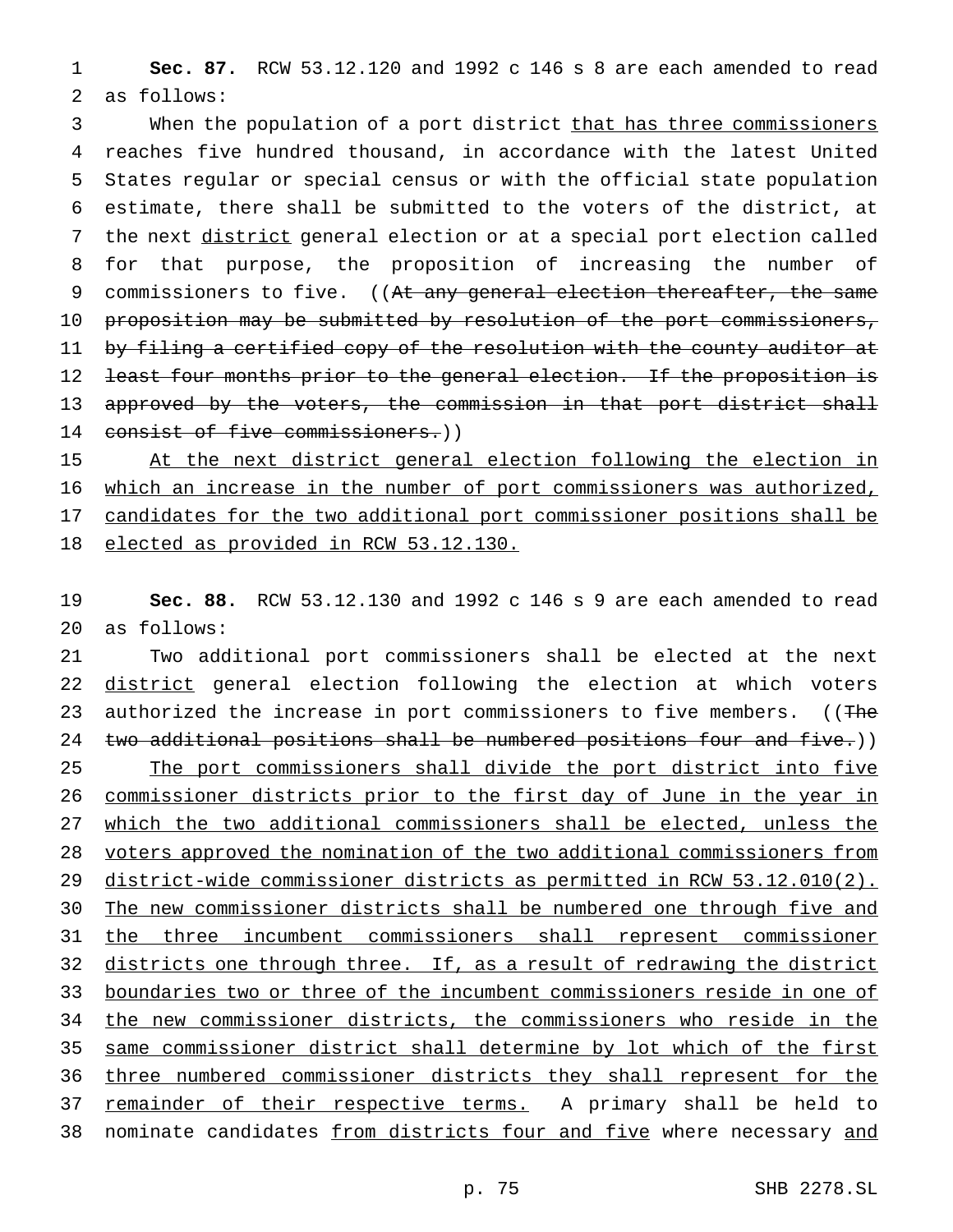**Sec. 87.** RCW 53.12.120 and 1992 c 146 s 8 are each amended to read as follows:

When the population of a port district that has three commissioners reaches five hundred thousand, in accordance with the latest United States regular or special census or with the official state population estimate, there shall be submitted to the voters of the district, at the next district general election or at a special port election called for that purpose, the proposition of increasing the number of commissioners to five. ((~~At any general election thereafter, the same proposition may be submitted by resolution of the port commissioners, by filing a certified copy of the resolution with the county auditor at least four months prior to the general election. If the proposition is approved by the voters, the commission in that port district shall consist of five commissioners.~~))

At the next district general election following the election in which an increase in the number of port commissioners was authorized, candidates for the two additional port commissioner positions shall be elected as provided in RCW 53.12.130.

**Sec. 88.** RCW 53.12.130 and 1992 c 146 s 9 are each amended to read as follows:

Two additional port commissioners shall be elected at the next district general election following the election at which voters authorized the increase in port commissioners to five members. ((~~The two additional positions shall be numbered positions four and five.~~))

The port commissioners shall divide the port district into five commissioner districts prior to the first day of June in the year in which the two additional commissioners shall be elected, unless the voters approved the nomination of the two additional commissioners from district-wide commissioner districts as permitted in RCW 53.12.010(2). The new commissioner districts shall be numbered one through five and the three incumbent commissioners shall represent commissioner districts one through three. If, as a result of redrawing the district boundaries two or three of the incumbent commissioners reside in one of the new commissioner districts, the commissioners who reside in the same commissioner district shall determine by lot which of the first three numbered commissioner districts they shall represent for the remainder of their respective terms. A primary shall be held to nominate candidates from districts four and five where necessary and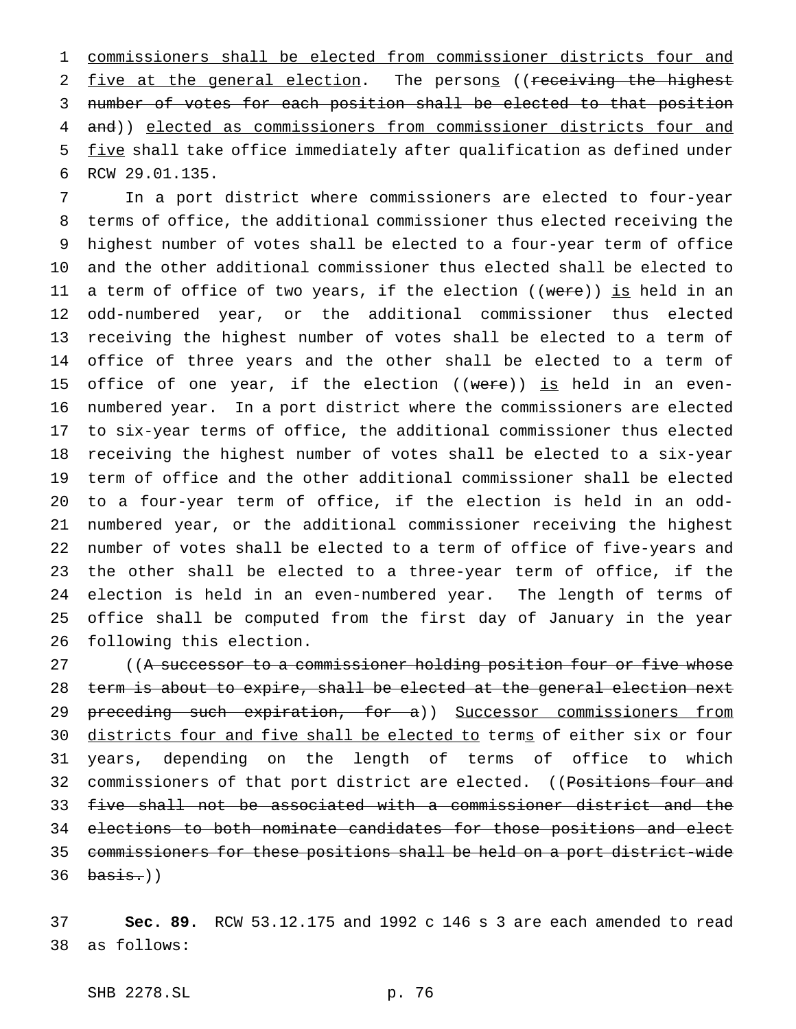commissioners shall be elected from commissioner districts four and five at the general election. The persons ((receiving the highest number of votes for each position shall be elected to that position and)) elected as commissioners from commissioner districts four and five shall take office immediately after qualification as defined under RCW 29.01.135.

In a port district where commissioners are elected to four-year terms of office, the additional commissioner thus elected receiving the highest number of votes shall be elected to a four-year term of office and the other additional commissioner thus elected shall be elected to a term of office of two years, if the election ((were)) is held in an odd-numbered year, or the additional commissioner thus elected receiving the highest number of votes shall be elected to a term of office of three years and the other shall be elected to a term of office of one year, if the election ((were)) is held in an even-numbered year. In a port district where the commissioners are elected to six-year terms of office, the additional commissioner thus elected receiving the highest number of votes shall be elected to a six-year term of office and the other additional commissioner shall be elected to a four-year term of office, if the election is held in an odd-numbered year, or the additional commissioner receiving the highest number of votes shall be elected to a term of office of five-years and the other shall be elected to a three-year term of office, if the election is held in an even-numbered year. The length of terms of office shall be computed from the first day of January in the year following this election.

((A successor to a commissioner holding position four or five whose term is about to expire, shall be elected at the general election next preceding such expiration, for a)) Successor commissioners from districts four and five shall be elected to terms of either six or four years, depending on the length of terms of office to which commissioners of that port district are elected. ((Positions four and five shall not be associated with a commissioner district and the elections to both nominate candidates for those positions and elect commissioners for these positions shall be held on a port district-wide basis.))

**Sec. 89.** RCW 53.12.175 and 1992 c 146 s 3 are each amended to read as follows: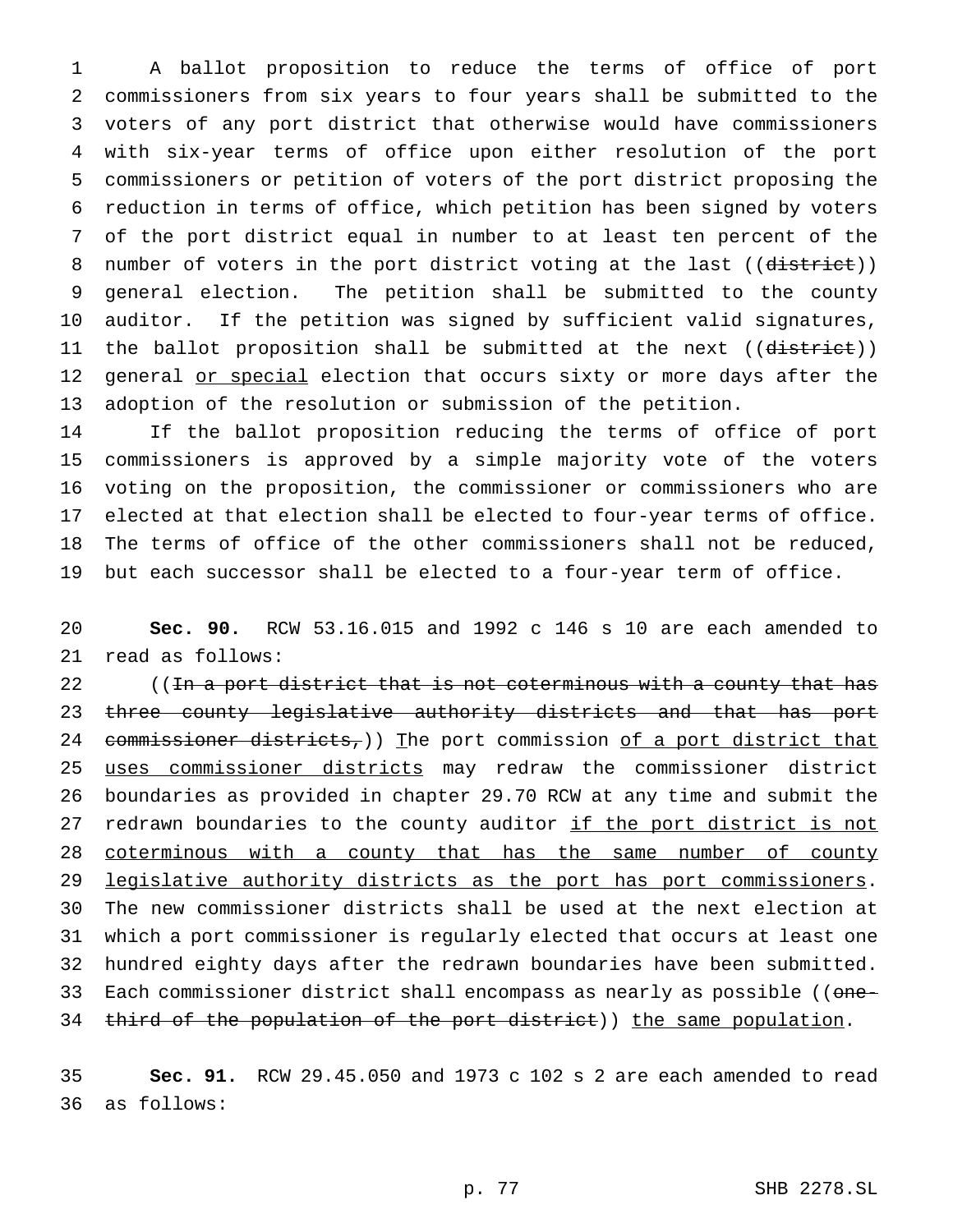A ballot proposition to reduce the terms of office of port commissioners from six years to four years shall be submitted to the voters of any port district that otherwise would have commissioners with six-year terms of office upon either resolution of the port commissioners or petition of voters of the port district proposing the reduction in terms of office, which petition has been signed by voters of the port district equal in number to at least ten percent of the number of voters in the port district voting at the last ((~~district~~)) general election. The petition shall be submitted to the county auditor. If the petition was signed by sufficient valid signatures, the ballot proposition shall be submitted at the next ((~~district~~)) general <u>or special</u> election that occurs sixty or more days after the adoption of the resolution or submission of the petition.

If the ballot proposition reducing the terms of office of port commissioners is approved by a simple majority vote of the voters voting on the proposition, the commissioner or commissioners who are elected at that election shall be elected to four-year terms of office. The terms of office of the other commissioners shall not be reduced, but each successor shall be elected to a four-year term of office.

**Sec. 90.** RCW 53.16.015 and 1992 c 146 s 10 are each amended to read as follows:

((~~In a port district that is not coterminous with a county that has three county legislative authority districts and that has port commissioner districts,~~)) <u>T</u>he port commission <u>of a port district that uses commissioner districts</u> may redraw the commissioner district boundaries as provided in chapter 29.70 RCW at any time and submit the redrawn boundaries to the county auditor <u>if the port district is not coterminous with a county that has the same number of county legislative authority districts as the port has port commissioners</u>. The new commissioner districts shall be used at the next election at which a port commissioner is regularly elected that occurs at least one hundred eighty days after the redrawn boundaries have been submitted. Each commissioner district shall encompass as nearly as possible ((~~one-third of the population of the port district~~)) <u>the same population</u>.

**Sec. 91.** RCW 29.45.050 and 1973 c 102 s 2 are each amended to read as follows: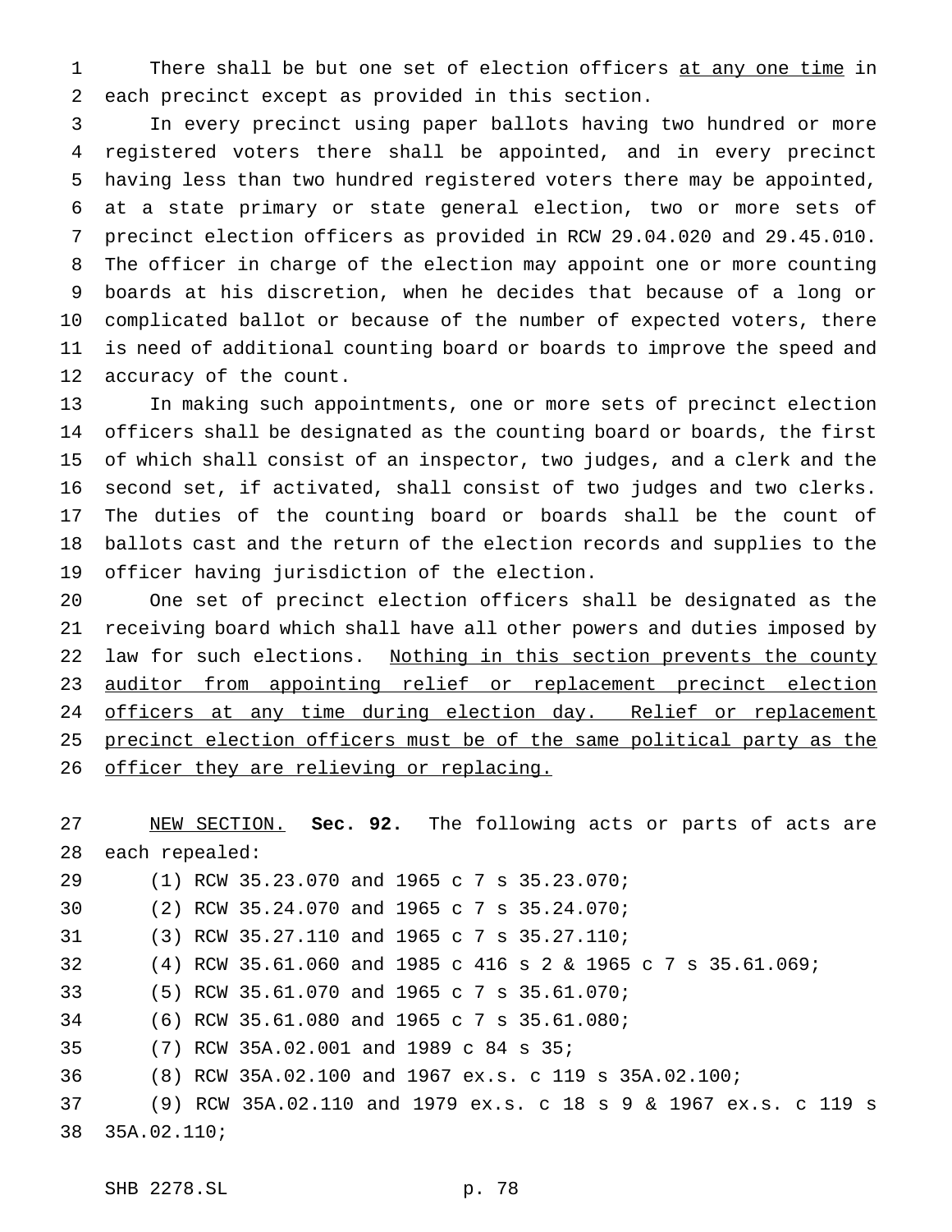There shall be but one set of election officers <u>at any one time</u> in each precinct except as provided in this section.

In every precinct using paper ballots having two hundred or more registered voters there shall be appointed, and in every precinct having less than two hundred registered voters there may be appointed, at a state primary or state general election, two or more sets of precinct election officers as provided in RCW 29.04.020 and 29.45.010. The officer in charge of the election may appoint one or more counting boards at his discretion, when he decides that because of a long or complicated ballot or because of the number of expected voters, there is need of additional counting board or boards to improve the speed and accuracy of the count.

In making such appointments, one or more sets of precinct election officers shall be designated as the counting board or boards, the first of which shall consist of an inspector, two judges, and a clerk and the second set, if activated, shall consist of two judges and two clerks. The duties of the counting board or boards shall be the count of ballots cast and the return of the election records and supplies to the officer having jurisdiction of the election.

One set of precinct election officers shall be designated as the receiving board which shall have all other powers and duties imposed by law for such elections. <u>Nothing in this section prevents the county auditor from appointing relief or replacement precinct election officers at any time during election day. Relief or replacement precinct election officers must be of the same political party as the officer they are relieving or replacing.</u>

<u>NEW SECTION.</u> **Sec. 92.** The following acts or parts of acts are each repealed:

(1) RCW 35.23.070 and 1965 c 7 s 35.23.070;

(2) RCW 35.24.070 and 1965 c 7 s 35.24.070;

(3) RCW 35.27.110 and 1965 c 7 s 35.27.110;

(4) RCW 35.61.060 and 1985 c 416 s 2 & 1965 c 7 s 35.61.069;

(5) RCW 35.61.070 and 1965 c 7 s 35.61.070;

(6) RCW 35.61.080 and 1965 c 7 s 35.61.080;

(7) RCW 35A.02.001 and 1989 c 84 s 35;

(8) RCW 35A.02.100 and 1967 ex.s. c 119 s 35A.02.100;

(9) RCW 35A.02.110 and 1979 ex.s. c 18 s 9 & 1967 ex.s. c 119 s 35A.02.110;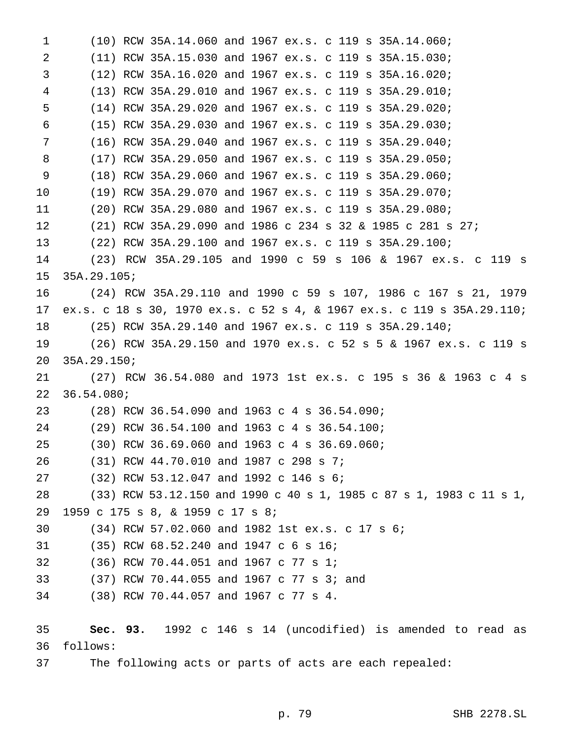(10) RCW 35A.14.060 and 1967 ex.s. c 119 s 35A.14.060;

(11) RCW 35A.15.030 and 1967 ex.s. c 119 s 35A.15.030;

(12) RCW 35A.16.020 and 1967 ex.s. c 119 s 35A.16.020;

(13) RCW 35A.29.010 and 1967 ex.s. c 119 s 35A.29.010;

(14) RCW 35A.29.020 and 1967 ex.s. c 119 s 35A.29.020;

(15) RCW 35A.29.030 and 1967 ex.s. c 119 s 35A.29.030;

(16) RCW 35A.29.040 and 1967 ex.s. c 119 s 35A.29.040;

(17) RCW 35A.29.050 and 1967 ex.s. c 119 s 35A.29.050;

(18) RCW 35A.29.060 and 1967 ex.s. c 119 s 35A.29.060;

(19) RCW 35A.29.070 and 1967 ex.s. c 119 s 35A.29.070;

(20) RCW 35A.29.080 and 1967 ex.s. c 119 s 35A.29.080;

(21) RCW 35A.29.090 and 1986 c 234 s 32 & 1985 c 281 s 27;

(22) RCW 35A.29.100 and 1967 ex.s. c 119 s 35A.29.100;

(23) RCW 35A.29.105 and 1990 c 59 s 106 & 1967 ex.s. c 119 s 35A.29.105;

(24) RCW 35A.29.110 and 1990 c 59 s 107, 1986 c 167 s 21, 1979 ex.s. c 18 s 30, 1970 ex.s. c 52 s 4, & 1967 ex.s. c 119 s 35A.29.110;

(25) RCW 35A.29.140 and 1967 ex.s. c 119 s 35A.29.140;

(26) RCW 35A.29.150 and 1970 ex.s. c 52 s 5 & 1967 ex.s. c 119 s 35A.29.150;

(27) RCW 36.54.080 and 1973 1st ex.s. c 195 s 36 & 1963 c 4 s 36.54.080;

(28) RCW 36.54.090 and 1963 c 4 s 36.54.090;

(29) RCW 36.54.100 and 1963 c 4 s 36.54.100;

(30) RCW 36.69.060 and 1963 c 4 s 36.69.060;

(31) RCW 44.70.010 and 1987 c 298 s 7;

(32) RCW 53.12.047 and 1992 c 146 s 6;

(33) RCW 53.12.150 and 1990 c 40 s 1, 1985 c 87 s 1, 1983 c 11 s 1, 1959 c 175 s 8, & 1959 c 17 s 8;

(34) RCW 57.02.060 and 1982 1st ex.s. c 17 s 6;

(35) RCW 68.52.240 and 1947 c 6 s 16;

(36) RCW 70.44.051 and 1967 c 77 s 1;

(37) RCW 70.44.055 and 1967 c 77 s 3; and

(38) RCW 70.44.057 and 1967 c 77 s 4.

**Sec. 93.** 1992 c 146 s 14 (uncodified) is amended to read as follows:

The following acts or parts of acts are each repealed: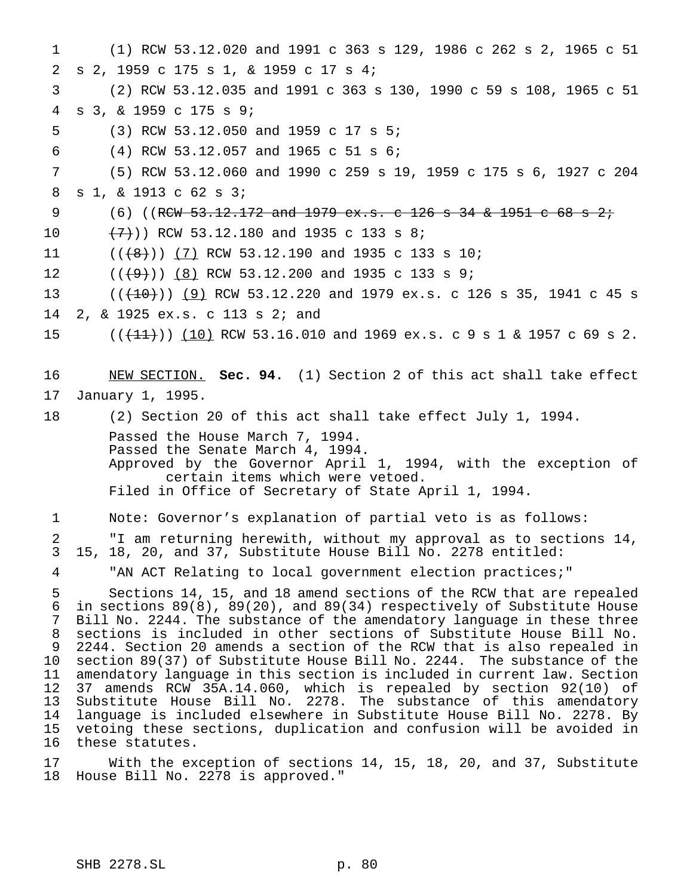(1) RCW 53.12.020 and 1991 c 363 s 129, 1986 c 262 s 2, 1965 c 51 s 2, 1959 c 175 s 1, & 1959 c 17 s 4;

(2) RCW 53.12.035 and 1991 c 363 s 130, 1990 c 59 s 108, 1965 c 51 s 3, & 1959 c 175 s 9;

(3) RCW 53.12.050 and 1959 c 17 s 5;

(4) RCW 53.12.057 and 1965 c 51 s 6;

(5) RCW 53.12.060 and 1990 c 259 s 19, 1959 c 175 s 6, 1927 c 204 s 1, & 1913 c 62 s 3;

(6) ((~~RCW 53.12.172 and 1979 ex.s. c 126 s 34 & 1951 c 68 s 2;~~

~~(7)~~)) RCW 53.12.180 and 1935 c 133 s 8;

((~~(8)~~)) (7) RCW 53.12.190 and 1935 c 133 s 10;

((~~(9)~~)) (8) RCW 53.12.200 and 1935 c 133 s 9;

((~~(10)~~)) (9) RCW 53.12.220 and 1979 ex.s. c 126 s 35, 1941 c 45 s 2, & 1925 ex.s. c 113 s 2; and

((~~(11)~~)) (10) RCW 53.16.010 and 1969 ex.s. c 9 s 1 & 1957 c 69 s 2.

NEW SECTION. **Sec. 94.** (1) Section 2 of this act shall take effect January 1, 1995.

(2) Section 20 of this act shall take effect July 1, 1994.

Passed the House March 7, 1994.
Passed the Senate March 4, 1994.
Approved by the Governor April 1, 1994, with the exception of certain items which were vetoed.
Filed in Office of Secretary of State April 1, 1994.

Note: Governor's explanation of partial veto is as follows:

"I am returning herewith, without my approval as to sections 14, 15, 18, 20, and 37, Substitute House Bill No. 2278 entitled:

"AN ACT Relating to local government election practices;"

Sections 14, 15, and 18 amend sections of the RCW that are repealed in sections 89(8), 89(20), and 89(34) respectively of Substitute House Bill No. 2244. The substance of the amendatory language in these three sections is included in other sections of Substitute House Bill No. 2244. Section 20 amends a section of the RCW that is also repealed in section 89(37) of Substitute House Bill No. 2244. The substance of the amendatory language in this section is included in current law. Section 37 amends RCW 35A.14.060, which is repealed by section 92(10) of Substitute House Bill No. 2278. The substance of this amendatory language is included elsewhere in Substitute House Bill No. 2278. By vetoing these sections, duplication and confusion will be avoided in these statutes.

With the exception of sections 14, 15, 18, 20, and 37, Substitute House Bill No. 2278 is approved."